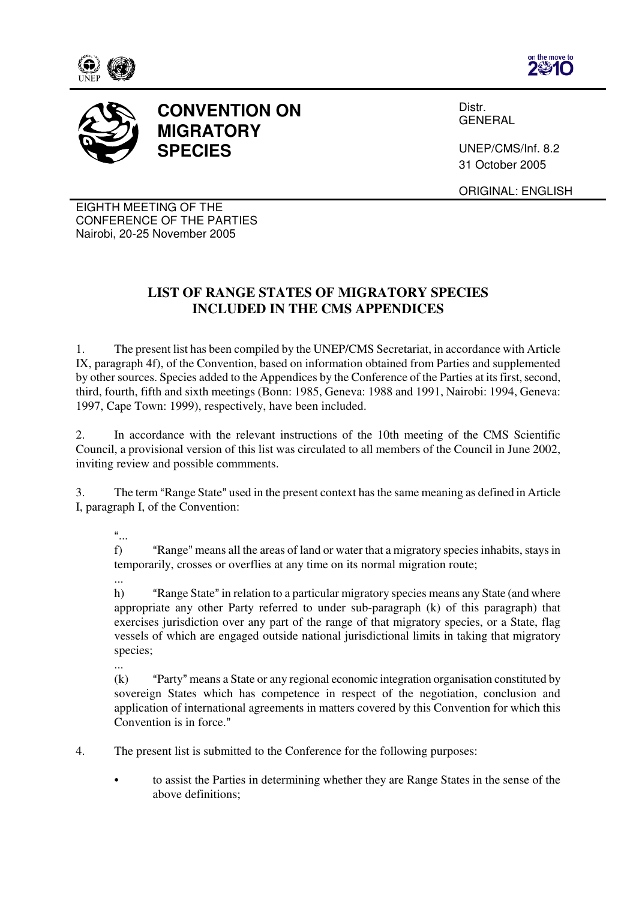# CONVENTION ON MIGRATORY SPECIES

Distr.
GENERAL

UNEP/CMS/Inf. 8.2
31 October 2005

ORIGINAL: ENGLISH

EIGHTH MEETING OF THE
CONFERENCE OF THE PARTIES
Nairobi, 20-25 November 2005

## LIST OF RANGE STATES OF MIGRATORY SPECIES INCLUDED IN THE CMS APPENDICES

1. The present list has been compiled by the UNEP/CMS Secretariat, in accordance with Article IX, paragraph 4f), of the Convention, based on information obtained from Parties and supplemented by other sources. Species added to the Appendices by the Conference of the Parties at its first, second, third, fourth, fifth and sixth meetings (Bonn: 1985, Geneva: 1988 and 1991, Nairobi: 1994, Geneva: 1997, Cape Town: 1999), respectively, have been included.

2. In accordance with the relevant instructions of the 10th meeting of the CMS Scientific Council, a provisional version of this list was circulated to all members of the Council in June 2002, inviting review and possible comments.

3. The term "Range State" used in the present context has the same meaning as defined in Article I, paragraph I, of the Convention:

> "...
>
> f) "Range" means all the areas of land or water that a migratory species inhabits, stays in temporarily, crosses or overflies at any time on its normal migration route;
>
> ...
>
> h) "Range State" in relation to a particular migratory species means any State (and where appropriate any other Party referred to under sub-paragraph (k) of this paragraph) that exercises jurisdiction over any part of the range of that migratory species, or a State, flag vessels of which are engaged outside national jurisdictional limits in taking that migratory species;
>
> ...
>
> (k) "Party" means a State or any regional economic integration organisation constituted by sovereign States which has competence in respect of the negotiation, conclusion and application of international agreements in matters covered by this Convention for which this Convention is in force."

4. The present list is submitted to the Conference for the following purposes:

- to assist the Parties in determining whether they are Range States in the sense of the above definitions;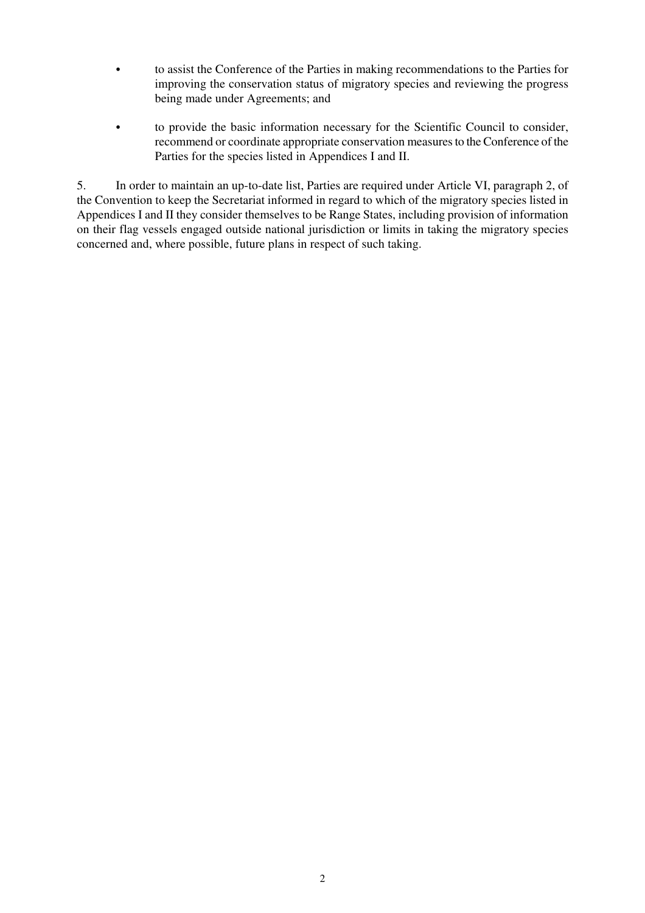- to assist the Conference of the Parties in making recommendations to the Parties for improving the conservation status of migratory species and reviewing the progress being made under Agreements; and

- to provide the basic information necessary for the Scientific Council to consider, recommend or coordinate appropriate conservation measures to the Conference of the Parties for the species listed in Appendices I and II.

5. In order to maintain an up-to-date list, Parties are required under Article VI, paragraph 2, of the Convention to keep the Secretariat informed in regard to which of the migratory species listed in Appendices I and II they consider themselves to be Range States, including provision of information on their flag vessels engaged outside national jurisdiction or limits in taking the migratory species concerned and, where possible, future plans in respect of such taking.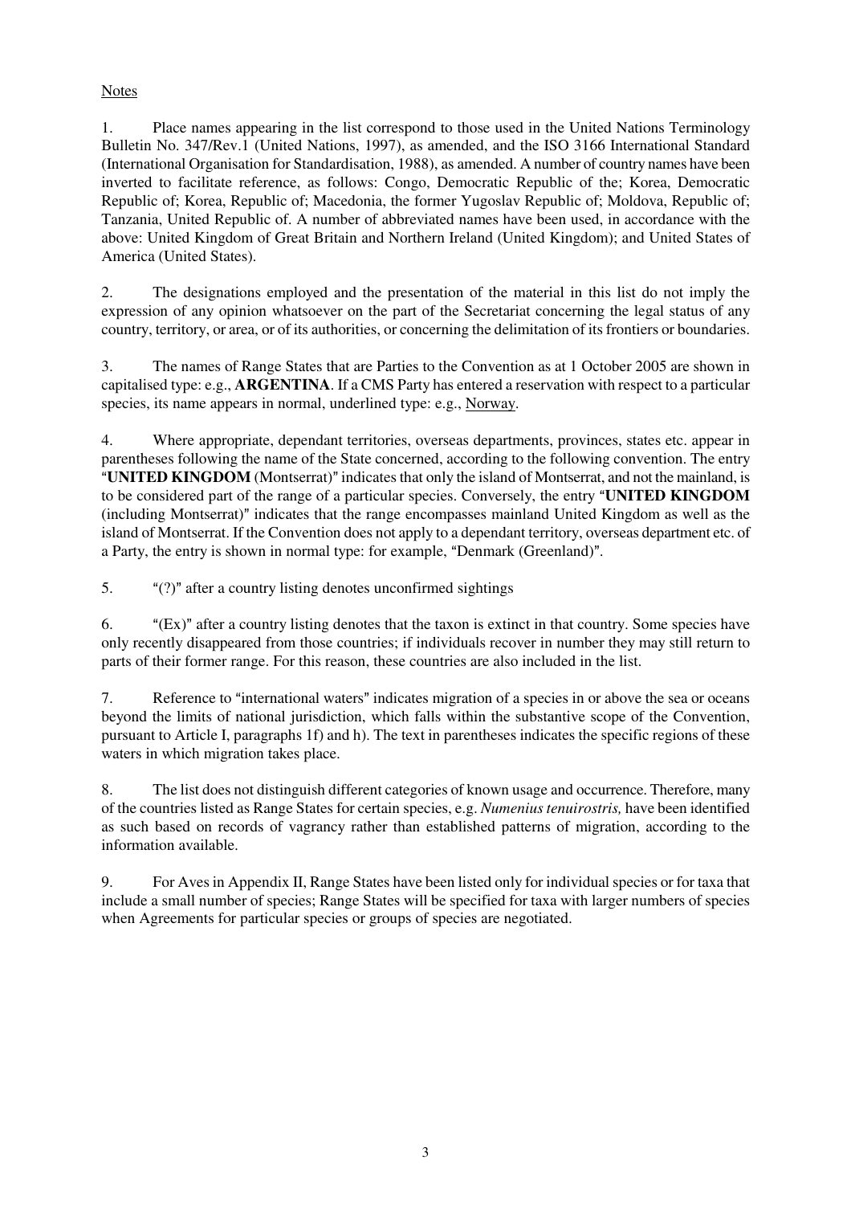Notes

1. Place names appearing in the list correspond to those used in the United Nations Terminology Bulletin No. 347/Rev.1 (United Nations, 1997), as amended, and the ISO 3166 International Standard (International Organisation for Standardisation, 1988), as amended. A number of country names have been inverted to facilitate reference, as follows: Congo, Democratic Republic of the; Korea, Democratic Republic of; Korea, Republic of; Macedonia, the former Yugoslav Republic of; Moldova, Republic of; Tanzania, United Republic of. A number of abbreviated names have been used, in accordance with the above: United Kingdom of Great Britain and Northern Ireland (United Kingdom); and United States of America (United States).

2. The designations employed and the presentation of the material in this list do not imply the expression of any opinion whatsoever on the part of the Secretariat concerning the legal status of any country, territory, or area, or of its authorities, or concerning the delimitation of its frontiers or boundaries.

3. The names of Range States that are Parties to the Convention as at 1 October 2005 are shown in capitalised type: e.g., **ARGENTINA**. If a CMS Party has entered a reservation with respect to a particular species, its name appears in normal, underlined type: e.g., <u>Norway</u>.

4. Where appropriate, dependant territories, overseas departments, provinces, states etc. appear in parentheses following the name of the State concerned, according to the following convention. The entry "**UNITED KINGDOM** (Montserrat)" indicates that only the island of Montserrat, and not the mainland, is to be considered part of the range of a particular species. Conversely, the entry "**UNITED KINGDOM** (including Montserrat)" indicates that the range encompasses mainland United Kingdom as well as the island of Montserrat. If the Convention does not apply to a dependant territory, overseas department etc. of a Party, the entry is shown in normal type: for example, "Denmark (Greenland)".

5. "(?)" after a country listing denotes unconfirmed sightings

6. "(Ex)" after a country listing denotes that the taxon is extinct in that country. Some species have only recently disappeared from those countries; if individuals recover in number they may still return to parts of their former range. For this reason, these countries are also included in the list.

7. Reference to "international waters" indicates migration of a species in or above the sea or oceans beyond the limits of national jurisdiction, which falls within the substantive scope of the Convention, pursuant to Article I, paragraphs 1f) and h). The text in parentheses indicates the specific regions of these waters in which migration takes place.

8. The list does not distinguish different categories of known usage and occurrence. Therefore, many of the countries listed as Range States for certain species, e.g. *Numenius tenuirostris,* have been identified as such based on records of vagrancy rather than established patterns of migration, according to the information available.

9. For Aves in Appendix II, Range States have been listed only for individual species or for taxa that include a small number of species; Range States will be specified for taxa with larger numbers of species when Agreements for particular species or groups of species are negotiated.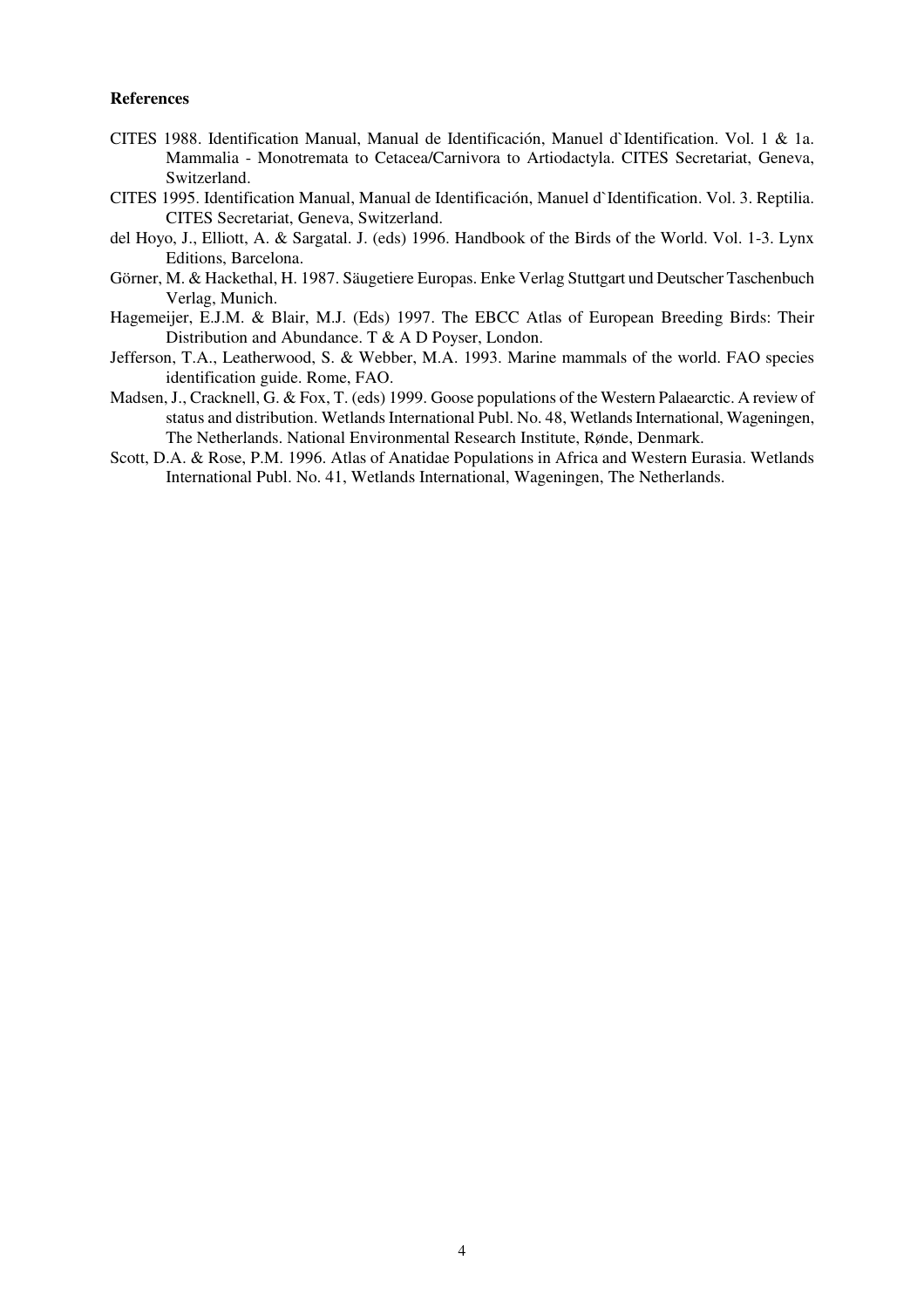**References**

CITES 1988. Identification Manual, Manual de Identificación, Manuel d`Identification. Vol. 1 & 1a. Mammalia - Monotremata to Cetacea/Carnivora to Artiodactyla. CITES Secretariat, Geneva, Switzerland.

CITES 1995. Identification Manual, Manual de Identificación, Manuel d`Identification. Vol. 3. Reptilia. CITES Secretariat, Geneva, Switzerland.

del Hoyo, J., Elliott, A. & Sargatal. J. (eds) 1996. Handbook of the Birds of the World. Vol. 1-3. Lynx Editions, Barcelona.

Görner, M. & Hackethal, H. 1987. Säugetiere Europas. Enke Verlag Stuttgart und Deutscher Taschenbuch Verlag, Munich.

Hagemeijer, E.J.M. & Blair, M.J. (Eds) 1997. The EBCC Atlas of European Breeding Birds: Their Distribution and Abundance. T & A D Poyser, London.

Jefferson, T.A., Leatherwood, S. & Webber, M.A. 1993. Marine mammals of the world. FAO species identification guide. Rome, FAO.

Madsen, J., Cracknell, G. & Fox, T. (eds) 1999. Goose populations of the Western Palaearctic. A review of status and distribution. Wetlands International Publ. No. 48, Wetlands International, Wageningen, The Netherlands. National Environmental Research Institute, Rønde, Denmark.

Scott, D.A. & Rose, P.M. 1996. Atlas of Anatidae Populations in Africa and Western Eurasia. Wetlands International Publ. No. 41, Wetlands International, Wageningen, The Netherlands.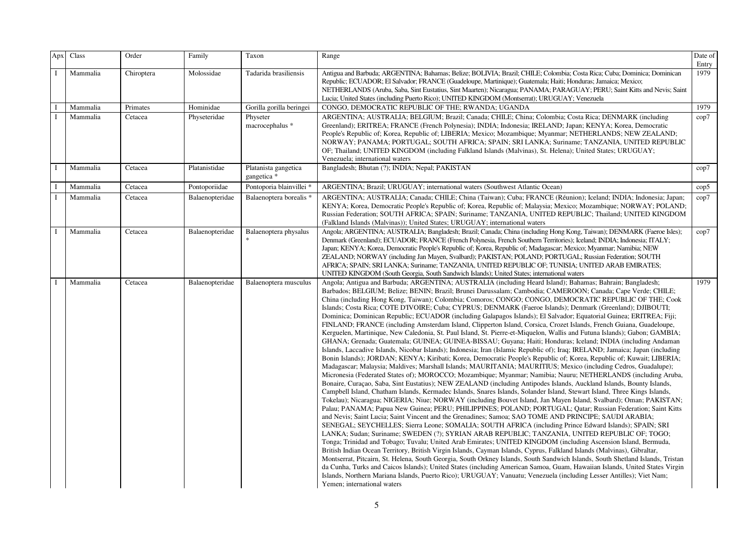| Apx | Class | Order | Family | Taxon | Range | Date of Entry |
|---|---|---|---|---|---|---|
| I | Mammalia | Chiroptera | Molossidae | Tadarida brasiliensis | Antigua and Barbuda; ARGENTINA; Bahamas; Belize; BOLIVIA; Brazil; CHILE; Colombia; Costa Rica; Cuba; Dominica; Dominican Republic; ECUADOR; El Salvador; FRANCE (Guadeloupe, Martinique); Guatemala; Haiti; Honduras; Jamaica; Mexico; NETHERLANDS (Aruba, Saba, Sint Eustatius, Sint Maarten); Nicaragua; PANAMA; PARAGUAY; PERU; Saint Kitts and Nevis; Saint Lucia; United States (including Puerto Rico); UNITED KINGDOM (Montserrat); URUGUAY; Venezuela | 1979 |
| I | Mammalia | Primates | Hominidae | Gorilla gorilla beringei | CONGO, DEMOCRATIC REPUBLIC OF THE; RWANDA; UGANDA | 1979 |
| I | Mammalia | Cetacea | Physeteridae | Physeter macrocephalus * | ARGENTINA; AUSTRALIA; BELGIUM; Brazil; Canada; CHILE; China; Colombia; Costa Rica; DENMARK (including Greenland); ERITREA; FRANCE (French Polynesia); INDIA; Indonesia; IRELAND; Japan; KENYA; Korea, Democratic People's Republic of; Korea, Republic of; LIBERIA; Mexico; Mozambique; Myanmar; NETHERLANDS; NEW ZEALAND; NORWAY; PANAMA; PORTUGAL; SOUTH AFRICA; SPAIN; SRI LANKA; Suriname; TANZANIA, UNITED REPUBLIC OF; Thailand; UNITED KINGDOM (including Falkland Islands (Malvinas), St. Helena); United States; URUGUAY; Venezuela; international waters | cop7 |
| I | Mammalia | Cetacea | Platanistidae | Platanista gangetica gangetica * | Bangladesh; Bhutan (?); INDIA; Nepal; PAKISTAN | cop7 |
| I | Mammalia | Cetacea | Pontoporiidae | Pontoporia blainvillei * | ARGENTINA; Brazil; URUGUAY; international waters (Southwest Atlantic Ocean) | cop5 |
| I | Mammalia | Cetacea | Balaenopteridae | Balaenoptera borealis * | ARGENTINA; AUSTRALIA; Canada; CHILE; China (Taiwan); Cuba; FRANCE (Réunion); Iceland; INDIA; Indonesia; Japan; KENYA; Korea, Democratic People's Republic of; Korea, Republic of; Malaysia; Mexico; Mozambique; NORWAY; POLAND; Russian Federation; SOUTH AFRICA; SPAIN; Suriname; TANZANIA, UNITED REPUBLIC; Thailand; UNITED KINGDOM (Falkland Islands (Malvinas)); United States; URUGUAY; international waters | cop7 |
| I | Mammalia | Cetacea | Balaenopteridae | Balaenoptera physalus * | Angola; ARGENTINA; AUSTRALIA; Bangladesh; Brazil; Canada; China (including Hong Kong, Taiwan); DENMARK (Faeroe Isles); Denmark (Greenland); ECUADOR; FRANCE (French Polynesia, French Southern Territories); Iceland; INDIA; Indonesia; ITALY; Japan; KENYA; Korea, Democratic People's Republic of; Korea, Republic of; Madagascar; Mexico; Myanmar; Namibia; NEW ZEALAND; NORWAY (including Jan Mayen, Svalbard); PAKISTAN; POLAND; PORTUGAL; Russian Federation; SOUTH AFRICA; SPAIN; SRI LANKA; Suriname; TANZANIA, UNITED REPUBLIC OF; TUNISIA; UNITED ARAB EMIRATES; UNITED KINGDOM (South Georgia, South Sandwich Islands); United States; international waters | cop7 |
| I | Mammalia | Cetacea | Balaenopteridae | Balaenoptera musculus | Angola; Antigua and Barbuda; ARGENTINA; AUSTRALIA (including Heard Island); Bahamas; Bahrain; Bangladesh; Barbados; BELGIUM; Belize; BENIN; Brazil; Brunei Darussalam; Cambodia; CAMEROON; Canada; Cape Verde; CHILE; China (including Hong Kong, Taiwan); Colombia; Comoros; CONGO; CONGO, DEMOCRATIC REPUBLIC OF THE; Cook Islands; Costa Rica; COTE D'IVOIRE; Cuba; CYPRUS; DENMARK (Faeroe Islands); Denmark (Greenland); DJIBOUTI; Dominica; Dominican Republic; ECUADOR (including Galapagos Islands); El Salvador; Equatorial Guinea; ERITREA; Fiji; FINLAND; FRANCE (including Amsterdam Island, Clipperton Island, Corsica, Crozet Islands, French Guiana, Guadeloupe, Kerguelen, Martinique, New Caledonia, St. Paul Island, St. Pierre-et-Miquelon, Wallis and Futuna Islands); Gabon; GAMBIA; GHANA; Grenada; Guatemala; GUINEA; GUINEA-BISSAU; Guyana; Haiti; Honduras; Iceland; INDIA (including Andaman Islands, Laccadive Islands, Nicobar Islands); Indonesia; Iran (Islamic Republic of); Iraq; IRELAND; Jamaica; Japan (including Bonin Islands); JORDAN; KENYA; Kiribati; Korea, Democratic People's Republic of; Korea, Republic of; Kuwait; LIBERIA; Madagascar; Malaysia; Maldives; Marshall Islands; MAURITANIA; MAURITIUS; Mexico (including Cedros, Guadalupe); Micronesia (Federated States of); MOROCCO; Mozambique; Myanmar; Namibia; Nauru; NETHERLANDS (including Aruba, Bonaire, Curaçao, Saba, Sint Eustatius); NEW ZEALAND (including Antipodes Islands, Auckland Islands, Bounty Islands, Campbell Island, Chatham Islands, Kermadec Islands, Snares Islands, Solander Island, Stewart Island, Three Kings Islands, Tokelau); Nicaragua; NIGERIA; Niue; NORWAY (including Bouvet Island, Jan Mayen Island, Svalbard); Oman; PAKISTAN; Palau; PANAMA; Papua New Guinea; PERU; PHILIPPINES; POLAND; PORTUGAL; Qatar; Russian Federation; Saint Kitts and Nevis; Saint Lucia; Saint Vincent and the Grenadines; Samoa; SAO TOME AND PRINCIPE; SAUDI ARABIA; SENEGAL; SEYCHELLES; Sierra Leone; SOMALIA; SOUTH AFRICA (including Prince Edward Islands); SPAIN; SRI LANKA; Sudan; Suriname; SWEDEN (?); SYRIAN ARAB REPUBLIC; TANZANIA, UNITED REPUBLIC OF; TOGO; Tonga; Trinidad and Tobago; Tuvalu; United Arab Emirates; UNITED KINGDOM (including Ascension Island, Bermuda, British Indian Ocean Territory, British Virgin Islands, Cayman Islands, Cyprus, Falkland Islands (Malvinas), Gibraltar, Montserrat, Pitcairn, St. Helena, South Georgia, South Orkney Islands, South Sandwich Islands, South Shetland Islands, Tristan da Cunha, Turks and Caicos Islands); United States (including American Samoa, Guam, Hawaiian Islands, United States Virgin Islands, Northern Mariana Islands, Puerto Rico); URUGUAY; Vanuatu; Venezuela (including Lesser Antilles); Viet Nam; Yemen; international waters | 1979 |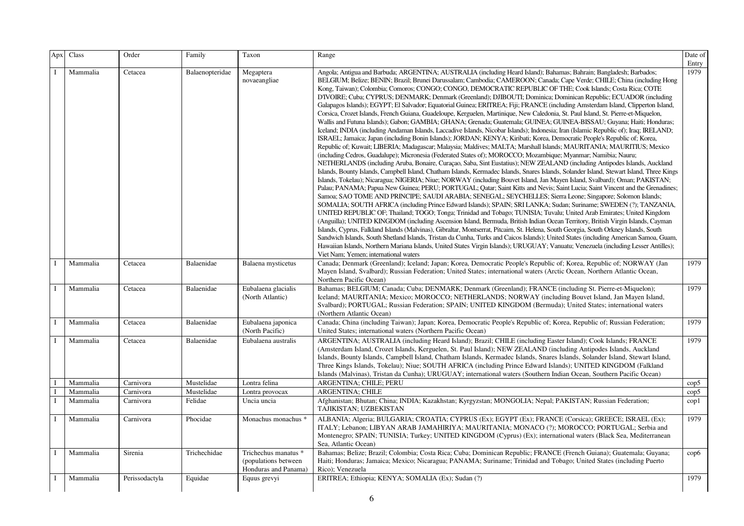| Apx | Class | Order | Family | Taxon | Range | Date of Entry |
|---|---|---|---|---|---|---|
| I | Mammalia | Cetacea | Balaenopteridae | Megaptera novaeangliae | Angola; Antigua and Barbuda; ARGENTINA; AUSTRALIA (including Heard Island); Bahamas; Bahrain; Bangladesh; Barbados; BELGIUM; Belize; BENIN; Brazil; Brunei Darussalam; Cambodia; CAMEROON; Canada; Cape Verde; CHILE; China (including Hong Kong, Taiwan); Colombia; Comoros; CONGO; CONGO, DEMOCRATIC REPUBLIC OF THE; Cook Islands; Costa Rica; COTE D'IVOIRE; Cuba; CYPRUS; DENMARK; Denmark (Greenland); DJIBOUTI; Dominica; Dominican Republic; ECUADOR (including Galapagos Islands); EGYPT; El Salvador; Equatorial Guinea; ERITREA; Fiji; FRANCE (including Amsterdam Island, Clipperton Island, Corsica, Crozet Islands, French Guiana, Guadeloupe, Kerguelen, Martinique, New Caledonia, St. Paul Island, St. Pierre-et-Miquelon, Wallis and Futuna Islands); Gabon; GAMBIA; GHANA; Grenada; Guatemala; GUINEA; GUINEA-BISSAU; Guyana; Haiti; Honduras; Iceland; INDIA (including Andaman Islands, Laccadive Islands, Nicobar Islands); Indonesia; Iran (Islamic Republic of); Iraq; IRELAND; ISRAEL; Jamaica; Japan (including Bonin Islands); JORDAN; KENYA; Kiribati; Korea, Democratic People's Republic of; Korea, Republic of; Kuwait; LIBERIA; Madagascar; Malaysia; Maldives; MALTA; Marshall Islands; MAURITANIA; MAURITIUS; Mexico (including Cedros, Guadalupe); Micronesia (Federated States of); MOROCCO; Mozambique; Myanmar; Namibia; Nauru; NETHERLANDS (including Aruba, Bonaire, Curaçao, Saba, Sint Eustatius); NEW ZEALAND (including Antipodes Islands, Auckland Islands, Bounty Islands, Campbell Island, Chatham Islands, Kermadec Islands, Snares Islands, Solander Island, Stewart Island, Three Kings Islands, Tokelau); Nicaragua; NIGERIA; Niue; NORWAY (including Bouvet Island, Jan Mayen Island, Svalbard); Oman; PAKISTAN; Palau; PANAMA; Papua New Guinea; PERU; PORTUGAL; Qatar; Saint Kitts and Nevis; Saint Lucia; Saint Vincent and the Grenadines; Samoa; SAO TOME AND PRINCIPE; SAUDI ARABIA; SENEGAL; SEYCHELLES; Sierra Leone; Singapore; Solomon Islands; SOMALIA; SOUTH AFRICA (including Prince Edward Islands); SPAIN; SRI LANKA; Sudan; Suriname; SWEDEN (?); TANZANIA, UNITED REPUBLIC OF; Thailand; TOGO; Tonga; Trinidad and Tobago; TUNISIA; Tuvalu; United Arab Emirates; United Kingdom (Anguilla); UNITED KINGDOM (including Ascension Island, Bermuda, British Indian Ocean Territory, British Virgin Islands, Cayman Islands, Cyprus, Falkland Islands (Malvinas), Gibraltar, Montserrat, Pitcairn, St. Helena, South Georgia, South Orkney Islands, South Sandwich Islands, South Shetland Islands, Tristan da Cunha, Turks and Caicos Islands); United States (including American Samoa, Guam, Hawaiian Islands, Northern Mariana Islands, United States Virgin Islands); URUGUAY; Vanuatu; Venezuela (including Lesser Antilles); Viet Nam; Yemen; international waters | 1979 |
| I | Mammalia | Cetacea | Balaenidae | Balaena mysticetus | Canada; Denmark (Greenland); Iceland; Japan; Korea, Democratic People's Republic of; Korea, Republic of; NORWAY (Jan Mayen Island, Svalbard); Russian Federation; United States; international waters (Arctic Ocean, Northern Atlantic Ocean, Northern Pacific Ocean) | 1979 |
| I | Mammalia | Cetacea | Balaenidae | Eubalaena glacialis (North Atlantic) | Bahamas; BELGIUM; Canada; Cuba; DENMARK; Denmark (Greenland); FRANCE (including St. Pierre-et-Miquelon); Iceland; MAURITANIA; Mexico; MOROCCO; NETHERLANDS; NORWAY (including Bouvet Island, Jan Mayen Island, Svalbard); PORTUGAL; Russian Federation; SPAIN; UNITED KINGDOM (Bermuda); United States; international waters (Northern Atlantic Ocean) | 1979 |
| I | Mammalia | Cetacea | Balaenidae | Eubalaena japonica (North Pacific) | Canada; China (including Taiwan); Japan; Korea, Democratic People's Republic of; Korea, Republic of; Russian Federation; United States; international waters (Northern Pacific Ocean) | 1979 |
| I | Mammalia | Cetacea | Balaenidae | Eubalaena australis | ARGENTINA; AUSTRALIA (including Heard Island); Brazil; CHILE (including Easter Island); Cook Islands; FRANCE (Amsterdam Island, Crozet Islands, Kerguelen, St. Paul Island); NEW ZEALAND (including Antipodes Islands, Auckland Islands, Bounty Islands, Campbell Island, Chatham Islands, Kermadec Islands, Snares Islands, Solander Island, Stewart Island, Three Kings Islands, Tokelau); Niue; SOUTH AFRICA (including Prince Edward Islands); UNITED KINGDOM (Falkland Islands (Malvinas), Tristan da Cunha); URUGUAY; international waters (Southern Indian Ocean, Southern Pacific Ocean) | 1979 |
| I | Mammalia | Carnivora | Mustelidae | Lontra felina | ARGENTINA; CHILE; PERU | cop5 |
| I | Mammalia | Carnivora | Mustelidae | Lontra provocax | ARGENTINA; CHILE | cop5 |
| I | Mammalia | Carnivora | Felidae | Uncia uncia | Afghanistan; Bhutan; China; INDIA; Kazakhstan; Kyrgyzstan; MONGOLIA; Nepal; PAKISTAN; Russian Federation; TAJIKISTAN; UZBEKISTAN | cop1 |
| I | Mammalia | Carnivora | Phocidae | Monachus monachus * | ALBANIA; Algeria; BULGARIA; CROATIA; CYPRUS (Ex); EGYPT (Ex); FRANCE (Corsica); GREECE; ISRAEL (Ex); ITALY; Lebanon; LIBYAN ARAB JAMAHIRIYA; MAURITANIA; MONACO (?); MOROCCO; PORTUGAL; Serbia and Montenegro; SPAIN; TUNISIA; Turkey; UNITED KINGDOM (Cyprus) (Ex); international waters (Black Sea, Mediterranean Sea, Atlantic Ocean) | 1979 |
| I | Mammalia | Sirenia | Trichechidae | Trichechus manatus * (populations between Honduras and Panama) | Bahamas; Belize; Brazil; Colombia; Costa Rica; Cuba; Dominican Republic; FRANCE (French Guiana); Guatemala; Guyana; Haiti; Honduras; Jamaica; Mexico; Nicaragua; PANAMA; Suriname; Trinidad and Tobago; United States (including Puerto Rico); Venezuela | cop6 |
| I | Mammalia | Perissodactyla | Equidae | Equus grevyi | ERITREA; Ethiopia; KENYA; SOMALIA (Ex); Sudan (?) | 1979 |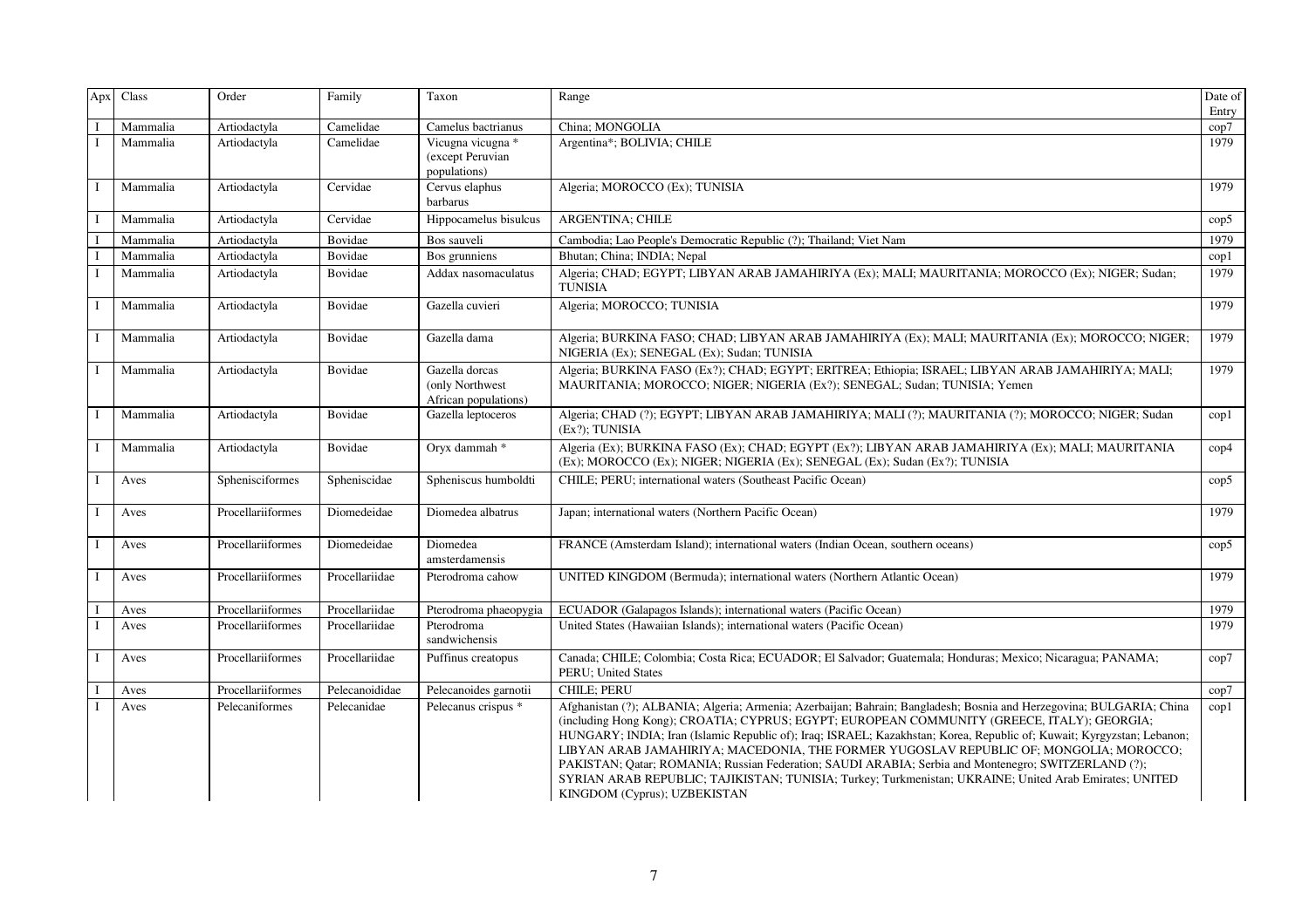| Apx | Class | Order | Family | Taxon | Range | Date of Entry |
|---|---|---|---|---|---|---|
| I | Mammalia | Artiodactyla | Camelidae | Camelus bactrianus | China; MONGOLIA | cop7 |
| I | Mammalia | Artiodactyla | Camelidae | Vicugna vicugna * (except Peruvian populations) | Argentina*; BOLIVIA; CHILE | 1979 |
| I | Mammalia | Artiodactyla | Cervidae | Cervus elaphus barbarus | Algeria; MOROCCO (Ex); TUNISIA | 1979 |
| I | Mammalia | Artiodactyla | Cervidae | Hippocamelus bisulcus | ARGENTINA; CHILE | cop5 |
| I | Mammalia | Artiodactyla | Bovidae | Bos sauveli | Cambodia; Lao People's Democratic Republic (?); Thailand; Viet Nam | 1979 |
| I | Mammalia | Artiodactyla | Bovidae | Bos grunniens | Bhutan; China; INDIA; Nepal | cop1 |
| I | Mammalia | Artiodactyla | Bovidae | Addax nasomaculatus | Algeria; CHAD; EGYPT; LIBYAN ARAB JAMAHIRIYA (Ex); MALI; MAURITANIA; MOROCCO (Ex); NIGER; Sudan; TUNISIA | 1979 |
| I | Mammalia | Artiodactyla | Bovidae | Gazella cuvieri | Algeria; MOROCCO; TUNISIA | 1979 |
| I | Mammalia | Artiodactyla | Bovidae | Gazella dama | Algeria; BURKINA FASO; CHAD; LIBYAN ARAB JAMAHIRIYA (Ex); MALI; MAURITANIA (Ex); MOROCCO; NIGER; NIGERIA (Ex); SENEGAL (Ex); Sudan; TUNISIA | 1979 |
| I | Mammalia | Artiodactyla | Bovidae | Gazella dorcas (only Northwest African populations) | Algeria; BURKINA FASO (Ex?); CHAD; EGYPT; ERITREA; Ethiopia; ISRAEL; LIBYAN ARAB JAMAHIRIYA; MALI; MAURITANIA; MOROCCO; NIGER; NIGERIA (Ex?); SENEGAL; Sudan; TUNISIA; Yemen | 1979 |
| I | Mammalia | Artiodactyla | Bovidae | Gazella leptoceros | Algeria; CHAD (?); EGYPT; LIBYAN ARAB JAMAHIRIYA; MALI (?); MAURITANIA (?); MOROCCO; NIGER; Sudan (Ex?); TUNISIA | cop1 |
| I | Mammalia | Artiodactyla | Bovidae | Oryx dammah * | Algeria (Ex); BURKINA FASO (Ex); CHAD; EGYPT (Ex?); LIBYAN ARAB JAMAHIRIYA (Ex); MALI; MAURITANIA (Ex); MOROCCO (Ex); NIGER; NIGERIA (Ex); SENEGAL (Ex); Sudan (Ex?); TUNISIA | cop4 |
| I | Aves | Sphenisciformes | Spheniscidae | Spheniscus humboldti | CHILE; PERU; international waters (Southeast Pacific Ocean) | cop5 |
| I | Aves | Procellariiformes | Diomedeidae | Diomedea albatrus | Japan; international waters (Northern Pacific Ocean) | 1979 |
| I | Aves | Procellariiformes | Diomedeidae | Diomedea amsterdamensis | FRANCE (Amsterdam Island); international waters (Indian Ocean, southern oceans) | cop5 |
| I | Aves | Procellariiformes | Procellariidae | Pterodroma cahow | UNITED KINGDOM (Bermuda); international waters (Northern Atlantic Ocean) | 1979 |
| I | Aves | Procellariiformes | Procellariidae | Pterodroma phaeopygia | ECUADOR (Galapagos Islands); international waters (Pacific Ocean) | 1979 |
| I | Aves | Procellariiformes | Procellariidae | Pterodroma sandwichensis | United States (Hawaiian Islands); international waters (Pacific Ocean) | 1979 |
| I | Aves | Procellariiformes | Procellariidae | Puffinus creatopus | Canada; CHILE; Colombia; Costa Rica; ECUADOR; El Salvador; Guatemala; Honduras; Mexico; Nicaragua; PANAMA; PERU; United States | cop7 |
| I | Aves | Procellariiformes | Pelecanoididae | Pelecanoides garnotii | CHILE; PERU | cop7 |
| I | Aves | Pelecaniformes | Pelecanidae | Pelecanus crispus * | Afghanistan (?); ALBANIA; Algeria; Armenia; Azerbaijan; Bahrain; Bangladesh; Bosnia and Herzegovina; BULGARIA; China (including Hong Kong); CROATIA; CYPRUS; EGYPT; EUROPEAN COMMUNITY (GREECE, ITALY); GEORGIA; HUNGARY; INDIA; Iran (Islamic Republic of); Iraq; ISRAEL; Kazakhstan; Korea, Republic of; Kuwait; Kyrgyzstan; Lebanon; LIBYAN ARAB JAMAHIRIYA; MACEDONIA, THE FORMER YUGOSLAV REPUBLIC OF; MONGOLIA; MOROCCO; PAKISTAN; Qatar; ROMANIA; Russian Federation; SAUDI ARABIA; Serbia and Montenegro; SWITZERLAND (?); SYRIAN ARAB REPUBLIC; TAJIKISTAN; TUNISIA; Turkey; Turkmenistan; UKRAINE; United Arab Emirates; UNITED KINGDOM (Cyprus); UZBEKISTAN | cop1 |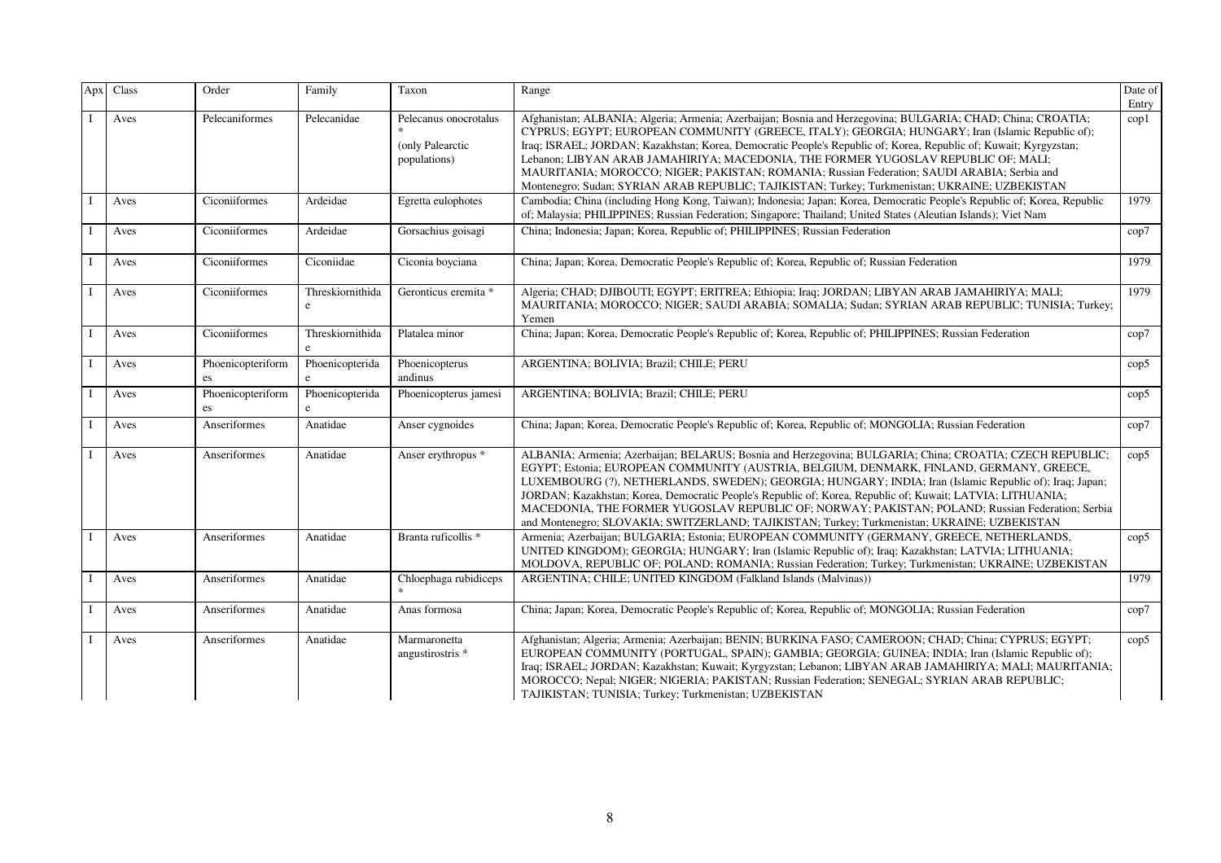| Apx | Class | Order | Family | Taxon | Range | Date of Entry |
|---|---|---|---|---|---|---|
| I | Aves | Pelecaniformes | Pelecanidae | Pelecanus onocrotalus * (only Palearctic populations) | Afghanistan; ALBANIA; Algeria; Armenia; Azerbaijan; Bosnia and Herzegovina; BULGARIA; CHAD; China; CROATIA; CYPRUS; EGYPT; EUROPEAN COMMUNITY (GREECE, ITALY); GEORGIA; HUNGARY; Iran (Islamic Republic of); Iraq; ISRAEL; JORDAN; Kazakhstan; Korea, Democratic People's Republic of; Korea, Republic of; Kuwait; Kyrgyzstan; Lebanon; LIBYAN ARAB JAMAHIRIYA; MACEDONIA, THE FORMER YUGOSLAV REPUBLIC OF; MALI; MAURITANIA; MOROCCO; NIGER; PAKISTAN; ROMANIA; Russian Federation; SAUDI ARABIA; Serbia and Montenegro; Sudan; SYRIAN ARAB REPUBLIC; TAJIKISTAN; Turkey; Turkmenistan; UKRAINE; UZBEKISTAN | cop1 |
| I | Aves | Ciconiiformes | Ardeidae | Egretta eulophotes | Cambodia; China (including Hong Kong, Taiwan); Indonesia; Japan; Korea, Democratic People's Republic of; Korea, Republic of; Malaysia; PHILIPPINES; Russian Federation; Singapore; Thailand; United States (Aleutian Islands); Viet Nam | 1979 |
| I | Aves | Ciconiiformes | Ardeidae | Gorsachius goisagi | China; Indonesia; Japan; Korea, Republic of; PHILIPPINES; Russian Federation | cop7 |
| I | Aves | Ciconiiformes | Ciconiidae | Ciconia boyciana | China; Japan; Korea, Democratic People's Republic of; Korea, Republic of; Russian Federation | 1979 |
| I | Aves | Ciconiiformes | Threskiornithidae | Geronticus eremita * | Algeria; CHAD; DJIBOUTI; EGYPT; ERITREA; Ethiopia; Iraq; JORDAN; LIBYAN ARAB JAMAHIRIYA; MALI; MAURITANIA; MOROCCO; NIGER; SAUDI ARABIA; SOMALIA; Sudan; SYRIAN ARAB REPUBLIC; TUNISIA; Turkey; Yemen | 1979 |
| I | Aves | Ciconiiformes | Threskiornithidae | Platalea minor | China; Japan; Korea, Democratic People's Republic of; Korea, Republic of; PHILIPPINES; Russian Federation | cop7 |
| I | Aves | Phoenicopteriformes | Phoenicopteridae | Phoenicopterus andinus | ARGENTINA; BOLIVIA; Brazil; CHILE; PERU | cop5 |
| I | Aves | Phoenicopteriformes | Phoenicopteridae | Phoenicopterus jamesi | ARGENTINA; BOLIVIA; Brazil; CHILE; PERU | cop5 |
| I | Aves | Anseriformes | Anatidae | Anser cygnoides | China; Japan; Korea, Democratic People's Republic of; Korea, Republic of; MONGOLIA; Russian Federation | cop7 |
| I | Aves | Anseriformes | Anatidae | Anser erythropus * | ALBANIA; Armenia; Azerbaijan; BELARUS; Bosnia and Herzegovina; BULGARIA; China; CROATIA; CZECH REPUBLIC; EGYPT; Estonia; EUROPEAN COMMUNITY (AUSTRIA, BELGIUM, DENMARK, FINLAND, GERMANY, GREECE, LUXEMBOURG (?), NETHERLANDS, SWEDEN); GEORGIA; HUNGARY; INDIA; Iran (Islamic Republic of); Iraq; Japan; JORDAN; Kazakhstan; Korea, Democratic People's Republic of; Korea, Republic of; Kuwait; LATVIA; LITHUANIA; MACEDONIA, THE FORMER YUGOSLAV REPUBLIC OF; NORWAY; PAKISTAN; POLAND; Russian Federation; Serbia and Montenegro; SLOVAKIA; SWITZERLAND; TAJIKISTAN; Turkey; Turkmenistan; UKRAINE; UZBEKISTAN | cop5 |
| I | Aves | Anseriformes | Anatidae | Branta ruficollis * | Armenia; Azerbaijan; BULGARIA; Estonia; EUROPEAN COMMUNITY (GERMANY, GREECE, NETHERLANDS, UNITED KINGDOM); GEORGIA; HUNGARY; Iran (Islamic Republic of); Iraq; Kazakhstan; LATVIA; LITHUANIA; MOLDOVA, REPUBLIC OF; POLAND; ROMANIA; Russian Federation; Turkey; Turkmenistan; UKRAINE; UZBEKISTAN | cop5 |
| I | Aves | Anseriformes | Anatidae | Chloephaga rubidiceps * | ARGENTINA; CHILE; UNITED KINGDOM (Falkland Islands (Malvinas)) | 1979 |
| I | Aves | Anseriformes | Anatidae | Anas formosa | China; Japan; Korea, Democratic People's Republic of; Korea, Republic of; MONGOLIA; Russian Federation | cop7 |
| I | Aves | Anseriformes | Anatidae | Marmaronetta angustirostris * | Afghanistan; Algeria; Armenia; Azerbaijan; BENIN; BURKINA FASO; CAMEROON; CHAD; China; CYPRUS; EGYPT; EUROPEAN COMMUNITY (PORTUGAL, SPAIN); GAMBIA; GEORGIA; GUINEA; INDIA; Iran (Islamic Republic of); Iraq; ISRAEL; JORDAN; Kazakhstan; Kuwait; Kyrgyzstan; Lebanon; LIBYAN ARAB JAMAHIRIYA; MALI; MAURITANIA; MOROCCO; Nepal; NIGER; NIGERIA; PAKISTAN; Russian Federation; SENEGAL; SYRIAN ARAB REPUBLIC; TAJIKISTAN; TUNISIA; Turkey; Turkmenistan; UZBEKISTAN | cop5 |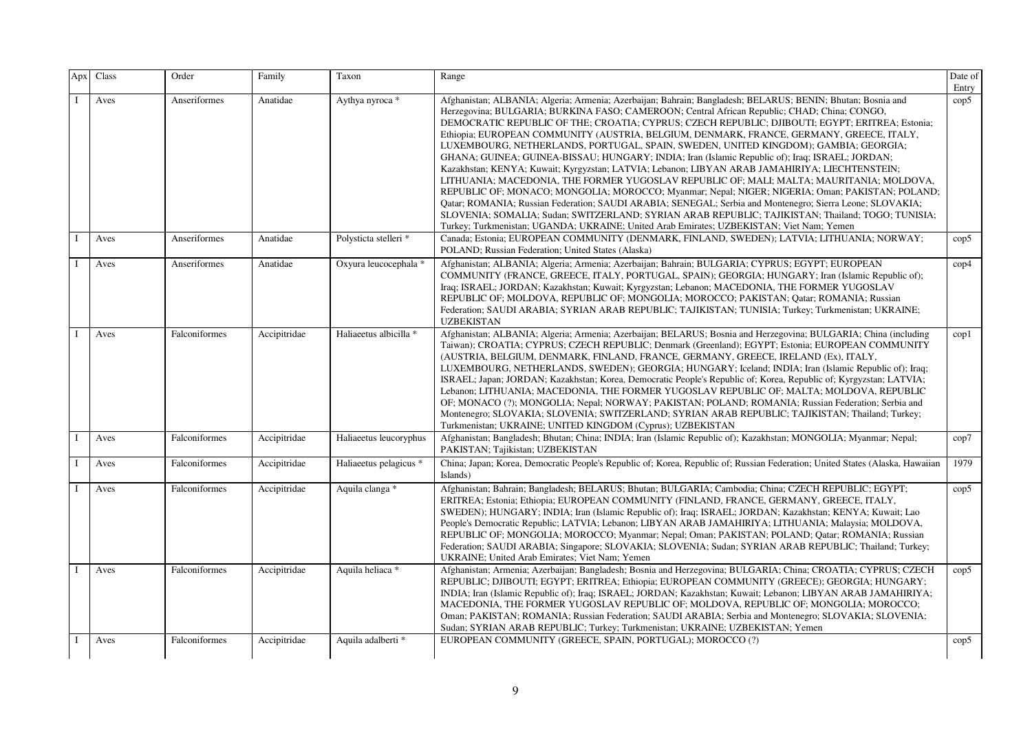| Apx | Class | Order | Family | Taxon | Range | Date of Entry |
|---|---|---|---|---|---|---|
| I | Aves | Anseriformes | Anatidae | Aythya nyroca * | Afghanistan; ALBANIA; Algeria; Armenia; Azerbaijan; Bahrain; Bangladesh; BELARUS; BENIN; Bhutan; Bosnia and Herzegovina; BULGARIA; BURKINA FASO; CAMEROON; Central African Republic; CHAD; China; CONGO, DEMOCRATIC REPUBLIC OF THE; CROATIA; CYPRUS; CZECH REPUBLIC; DJIBOUTI; EGYPT; ERITREA; Estonia; Ethiopia; EUROPEAN COMMUNITY (AUSTRIA, BELGIUM, DENMARK, FRANCE, GERMANY, GREECE, ITALY, LUXEMBOURG, NETHERLANDS, PORTUGAL, SPAIN, SWEDEN, UNITED KINGDOM); GAMBIA; GEORGIA; GHANA; GUINEA; GUINEA-BISSAU; HUNGARY; INDIA; Iran (Islamic Republic of); Iraq; ISRAEL; JORDAN; Kazakhstan; KENYA; Kuwait; Kyrgyzstan; LATVIA; Lebanon; LIBYAN ARAB JAMAHIRIYA; LIECHTENSTEIN; LITHUANIA; MACEDONIA, THE FORMER YUGOSLAV REPUBLIC OF; MALI; MALTA; MAURITANIA; MOLDOVA, REPUBLIC OF; MONACO; MONGOLIA; MOROCCO; Myanmar; Nepal; NIGER; NIGERIA; Oman; PAKISTAN; POLAND; Qatar; ROMANIA; Russian Federation; SAUDI ARABIA; SENEGAL; Serbia and Montenegro; Sierra Leone; SLOVAKIA; SLOVENIA; SOMALIA; Sudan; SWITZERLAND; SYRIAN ARAB REPUBLIC; TAJIKISTAN; Thailand; TOGO; TUNISIA; Turkey; Turkmenistan; UGANDA; UKRAINE; United Arab Emirates; UZBEKISTAN; Viet Nam; Yemen | cop5 |
| I | Aves | Anseriformes | Anatidae | Polysticta stelleri * | Canada; Estonia; EUROPEAN COMMUNITY (DENMARK, FINLAND, SWEDEN); LATVIA; LITHUANIA; NORWAY; POLAND; Russian Federation; United States (Alaska) | cop5 |
| I | Aves | Anseriformes | Anatidae | Oxyura leucocephala * | Afghanistan; ALBANIA; Algeria; Armenia; Azerbaijan; Bahrain; BULGARIA; CYPRUS; EGYPT; EUROPEAN COMMUNITY (FRANCE, GREECE, ITALY, PORTUGAL, SPAIN); GEORGIA; HUNGARY; Iran (Islamic Republic of); Iraq; ISRAEL; JORDAN; Kazakhstan; Kuwait; Kyrgyzstan; Lebanon; MACEDONIA, THE FORMER YUGOSLAV REPUBLIC OF; MOLDOVA, REPUBLIC OF; MONGOLIA; MOROCCO; PAKISTAN; Qatar; ROMANIA; Russian Federation; SAUDI ARABIA; SYRIAN ARAB REPUBLIC; TAJIKISTAN; TUNISIA; Turkey; Turkmenistan; UKRAINE; UZBEKISTAN | cop4 |
| I | Aves | Falconiformes | Accipitridae | Haliaeetus albicilla * | Afghanistan; ALBANIA; Algeria; Armenia; Azerbaijan; BELARUS; Bosnia and Herzegovina; BULGARIA; China (including Taiwan); CROATIA; CYPRUS; CZECH REPUBLIC; Denmark (Greenland); EGYPT; Estonia; EUROPEAN COMMUNITY (AUSTRIA, BELGIUM, DENMARK, FINLAND, FRANCE, GERMANY, GREECE, IRELAND (Ex), ITALY, LUXEMBOURG, NETHERLANDS, SWEDEN); GEORGIA; HUNGARY; Iceland; INDIA; Iran (Islamic Republic of); Iraq; ISRAEL; Japan; JORDAN; Kazakhstan; Korea, Democratic People's Republic of; Korea, Republic of; Kyrgyzstan; LATVIA; Lebanon; LITHUANIA; MACEDONIA, THE FORMER YUGOSLAV REPUBLIC OF; MALTA; MOLDOVA, REPUBLIC OF; MONACO (?); MONGOLIA; Nepal; NORWAY; PAKISTAN; POLAND; ROMANIA; Russian Federation; Serbia and Montenegro; SLOVAKIA; SLOVENIA; SWITZERLAND; SYRIAN ARAB REPUBLIC; TAJIKISTAN; Thailand; Turkey; Turkmenistan; UKRAINE; UNITED KINGDOM (Cyprus); UZBEKISTAN | cop1 |
| I | Aves | Falconiformes | Accipitridae | Haliaeetus leucoryphus | Afghanistan; Bangladesh; Bhutan; China; INDIA; Iran (Islamic Republic of); Kazakhstan; MONGOLIA; Myanmar; Nepal; PAKISTAN; Tajikistan; UZBEKISTAN | cop7 |
| I | Aves | Falconiformes | Accipitridae | Haliaeetus pelagicus * | China; Japan; Korea, Democratic People's Republic of; Korea, Republic of; Russian Federation; United States (Alaska, Hawaiian Islands) | 1979 |
| I | Aves | Falconiformes | Accipitridae | Aquila clanga * | Afghanistan; Bahrain; Bangladesh; BELARUS; Bhutan; BULGARIA; Cambodia; China; CZECH REPUBLIC; EGYPT; ERITREA; Estonia; Ethiopia; EUROPEAN COMMUNITY (FINLAND, FRANCE, GERMANY, GREECE, ITALY, SWEDEN); HUNGARY; INDIA; Iran (Islamic Republic of); Iraq; ISRAEL; JORDAN; Kazakhstan; KENYA; Kuwait; Lao People's Democratic Republic; LATVIA; Lebanon; LIBYAN ARAB JAMAHIRIYA; LITHUANIA; Malaysia; MOLDOVA, REPUBLIC OF; MONGOLIA; MOROCCO; Myanmar; Nepal; Oman; PAKISTAN; POLAND; Qatar; ROMANIA; Russian Federation; SAUDI ARABIA; Singapore; SLOVAKIA; SLOVENIA; Sudan; SYRIAN ARAB REPUBLIC; Thailand; Turkey; UKRAINE; United Arab Emirates; Viet Nam; Yemen | cop5 |
| I | Aves | Falconiformes | Accipitridae | Aquila heliaca * | Afghanistan; Armenia; Azerbaijan; Bangladesh; Bosnia and Herzegovina; BULGARIA; China; CROATIA; CYPRUS; CZECH REPUBLIC; DJIBOUTI; EGYPT; ERITREA; Ethiopia; EUROPEAN COMMUNITY (GREECE); GEORGIA; HUNGARY; INDIA; Iran (Islamic Republic of); Iraq; ISRAEL; JORDAN; Kazakhstan; Kuwait; Lebanon; LIBYAN ARAB JAMAHIRIYA; MACEDONIA, THE FORMER YUGOSLAV REPUBLIC OF; MOLDOVA, REPUBLIC OF; MONGOLIA; MOROCCO; Oman; PAKISTAN; ROMANIA; Russian Federation; SAUDI ARABIA; Serbia and Montenegro; SLOVAKIA; SLOVENIA; Sudan; SYRIAN ARAB REPUBLIC; Turkey; Turkmenistan; UKRAINE; UZBEKISTAN; Yemen | cop5 |
| I | Aves | Falconiformes | Accipitridae | Aquila adalberti * | EUROPEAN COMMUNITY (GREECE, SPAIN, PORTUGAL); MOROCCO (?) | cop5 |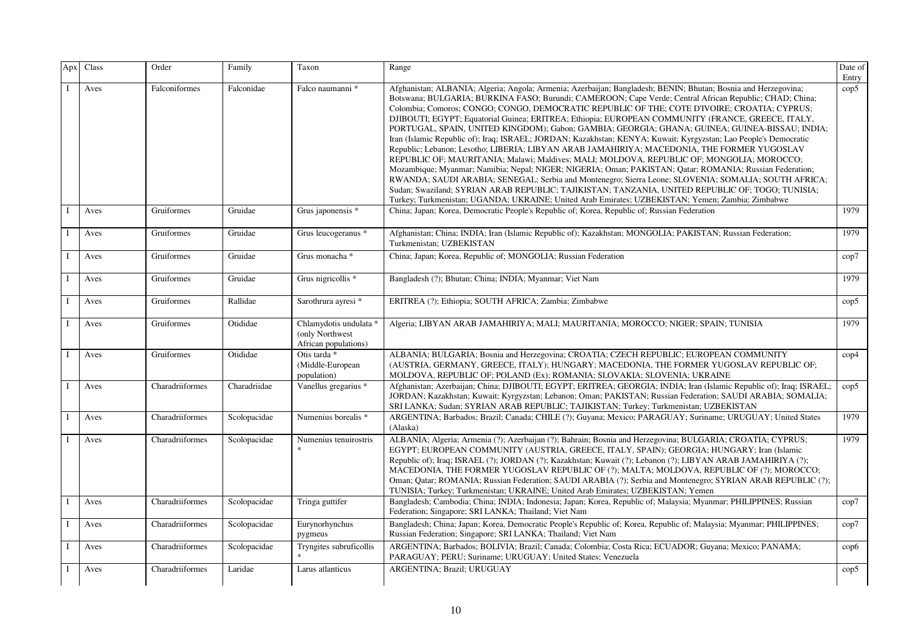| Apx | Class | Order | Family | Taxon | Range | Date of Entry |
| --- | --- | --- | --- | --- | --- | --- |
| I | Aves | Falconiformes | Falconidae | Falco naumanni * | Afghanistan; ALBANIA; Algeria; Angola; Armenia; Azerbaijan; Bangladesh; BENIN; Bhutan; Bosnia and Herzegovina; Botswana; BULGARIA; BURKINA FASO; Burundi; CAMEROON; Cape Verde; Central African Republic; CHAD; China; Colombia; Comoros; CONGO; CONGO, DEMOCRATIC REPUBLIC OF THE; COTE D'IVOIRE; CROATIA; CYPRUS; DJIBOUTI; EGYPT; Equatorial Guinea; ERITREA; Ethiopia; EUROPEAN COMMUNITY (FRANCE, GREECE, ITALY, PORTUGAL, SPAIN, UNITED KINGDOM); Gabon; GAMBIA; GEORGIA; GHANA; GUINEA; GUINEA-BISSAU; INDIA; Iran (Islamic Republic of); Iraq; ISRAEL; JORDAN; Kazakhstan; KENYA; Kuwait; Kyrgyzstan; Lao People's Democratic Republic; Lebanon; Lesotho; LIBERIA; LIBYAN ARAB JAMAHIRIYA; MACEDONIA, THE FORMER YUGOSLAV REPUBLIC OF; MAURITANIA; Malawi; Maldives; MALI; MOLDOVA, REPUBLIC OF; MONGOLIA; MOROCCO; Mozambique; Myanmar; Namibia; Nepal; NIGER; NIGERIA; Oman; PAKISTAN; Qatar; ROMANIA; Russian Federation; RWANDA; SAUDI ARABIA; SENEGAL; Serbia and Montenegro; Sierra Leone; SLOVENIA; SOMALIA; SOUTH AFRICA; Sudan; Swaziland; SYRIAN ARAB REPUBLIC; TAJIKISTAN; TANZANIA, UNITED REPUBLIC OF; TOGO; TUNISIA; Turkey; Turkmenistan; UGANDA; UKRAINE; United Arab Emirates; UZBEKISTAN; Yemen; Zambia; Zimbabwe | cop5 |
| I | Aves | Gruiformes | Gruidae | Grus japonensis * | China; Japan; Korea, Democratic People's Republic of; Korea, Republic of; Russian Federation | 1979 |
| I | Aves | Gruiformes | Gruidae | Grus leucogeranus * | Afghanistan; China; INDIA; Iran (Islamic Republic of); Kazakhstan; MONGOLIA; PAKISTAN; Russian Federation; Turkmenistan; UZBEKISTAN | 1979 |
| I | Aves | Gruiformes | Gruidae | Grus monacha * | China; Japan; Korea, Republic of; MONGOLIA; Russian Federation | cop7 |
| I | Aves | Gruiformes | Gruidae | Grus nigricollis * | Bangladesh (?); Bhutan; China; INDIA; Myanmar; Viet Nam | 1979 |
| I | Aves | Gruiformes | Rallidae | Sarothrura ayresi * | ERITREA (?); Ethiopia; SOUTH AFRICA; Zambia; Zimbabwe | cop5 |
| I | Aves | Gruiformes | Otididae | Chlamydotis undulata * (only Northwest African populations) | Algeria; LIBYAN ARAB JAMAHIRIYA; MALI; MAURITANIA; MOROCCO; NIGER; SPAIN; TUNISIA | 1979 |
| I | Aves | Gruiformes | Otididae | Otis tarda * (Middle-European population) | ALBANIA; BULGARIA; Bosnia and Herzegovina; CROATIA; CZECH REPUBLIC; EUROPEAN COMMUNITY (AUSTRIA, GERMANY, GREECE, ITALY); HUNGARY; MACEDONIA, THE FORMER YUGOSLAV REPUBLIC OF; MOLDOVA, REPUBLIC OF; POLAND (Ex); ROMANIA; SLOVAKIA; SLOVENIA; UKRAINE | cop4 |
| I | Aves | Charadriiformes | Charadriidae | Vanellus gregarius * | Afghanistan; Azerbaijan; China; DJIBOUTI; EGYPT; ERITREA; GEORGIA; INDIA; Iran (Islamic Republic of); Iraq; ISRAEL; JORDAN; Kazakhstan; Kuwait; Kyrgyzstan; Lebanon; Oman; PAKISTAN; Russian Federation; SAUDI ARABIA; SOMALIA; SRI LANKA; Sudan; SYRIAN ARAB REPUBLIC; TAJIKISTAN; Turkey; Turkmenistan; UZBEKISTAN | cop5 |
| I | Aves | Charadriiformes | Scolopacidae | Numenius borealis * | ARGENTINA; Barbados; Brazil; Canada; CHILE (?); Guyana; Mexico; PARAGUAY; Suriname; URUGUAY; United States (Alaska) | 1979 |
| I | Aves | Charadriiformes | Scolopacidae | Numenius tenuirostris * | ALBANIA; Algeria; Armenia (?); Azerbaijan (?); Bahrain; Bosnia and Herzegovina; BULGARIA; CROATIA; CYPRUS; EGYPT; EUROPEAN COMMUNITY (AUSTRIA, GREECE, ITALY, SPAIN); GEORGIA; HUNGARY; Iran (Islamic Republic of); Iraq; ISRAEL (?); JORDAN (?); Kazakhstan; Kuwait (?); Lebanon (?); LIBYAN ARAB JAMAHIRIYA (?); MACEDONIA, THE FORMER YUGOSLAV REPUBLIC OF (?); MALTA; MOLDOVA, REPUBLIC OF (?); MOROCCO; Oman; Qatar; ROMANIA; Russian Federation; SAUDI ARABIA (?); Serbia and Montenegro; SYRIAN ARAB REPUBLIC (?); TUNISIA; Turkey; Turkmenistan; UKRAINE; United Arab Emirates; UZBEKISTAN; Yemen | 1979 |
| I | Aves | Charadriiformes | Scolopacidae | Tringa guttifer | Bangladesh; Cambodia; China; INDIA; Indonesia; Japan; Korea, Republic of; Malaysia; Myanmar; PHILIPPINES; Russian Federation; Singapore; SRI LANKA; Thailand; Viet Nam | cop7 |
| I | Aves | Charadriiformes | Scolopacidae | Eurynorhynchus pygmeus | Bangladesh; China; Japan; Korea, Democratic People's Republic of; Korea, Republic of; Malaysia; Myanmar; PHILIPPINES; Russian Federation; Singapore; SRI LANKA; Thailand; Viet Nam | cop7 |
| I | Aves | Charadriiformes | Scolopacidae | Tryngites subruficollis * | ARGENTINA; Barbados; BOLIVIA; Brazil; Canada; Colombia; Costa Rica; ECUADOR; Guyana; Mexico; PANAMA; PARAGUAY; PERU; Suriname; URUGUAY; United States; Venezuela | cop6 |
| I | Aves | Charadriiformes | Laridae | Larus atlanticus | ARGENTINA; Brazil; URUGUAY | cop5 |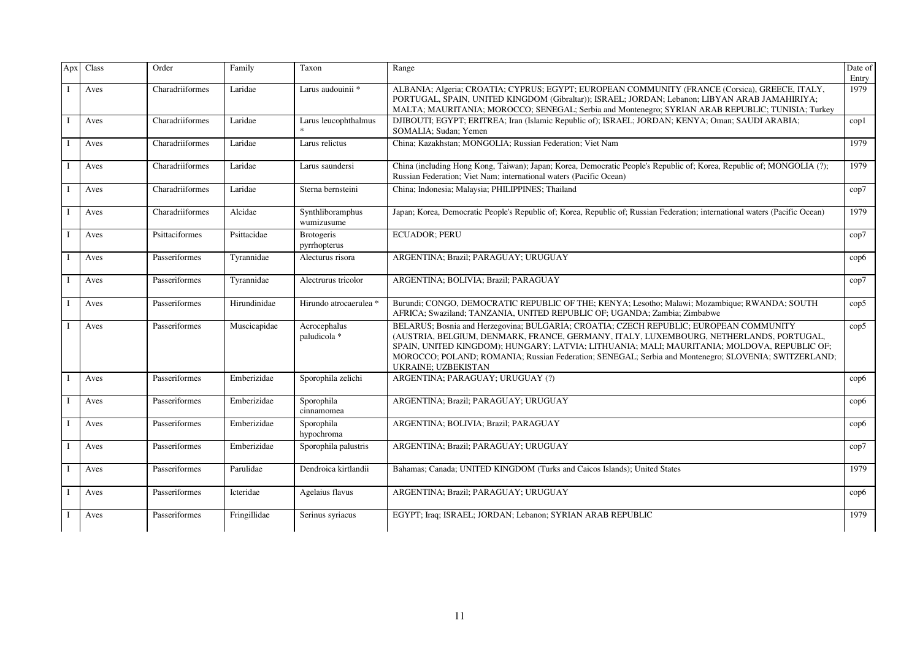| Apx | Class | Order | Family | Taxon | Range | Date of Entry |
|---|---|---|---|---|---|---|
| I | Aves | Charadriiformes | Laridae | Larus audouinii * | ALBANIA; Algeria; CROATIA; CYPRUS; EGYPT; EUROPEAN COMMUNITY (FRANCE (Corsica), GREECE, ITALY, PORTUGAL, SPAIN, UNITED KINGDOM (Gibraltar)); ISRAEL; JORDAN; Lebanon; LIBYAN ARAB JAMAHIRIYA; MALTA; MAURITANIA; MOROCCO; SENEGAL; Serbia and Montenegro; SYRIAN ARAB REPUBLIC; TUNISIA; Turkey | 1979 |
| I | Aves | Charadriiformes | Laridae | Larus leucophthalmus * | DJIBOUTI; EGYPT; ERITREA; Iran (Islamic Republic of); ISRAEL; JORDAN; KENYA; Oman; SAUDI ARABIA; SOMALIA; Sudan; Yemen | cop1 |
| I | Aves | Charadriiformes | Laridae | Larus relictus | China; Kazakhstan; MONGOLIA; Russian Federation; Viet Nam | 1979 |
| I | Aves | Charadriiformes | Laridae | Larus saundersi | China (including Hong Kong, Taiwan); Japan; Korea, Democratic People's Republic of; Korea, Republic of; MONGOLIA (?); Russian Federation; Viet Nam; international waters (Pacific Ocean) | 1979 |
| I | Aves | Charadriiformes | Laridae | Sterna bernsteini | China; Indonesia; Malaysia; PHILIPPINES; Thailand | cop7 |
| I | Aves | Charadriiformes | Alcidae | Synthliboramphus wumizusume | Japan; Korea, Democratic People's Republic of; Korea, Republic of; Russian Federation; international waters (Pacific Ocean) | 1979 |
| I | Aves | Psittaciformes | Psittacidae | Brotogeris pyrrhopterus | ECUADOR; PERU | cop7 |
| I | Aves | Passeriformes | Tyrannidae | Alecturus risora | ARGENTINA; Brazil; PARAGUAY; URUGUAY | cop6 |
| I | Aves | Passeriformes | Tyrannidae | Alectrurus tricolor | ARGENTINA; BOLIVIA; Brazil; PARAGUAY | cop7 |
| I | Aves | Passeriformes | Hirundinidae | Hirundo atrocaerulea * | Burundi; CONGO, DEMOCRATIC REPUBLIC OF THE; KENYA; Lesotho; Malawi; Mozambique; RWANDA; SOUTH AFRICA; Swaziland; TANZANIA, UNITED REPUBLIC OF; UGANDA; Zambia; Zimbabwe | cop5 |
| I | Aves | Passeriformes | Muscicapidae | Acrocephalus paludicola * | BELARUS; Bosnia and Herzegovina; BULGARIA; CROATIA; CZECH REPUBLIC; EUROPEAN COMMUNITY (AUSTRIA, BELGIUM, DENMARK, FRANCE, GERMANY, ITALY, LUXEMBOURG, NETHERLANDS, PORTUGAL, SPAIN, UNITED KINGDOM); HUNGARY; LATVIA; LITHUANIA; MALI; MAURITANIA; MOLDOVA, REPUBLIC OF; MOROCCO; POLAND; ROMANIA; Russian Federation; SENEGAL; Serbia and Montenegro; SLOVENIA; SWITZERLAND; UKRAINE; UZBEKISTAN | cop5 |
| I | Aves | Passeriformes | Emberizidae | Sporophila zelichi | ARGENTINA; PARAGUAY; URUGUAY (?) | cop6 |
| I | Aves | Passeriformes | Emberizidae | Sporophila cinnamomea | ARGENTINA; Brazil; PARAGUAY; URUGUAY | cop6 |
| I | Aves | Passeriformes | Emberizidae | Sporophila hypochroma | ARGENTINA; BOLIVIA; Brazil; PARAGUAY | cop6 |
| I | Aves | Passeriformes | Emberizidae | Sporophila palustris | ARGENTINA; Brazil; PARAGUAY; URUGUAY | cop7 |
| I | Aves | Passeriformes | Parulidae | Dendroica kirtlandii | Bahamas; Canada; UNITED KINGDOM (Turks and Caicos Islands); United States | 1979 |
| I | Aves | Passeriformes | Icteridae | Agelaius flavus | ARGENTINA; Brazil; PARAGUAY; URUGUAY | cop6 |
| I | Aves | Passeriformes | Fringillidae | Serinus syriacus | EGYPT; Iraq; ISRAEL; JORDAN; Lebanon; SYRIAN ARAB REPUBLIC | 1979 |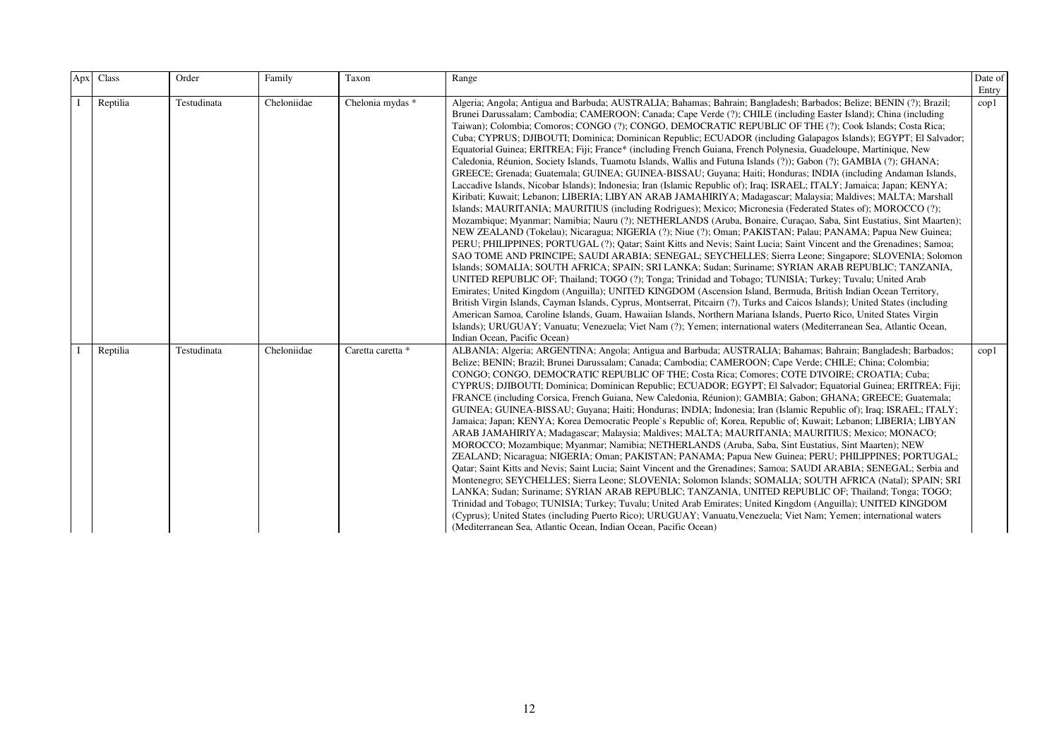| Apx | Class | Order | Family | Taxon | Range | Date of Entry |
|---|---|---|---|---|---|---|
| I | Reptilia | Testudinata | Cheloniidae | Chelonia mydas * | Algeria; Angola; Antigua and Barbuda; AUSTRALIA; Bahamas; Bahrain; Bangladesh; Barbados; Belize; BENIN (?); Brazil; Brunei Darussalam; Cambodia; CAMEROON; Canada; Cape Verde (?); CHILE (including Easter Island); China (including Taiwan); Colombia; Comoros; CONGO (?); CONGO, DEMOCRATIC REPUBLIC OF THE (?); Cook Islands; Costa Rica; Cuba; CYPRUS; DJIBOUTI; Dominica; Dominican Republic; ECUADOR (including Galapagos Islands); EGYPT; El Salvador; Equatorial Guinea; ERITREA; Fiji; France* (including French Guiana, French Polynesia, Guadeloupe, Martinique, New Caledonia, Réunion, Society Islands, Tuamotu Islands, Wallis and Futuna Islands (?)); Gabon (?); GAMBIA (?); GHANA; GREECE; Grenada; Guatemala; GUINEA; GUINEA-BISSAU; Guyana; Haiti; Honduras; INDIA (including Andaman Islands, Laccadive Islands, Nicobar Islands); Indonesia; Iran (Islamic Republic of); Iraq; ISRAEL; ITALY; Jamaica; Japan; KENYA; Kiribati; Kuwait; Lebanon; LIBERIA; LIBYAN ARAB JAMAHIRIYA; Madagascar; Malaysia; Maldives; MALTA; Marshall Islands; MAURITANIA; MAURITIUS (including Rodrigues); Mexico; Micronesia (Federated States of); MOROCCO (?); Mozambique; Myanmar; Namibia; Nauru (?); NETHERLANDS (Aruba, Bonaire, Curaçao, Saba, Sint Eustatius, Sint Maarten); NEW ZEALAND (Tokelau); Nicaragua; NIGERIA (?); Niue (?); Oman; PAKISTAN; Palau; PANAMA; Papua New Guinea; PERU; PHILIPPINES; PORTUGAL (?); Qatar; Saint Kitts and Nevis; Saint Lucia; Saint Vincent and the Grenadines; Samoa; SAO TOME AND PRINCIPE; SAUDI ARABIA; SENEGAL; SEYCHELLES; Sierra Leone; Singapore; SLOVENIA; Solomon Islands; SOMALIA; SOUTH AFRICA; SPAIN; SRI LANKA; Sudan; Suriname; SYRIAN ARAB REPUBLIC; TANZANIA, UNITED REPUBLIC OF; Thailand; TOGO (?); Tonga; Trinidad and Tobago; TUNISIA; Turkey; Tuvalu; United Arab Emirates; United Kingdom (Anguilla); UNITED KINGDOM (Ascension Island, Bermuda, British Indian Ocean Territory, British Virgin Islands, Cayman Islands, Cyprus, Montserrat, Pitcairn (?), Turks and Caicos Islands); United States (including American Samoa, Caroline Islands, Guam, Hawaiian Islands, Northern Mariana Islands, Puerto Rico, United States Virgin Islands); URUGUAY; Vanuatu; Venezuela; Viet Nam (?); Yemen; international waters (Mediterranean Sea, Atlantic Ocean, Indian Ocean, Pacific Ocean) | cop1 |
| I | Reptilia | Testudinata | Cheloniidae | Caretta caretta * | ALBANIA; Algeria; ARGENTINA; Angola; Antigua and Barbuda; AUSTRALIA; Bahamas; Bahrain; Bangladesh; Barbados; Belize; BENIN; Brazil; Brunei Darussalam; Canada; Cambodia; CAMEROON; Cape Verde; CHILE; China; Colombia; CONGO; CONGO, DEMOCRATIC REPUBLIC OF THE; Costa Rica; Comores; COTE D'IVOIRE; CROATIA; Cuba; CYPRUS; DJIBOUTI; Dominica; Dominican Republic; ECUADOR; EGYPT; El Salvador; Equatorial Guinea; ERITREA; Fiji; FRANCE (including Corsica, French Guiana, New Caledonia, Réunion); GAMBIA; Gabon; GHANA; GREECE; Guatemala; GUINEA; GUINEA-BISSAU; Guyana; Haiti; Honduras; INDIA; Indonesia; Iran (Islamic Republic of); Iraq; ISRAEL; ITALY; Jamaica; Japan; KENYA; Korea Democratic People`s Republic of; Korea, Republic of; Kuwait; Lebanon; LIBERIA; LIBYAN ARAB JAMAHIRIYA; Madagascar; Malaysia; Maldives; MALTA; MAURITANIA; MAURITIUS; Mexico; MONACO; MOROCCO; Mozambique; Myanmar; Namibia; NETHERLANDS (Aruba, Saba, Sint Eustatius, Sint Maarten); NEW ZEALAND; Nicaragua; NIGERIA; Oman; PAKISTAN; PANAMA; Papua New Guinea; PERU; PHILIPPINES; PORTUGAL; Qatar; Saint Kitts and Nevis; Saint Lucia; Saint Vincent and the Grenadines; Samoa; SAUDI ARABIA; SENEGAL; Serbia and Montenegro; SEYCHELLES; Sierra Leone; SLOVENIA; Solomon Islands; SOMALIA; SOUTH AFRICA (Natal); SPAIN; SRI LANKA; Sudan; Suriname; SYRIAN ARAB REPUBLIC; TANZANIA, UNITED REPUBLIC OF; Thailand; Tonga; TOGO; Trinidad and Tobago; TUNISIA; Turkey; Tuvalu; United Arab Emirates; United Kingdom (Anguilla); UNITED KINGDOM (Cyprus); United States (including Puerto Rico); URUGUAY; Vanuatu,Venezuela; Viet Nam; Yemen; international waters (Mediterranean Sea, Atlantic Ocean, Indian Ocean, Pacific Ocean) | cop1 |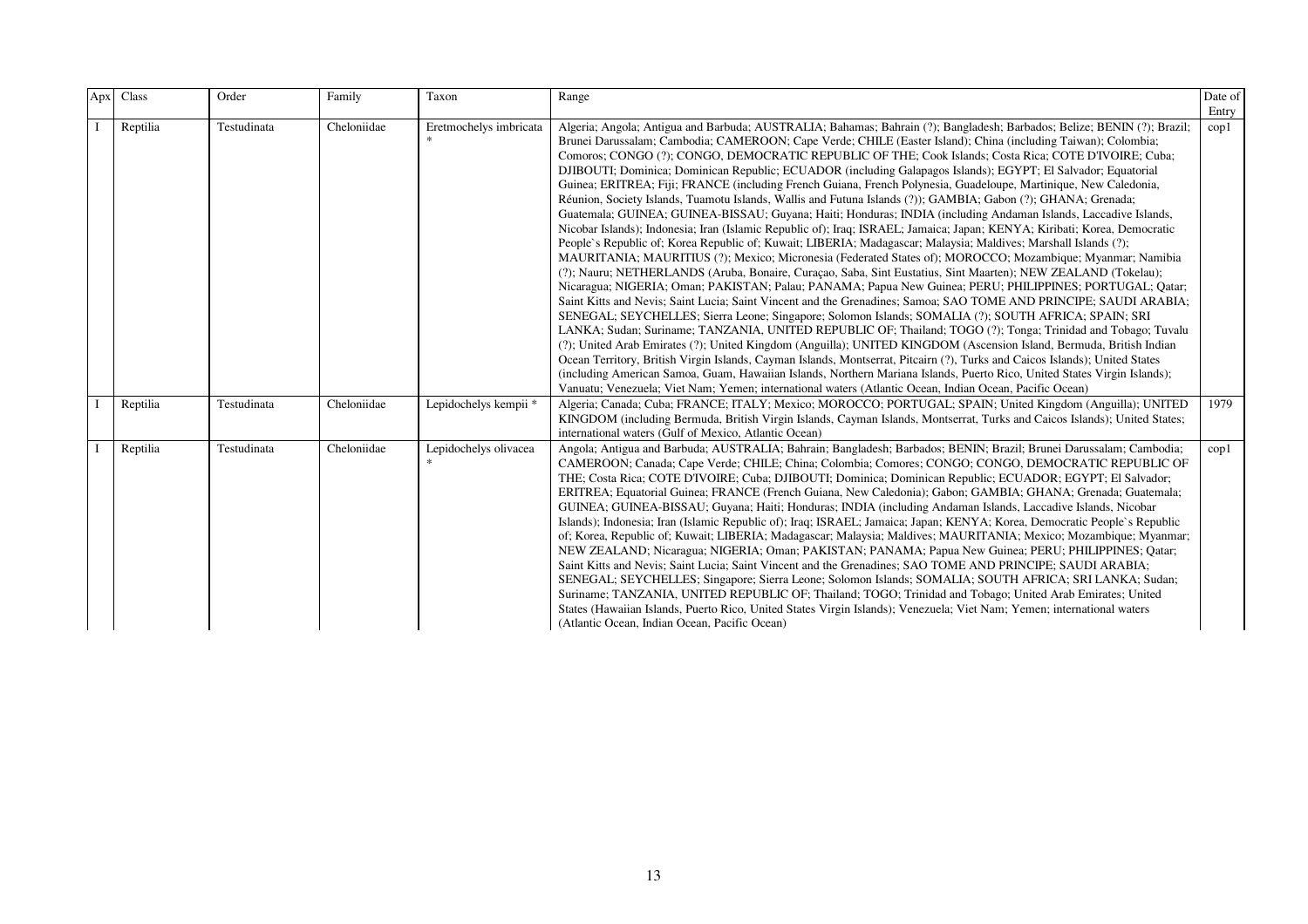| Apx | Class | Order | Family | Taxon | Range | Date of Entry |
|---|---|---|---|---|---|---|
| I | Reptilia | Testudinata | Cheloniidae | Eretmochelys imbricata * | Algeria; Angola; Antigua and Barbuda; AUSTRALIA; Bahamas; Bahrain (?); Bangladesh; Barbados; Belize; BENIN (?); Brazil; Brunei Darussalam; Cambodia; CAMEROON; Cape Verde; CHILE (Easter Island); China (including Taiwan); Colombia; Comoros; CONGO (?); CONGO, DEMOCRATIC REPUBLIC OF THE; Cook Islands; Costa Rica; COTE D'IVOIRE; Cuba; DJIBOUTI; Dominica; Dominican Republic; ECUADOR (including Galapagos Islands); EGYPT; El Salvador; Equatorial Guinea; ERITREA; Fiji; FRANCE (including French Guiana, French Polynesia, Guadeloupe, Martinique, New Caledonia, Réunion, Society Islands, Tuamotu Islands, Wallis and Futuna Islands (?)); GAMBIA; Gabon (?); GHANA; Grenada; Guatemala; GUINEA; GUINEA-BISSAU; Guyana; Haiti; Honduras; INDIA (including Andaman Islands, Laccadive Islands, Nicobar Islands); Indonesia; Iran (Islamic Republic of); Iraq; ISRAEL; Jamaica; Japan; KENYA; Kiribati; Korea, Democratic People`s Republic of; Korea Republic of; Kuwait; LIBERIA; Madagascar; Malaysia; Maldives; Marshall Islands (?); MAURITANIA; MAURITIUS (?); Mexico; Micronesia (Federated States of); MOROCCO; Mozambique; Myanmar; Namibia (?); Nauru; NETHERLANDS (Aruba, Bonaire, Curaçao, Saba, Sint Eustatius, Sint Maarten); NEW ZEALAND (Tokelau); Nicaragua; NIGERIA; Oman; PAKISTAN; Palau; PANAMA; Papua New Guinea; PERU; PHILIPPINES; PORTUGAL; Qatar; Saint Kitts and Nevis; Saint Lucia; Saint Vincent and the Grenadines; Samoa; SAO TOME AND PRINCIPE; SAUDI ARABIA; SENEGAL; SEYCHELLES; Sierra Leone; Singapore; Solomon Islands; SOMALIA (?); SOUTH AFRICA; SPAIN; SRI LANKA; Sudan; Suriname; TANZANIA, UNITED REPUBLIC OF; Thailand; TOGO (?); Tonga; Trinidad and Tobago; Tuvalu (?); United Arab Emirates (?); United Kingdom (Anguilla); UNITED KINGDOM (Ascension Island, Bermuda, British Indian Ocean Territory, British Virgin Islands, Cayman Islands, Montserrat, Pitcairn (?), Turks and Caicos Islands); United States (including American Samoa, Guam, Hawaiian Islands, Northern Mariana Islands, Puerto Rico, United States Virgin Islands); Vanuatu; Venezuela; Viet Nam; Yemen; international waters (Atlantic Ocean, Indian Ocean, Pacific Ocean) | cop1 |
| I | Reptilia | Testudinata | Cheloniidae | Lepidochelys kempii * | Algeria; Canada; Cuba; FRANCE; ITALY; Mexico; MOROCCO; PORTUGAL; SPAIN; United Kingdom (Anguilla); UNITED KINGDOM (including Bermuda, British Virgin Islands, Cayman Islands, Montserrat, Turks and Caicos Islands); United States; international waters (Gulf of Mexico, Atlantic Ocean) | 1979 |
| I | Reptilia | Testudinata | Cheloniidae | Lepidochelys olivacea * | Angola; Antigua and Barbuda; AUSTRALIA; Bahrain; Bangladesh; Barbados; BENIN; Brazil; Brunei Darussalam; Cambodia; CAMEROON; Canada; Cape Verde; CHILE; China; Colombia; Comores; CONGO; CONGO, DEMOCRATIC REPUBLIC OF THE; Costa Rica; COTE D'IVOIRE; Cuba; DJIBOUTI; Dominica; Dominican Republic; ECUADOR; EGYPT; El Salvador; ERITREA; Equatorial Guinea; FRANCE (French Guiana, New Caledonia); Gabon; GAMBIA; GHANA; Grenada; Guatemala; GUINEA; GUINEA-BISSAU; Guyana; Haiti; Honduras; INDIA (including Andaman Islands, Laccadive Islands, Nicobar Islands); Indonesia; Iran (Islamic Republic of); Iraq; ISRAEL; Jamaica; Japan; KENYA; Korea, Democratic People`s Republic of; Korea, Republic of; Kuwait; LIBERIA; Madagascar; Malaysia; Maldives; MAURITANIA; Mexico; Mozambique; Myanmar; NEW ZEALAND; Nicaragua; NIGERIA; Oman; PAKISTAN; PANAMA; Papua New Guinea; PERU; PHILIPPINES; Qatar; Saint Kitts and Nevis; Saint Lucia; Saint Vincent and the Grenadines; SAO TOME AND PRINCIPE; SAUDI ARABIA; SENEGAL; SEYCHELLES; Singapore; Sierra Leone; Solomon Islands; SOMALIA; SOUTH AFRICA; SRI LANKA; Sudan; Suriname; TANZANIA, UNITED REPUBLIC OF; Thailand; TOGO; Trinidad and Tobago; United Arab Emirates; United States (Hawaiian Islands, Puerto Rico, United States Virgin Islands); Venezuela; Viet Nam; Yemen; international waters (Atlantic Ocean, Indian Ocean, Pacific Ocean) | cop1 |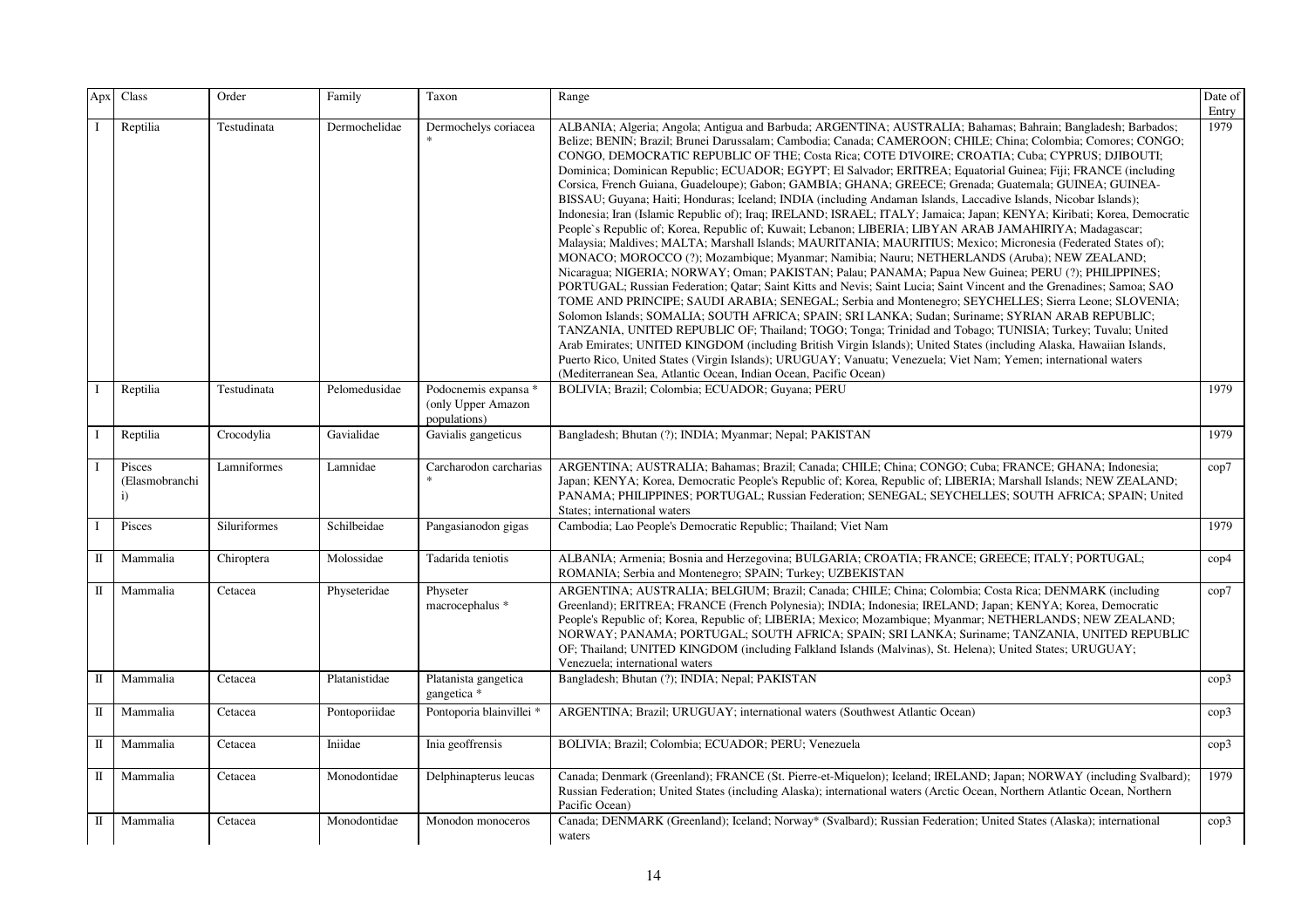| Apx | Class | Order | Family | Taxon | Range | Date of Entry |
|---|---|---|---|---|---|---|
| I | Reptilia | Testudinata | Dermochelidae | Dermochelys coriacea * | ALBANIA; Algeria; Angola; Antigua and Barbuda; ARGENTINA; AUSTRALIA; Bahamas; Bahrain; Bangladesh; Barbados; Belize; BENIN; Brazil; Brunei Darussalam; Cambodia; Canada; CAMEROON; CHILE; China; Colombia; Comores; CONGO; CONGO, DEMOCRATIC REPUBLIC OF THE; Costa Rica; COTE D'IVOIRE; CROATIA; Cuba; CYPRUS; DJIBOUTI; Dominica; Dominican Republic; ECUADOR; EGYPT; El Salvador; ERITREA; Equatorial Guinea; Fiji; FRANCE (including Corsica, French Guiana, Guadeloupe); Gabon; GAMBIA; GHANA; GREECE; Grenada; Guatemala; GUINEA; GUINEA-BISSAU; Guyana; Haiti; Honduras; Iceland; INDIA (including Andaman Islands, Laccadive Islands, Nicobar Islands); Indonesia; Iran (Islamic Republic of); Iraq; IRELAND; ISRAEL; ITALY; Jamaica; Japan; KENYA; Kiribati; Korea, Democratic People`s Republic of; Korea, Republic of; Kuwait; Lebanon; LIBERIA; LIBYAN ARAB JAMAHIRIYA; Madagascar; Malaysia; Maldives; MALTA; Marshall Islands; MAURITANIA; MAURITIUS; Mexico; Micronesia (Federated States of); MONACO; MOROCCO (?); Mozambique; Myanmar; Namibia; Nauru; NETHERLANDS (Aruba); NEW ZEALAND; Nicaragua; NIGERIA; NORWAY; Oman; PAKISTAN; Palau; PANAMA; Papua New Guinea; PERU (?); PHILIPPINES; PORTUGAL; Russian Federation; Qatar; Saint Kitts and Nevis; Saint Lucia; Saint Vincent and the Grenadines; Samoa; SAO TOME AND PRINCIPE; SAUDI ARABIA; SENEGAL; Serbia and Montenegro; SEYCHELLES; Sierra Leone; SLOVENIA; Solomon Islands; SOMALIA; SOUTH AFRICA; SPAIN; SRI LANKA; Sudan; Suriname; SYRIAN ARAB REPUBLIC; TANZANIA, UNITED REPUBLIC OF; Thailand; TOGO; Tonga; Trinidad and Tobago; TUNISIA; Turkey; Tuvalu; United Arab Emirates; UNITED KINGDOM (including British Virgin Islands); United States (including Alaska, Hawaiian Islands, Puerto Rico, United States (Virgin Islands); URUGUAY; Vanuatu; Venezuela; Viet Nam; Yemen; international waters (Mediterranean Sea, Atlantic Ocean, Indian Ocean, Pacific Ocean) | 1979 |
| I | Reptilia | Testudinata | Pelomedusidae | Podocnemis expansa * (only Upper Amazon populations) | BOLIVIA; Brazil; Colombia; ECUADOR; Guyana; PERU | 1979 |
| I | Reptilia | Crocodylia | Gavialidae | Gavialis gangeticus | Bangladesh; Bhutan (?); INDIA; Myanmar; Nepal; PAKISTAN | 1979 |
| I | Pisces (Elasmobranchi i) | Lamniformes | Lamnidae | Carcharodon carcharias * | ARGENTINA; AUSTRALIA; Bahamas; Brazil; Canada; CHILE; China; CONGO; Cuba; FRANCE; GHANA; Indonesia; Japan; KENYA; Korea, Democratic People's Republic of; Korea, Republic of; LIBERIA; Marshall Islands; NEW ZEALAND; PANAMA; PHILIPPINES; PORTUGAL; Russian Federation; SENEGAL; SEYCHELLES; SOUTH AFRICA; SPAIN; United States; international waters | cop7 |
| I | Pisces | Siluriformes | Schilbeidae | Pangasianodon gigas | Cambodia; Lao People's Democratic Republic; Thailand; Viet Nam | 1979 |
| II | Mammalia | Chiroptera | Molossidae | Tadarida teniotis | ALBANIA; Armenia; Bosnia and Herzegovina; BULGARIA; CROATIA; FRANCE; GREECE; ITALY; PORTUGAL; ROMANIA; Serbia and Montenegro; SPAIN; Turkey; UZBEKISTAN | cop4 |
| II | Mammalia | Cetacea | Physeteridae | Physeter macrocephalus * | ARGENTINA; AUSTRALIA; BELGIUM; Brazil; Canada; CHILE; China; Colombia; Costa Rica; DENMARK (including Greenland); ERITREA; FRANCE (French Polynesia); INDIA; Indonesia; IRELAND; Japan; KENYA; Korea, Democratic People's Republic of; Korea, Republic of; LIBERIA; Mexico; Mozambique; Myanmar; NETHERLANDS; NEW ZEALAND; NORWAY; PANAMA; PORTUGAL; SOUTH AFRICA; SPAIN; SRI LANKA; Suriname; TANZANIA, UNITED REPUBLIC OF; Thailand; UNITED KINGDOM (including Falkland Islands (Malvinas), St. Helena); United States; URUGUAY; Venezuela; international waters | cop7 |
| II | Mammalia | Cetacea | Platanistidae | Platanista gangetica gangetica * | Bangladesh; Bhutan (?); INDIA; Nepal; PAKISTAN | cop3 |
| II | Mammalia | Cetacea | Pontoporiidae | Pontoporia blainvillei * | ARGENTINA; Brazil; URUGUAY; international waters (Southwest Atlantic Ocean) | cop3 |
| II | Mammalia | Cetacea | Iniidae | Inia geoffrensis | BOLIVIA; Brazil; Colombia; ECUADOR; PERU; Venezuela | cop3 |
| II | Mammalia | Cetacea | Monodontidae | Delphinapterus leucas | Canada; Denmark (Greenland); FRANCE (St. Pierre-et-Miquelon); Iceland; IRELAND; Japan; NORWAY (including Svalbard); Russian Federation; United States (including Alaska); international waters (Arctic Ocean, Northern Atlantic Ocean, Northern Pacific Ocean) | 1979 |
| II | Mammalia | Cetacea | Monodontidae | Monodon monoceros | Canada; DENMARK (Greenland); Iceland; Norway* (Svalbard); Russian Federation; United States (Alaska); international waters | cop3 |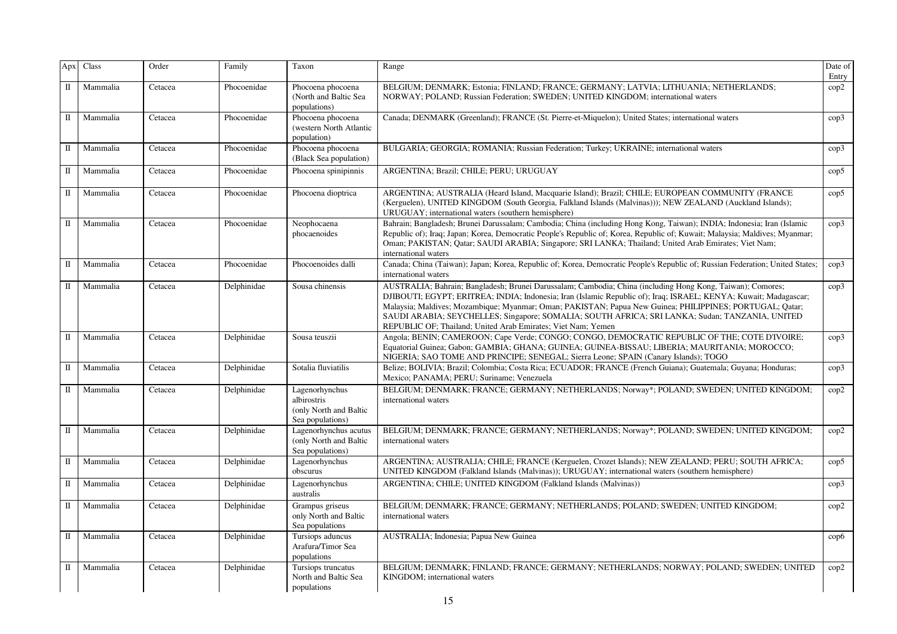| Apx | Class | Order | Family | Taxon | Range | Date of Entry |
|---|---|---|---|---|---|---|
| II | Mammalia | Cetacea | Phocoenidae | Phocoena phocoena (North and Baltic Sea populations) | BELGIUM; DENMARK; Estonia; FINLAND; FRANCE; GERMANY; LATVIA; LITHUANIA; NETHERLANDS; NORWAY; POLAND; Russian Federation; SWEDEN; UNITED KINGDOM; international waters | cop2 |
| II | Mammalia | Cetacea | Phocoenidae | Phocoena phocoena (western North Atlantic population) | Canada; DENMARK (Greenland); FRANCE (St. Pierre-et-Miquelon); United States; international waters | cop3 |
| II | Mammalia | Cetacea | Phocoenidae | Phocoena phocoena (Black Sea population) | BULGARIA; GEORGIA; ROMANIA; Russian Federation; Turkey; UKRAINE; international waters | cop3 |
| II | Mammalia | Cetacea | Phocoenidae | Phocoena spinipinnis | ARGENTINA; Brazil; CHILE; PERU; URUGUAY | cop5 |
| II | Mammalia | Cetacea | Phocoenidae | Phocoena dioptrica | ARGENTINA; AUSTRALIA (Heard Island, Macquarie Island); Brazil; CHILE; EUROPEAN COMMUNITY (FRANCE (Kerguelen), UNITED KINGDOM (South Georgia, Falkland Islands (Malvinas))); NEW ZEALAND (Auckland Islands); URUGUAY; international waters (southern hemisphere) | cop5 |
| II | Mammalia | Cetacea | Phocoenidae | Neophocaena phocaenoides | Bahrain; Bangladesh; Brunei Darussalam; Cambodia; China (including Hong Kong, Taiwan); INDIA; Indonesia; Iran (Islamic Republic of); Iraq; Japan; Korea, Democratic People's Republic of; Korea, Republic of; Kuwait; Malaysia; Maldives; Myanmar; Oman; PAKISTAN; Qatar; SAUDI ARABIA; Singapore; SRI LANKA; Thailand; United Arab Emirates; Viet Nam; international waters | cop3 |
| II | Mammalia | Cetacea | Phocoenidae | Phocoenoides dalli | Canada; China (Taiwan); Japan; Korea, Republic of; Korea, Democratic People's Republic of; Russian Federation; United States; international waters | cop3 |
| II | Mammalia | Cetacea | Delphinidae | Sousa chinensis | AUSTRALIA; Bahrain; Bangladesh; Brunei Darussalam; Cambodia; China (including Hong Kong, Taiwan); Comores; DJIBOUTI; EGYPT; ERITREA; INDIA; Indonesia; Iran (Islamic Republic of); Iraq; ISRAEL; KENYA; Kuwait; Madagascar; Malaysia; Maldives; Mozambique; Myanmar; Oman; PAKISTAN; Papua New Guinea; PHILIPPINES; PORTUGAL; Qatar; SAUDI ARABIA; SEYCHELLES; Singapore; SOMALIA; SOUTH AFRICA; SRI LANKA; Sudan; TANZANIA, UNITED REPUBLIC OF; Thailand; United Arab Emirates; Viet Nam; Yemen | cop3 |
| II | Mammalia | Cetacea | Delphinidae | Sousa teuszii | Angola; BENIN; CAMEROON; Cape Verde; CONGO; CONGO, DEMOCRATIC REPUBLIC OF THE; COTE D'IVOIRE; Equatorial Guinea; Gabon; GAMBIA; GHANA; GUINEA; GUINEA-BISSAU; LIBERIA; MAURITANIA; MOROCCO; NIGERIA; SAO TOME AND PRINCIPE; SENEGAL; Sierra Leone; SPAIN (Canary Islands); TOGO | cop3 |
| II | Mammalia | Cetacea | Delphinidae | Sotalia fluviatilis | Belize; BOLIVIA; Brazil; Colombia; Costa Rica; ECUADOR; FRANCE (French Guiana); Guatemala; Guyana; Honduras; Mexico; PANAMA; PERU; Suriname; Venezuela | cop3 |
| II | Mammalia | Cetacea | Delphinidae | Lagenorhynchus albirostris (only North and Baltic Sea populations) | BELGIUM; DENMARK; FRANCE; GERMANY; NETHERLANDS; Norway*; POLAND; SWEDEN; UNITED KINGDOM; international waters | cop2 |
| II | Mammalia | Cetacea | Delphinidae | Lagenorhynchus acutus (only North and Baltic Sea populations) | BELGIUM; DENMARK; FRANCE; GERMANY; NETHERLANDS; Norway*; POLAND; SWEDEN; UNITED KINGDOM; international waters | cop2 |
| II | Mammalia | Cetacea | Delphinidae | Lagenorhynchus obscurus | ARGENTINA; AUSTRALIA; CHILE; FRANCE (Kerguelen, Crozet Islands); NEW ZEALAND; PERU; SOUTH AFRICA; UNITED KINGDOM (Falkland Islands (Malvinas)); URUGUAY; international waters (southern hemisphere) | cop5 |
| II | Mammalia | Cetacea | Delphinidae | Lagenorhynchus australis | ARGENTINA; CHILE; UNITED KINGDOM (Falkland Islands (Malvinas)) | cop3 |
| II | Mammalia | Cetacea | Delphinidae | Grampus griseus only North and Baltic Sea populations | BELGIUM; DENMARK; FRANCE; GERMANY; NETHERLANDS; POLAND; SWEDEN; UNITED KINGDOM; international waters | cop2 |
| II | Mammalia | Cetacea | Delphinidae | Tursiops aduncus Arafura/Timor Sea populations | AUSTRALIA; Indonesia; Papua New Guinea | cop6 |
| II | Mammalia | Cetacea | Delphinidae | Tursiops truncatus North and Baltic Sea populations | BELGIUM; DENMARK; FINLAND; FRANCE; GERMANY; NETHERLANDS; NORWAY; POLAND; SWEDEN; UNITED KINGDOM; international waters | cop2 |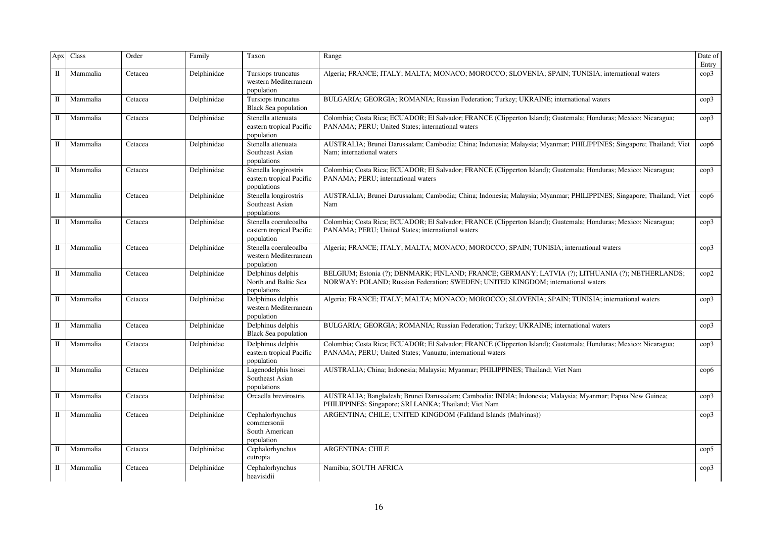| Apx | Class | Order | Family | Taxon | Range | Date of Entry |
|---|---|---|---|---|---|---|
| II | Mammalia | Cetacea | Delphinidae | Tursiops truncatus western Mediterranean population | Algeria; FRANCE; ITALY; MALTA; MONACO; MOROCCO; SLOVENIA; SPAIN; TUNISIA; international waters | cop3 |
| II | Mammalia | Cetacea | Delphinidae | Tursiops truncatus Black Sea population | BULGARIA; GEORGIA; ROMANIA; Russian Federation; Turkey; UKRAINE; international waters | cop3 |
| II | Mammalia | Cetacea | Delphinidae | Stenella attenuata eastern tropical Pacific population | Colombia; Costa Rica; ECUADOR; El Salvador; FRANCE (Clipperton Island); Guatemala; Honduras; Mexico; Nicaragua; PANAMA; PERU; United States; international waters | cop3 |
| II | Mammalia | Cetacea | Delphinidae | Stenella attenuata Southeast Asian populations | AUSTRALIA; Brunei Darussalam; Cambodia; China; Indonesia; Malaysia; Myanmar; PHILIPPINES; Singapore; Thailand; Viet Nam; international waters | cop6 |
| II | Mammalia | Cetacea | Delphinidae | Stenella longirostris eastern tropical Pacific populations | Colombia; Costa Rica; ECUADOR; El Salvador; FRANCE (Clipperton Island); Guatemala; Honduras; Mexico; Nicaragua; PANAMA; PERU; international waters | cop3 |
| II | Mammalia | Cetacea | Delphinidae | Stenella longirostris Southeast Asian populations | AUSTRALIA; Brunei Darussalam; Cambodia; China; Indonesia; Malaysia; Myanmar; PHILIPPINES; Singapore; Thailand; Viet Nam | cop6 |
| II | Mammalia | Cetacea | Delphinidae | Stenella coeruleoalba eastern tropical Pacific population | Colombia; Costa Rica; ECUADOR; El Salvador; FRANCE (Clipperton Island); Guatemala; Honduras; Mexico; Nicaragua; PANAMA; PERU; United States; international waters | cop3 |
| II | Mammalia | Cetacea | Delphinidae | Stenella coeruleoalba western Mediterranean population | Algeria; FRANCE; ITALY; MALTA; MONACO; MOROCCO; SPAIN; TUNISIA; international waters | cop3 |
| II | Mammalia | Cetacea | Delphinidae | Delphinus delphis North and Baltic Sea populations | BELGIUM; Estonia (?); DENMARK; FINLAND; FRANCE; GERMANY; LATVIA (?); LITHUANIA (?); NETHERLANDS; NORWAY; POLAND; Russian Federation; SWEDEN; UNITED KINGDOM; international waters | cop2 |
| II | Mammalia | Cetacea | Delphinidae | Delphinus delphis western Mediterranean population | Algeria; FRANCE; ITALY; MALTA; MONACO; MOROCCO; SLOVENIA; SPAIN; TUNISIA; international waters | cop3 |
| II | Mammalia | Cetacea | Delphinidae | Delphinus delphis Black Sea population | BULGARIA; GEORGIA; ROMANIA; Russian Federation; Turkey; UKRAINE; international waters | cop3 |
| II | Mammalia | Cetacea | Delphinidae | Delphinus delphis eastern tropical Pacific population | Colombia; Costa Rica; ECUADOR; El Salvador; FRANCE (Clipperton Island); Guatemala; Honduras; Mexico; Nicaragua; PANAMA; PERU; United States; Vanuatu; international waters | cop3 |
| II | Mammalia | Cetacea | Delphinidae | Lagenodelphis hosei Southeast Asian populations | AUSTRALIA; China; Indonesia; Malaysia; Myanmar; PHILIPPINES; Thailand; Viet Nam | cop6 |
| II | Mammalia | Cetacea | Delphinidae | Orcaella brevirostris | AUSTRALIA; Bangladesh; Brunei Darussalam; Cambodia; INDIA; Indonesia; Malaysia; Myanmar; Papua New Guinea; PHILIPPINES; Singapore; SRI LANKA; Thailand; Viet Nam | cop3 |
| II | Mammalia | Cetacea | Delphinidae | Cephalorhynchus commersonii South American population | ARGENTINA; CHILE; UNITED KINGDOM (Falkland Islands (Malvinas)) | cop3 |
| II | Mammalia | Cetacea | Delphinidae | Cephalorhynchus eutropia | ARGENTINA; CHILE | cop5 |
| II | Mammalia | Cetacea | Delphinidae | Cephalorhynchus heavisidii | Namibia; SOUTH AFRICA | cop3 |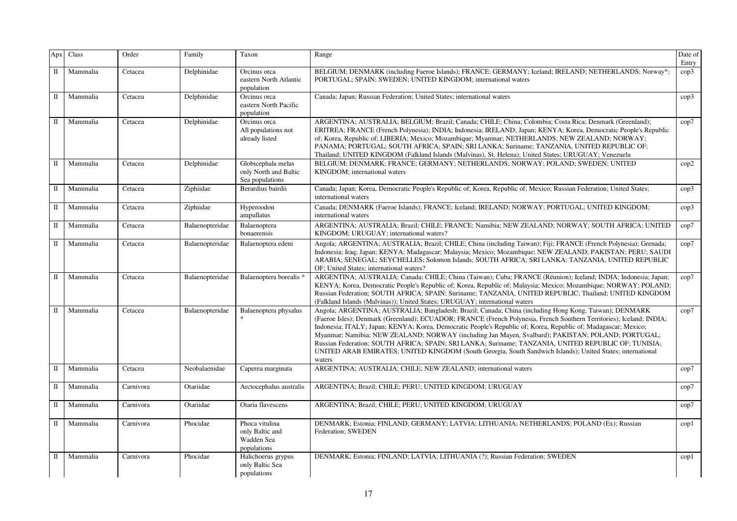| Apx | Class | Order | Family | Taxon | Range | Date of Entry |
|---|---|---|---|---|---|---|
| II | Mammalia | Cetacea | Delphinidae | Orcinus orca eastern North Atlantic population | BELGIUM; DENMARK (including Faeroe Islands); FRANCE; GERMANY; Iceland; IRELAND; NETHERLANDS; Norway*; PORTUGAL; SPAIN; SWEDEN; UNITED KINGDOM; international waters | cop3 |
| II | Mammalia | Cetacea | Delphinidae | Orcinus orca eastern North Pacific population | Canada; Japan; Russian Federation; United States; international waters | cop3 |
| II | Mammalia | Cetacea | Delphinidae | Orcinus orca All populations not already listed | ARGENTINA; AUSTRALIA; BELGIUM; Brazil; Canada; CHILE; China; Colombia; Costa Rica; Denmark (Greenland); ERITREA; FRANCE (French Polynesia); INDIA; Indonesia; IRELAND; Japan; KENYA; Korea, Democratic People's Republic of; Korea, Republic of; LIBERIA; Mexico; Mozambique; Myanmar; NETHERLANDS; NEW ZEALAND; NORWAY; PANAMA; PORTUGAL; SOUTH AFRICA; SPAIN; SRI LANKA; Suriname; TANZANIA, UNITED REPUBLIC OF; Thailand; UNITED KINGDOM (Falkland Islands (Malvinas), St. Helena); United States; URUGUAY; Venezuela | cop7 |
| II | Mammalia | Cetacea | Delphinidae | Globicephala melas only North and Baltic Sea populations | BELGIUM; DENMARK; FRANCE; GERMANY; NETHERLANDS; NORWAY; POLAND; SWEDEN; UNITED KINGDOM; international waters | cop2 |
| II | Mammalia | Cetacea | Ziphiidae | Berardius bairdii | Canada; Japan; Korea, Democratic People's Republic of; Korea, Republic of; Mexico; Russian Federation; United States; international waters | cop3 |
| II | Mammalia | Cetacea | Ziphiidae | Hyperoodon ampullatus | Canada; DENMARK (Faeroe Islands); FRANCE; Iceland; IRELAND; NORWAY; PORTUGAL; UNITED KINGDOM; international waters | cop3 |
| II | Mammalia | Cetacea | Balaenopteridae | Balaenoptera bonaerensis | ARGENTINA; AUSTRALIA; Brazil; CHILE; FRANCE; Namibia; NEW ZEALAND; NORWAY; SOUTH AFRICA; UNITED KINGDOM; URUGUAY; international waters? | cop7 |
| II | Mammalia | Cetacea | Balaenopteridae | Balaenoptera edeni | Angola; ARGENTINA; AUSTRALIA; Brazil; CHILE; China (including Taiwan); Fiji; FRANCE (French Polynesia); Grenada; Indonesia; Japan; KENYA; Madagascar; Malaysia; Mexico; Mozambique; NEW ZEALAND; PAKISTAN; PERU; SAUDI ARABIA; SENEGAL; SEYCHELLES; Solomon Islands; SOUTH AFRICA; SRI LANKA; TANZANIA, UNITED REPUBLIC OF; United States; international waters? | cop7 |
| II | Mammalia | Cetacea | Balaenopteridae | Balaenoptera borealis * | ARGENTINA; AUSTRALIA; Canada; CHILE; China (Taiwan); Cuba; FRANCE (Réunion); Iceland; INDIA; Indonesia; Japan; KENYA; Korea, Democratic People's Republic of; Korea, Republic of; Malaysia; Mexico; Mozambique; NORWAY; POLAND; Russian Federation; SOUTH AFRICA; SPAIN; Suriname; TANZANIA, UNITED REPUBLIC; Thailand; UNITED KINGDOM (Falkland Islands (Malvinas)); United States; URUGUAY; international waters | cop7 |
| II | Mammalia | Cetacea | Balaenopteridae | Balaenoptera physalus * | Angola; ARGENTINA; AUSTRALIA; Bangladesh; Brazil; Canada; China (including Hong Kong, Taiwan); DENMARK (Faeroe Isles); Denmark (Greenland); ECUADOR; FRANCE (French Polynesia, French Southern Territories); Iceland; INDIA; Indonesia; Iraq; ITALY; Japan; KENYA; Korea, Democratic People's Republic of; Korea, Republic of; Madagascar; Mexico; Myanmar; Namibia; NEW ZEALAND; NORWAY (including Jan Mayen, Svalbard); PAKISTAN; POLAND; PORTUGAL; Russian Federation; SOUTH AFRICA; SPAIN; SRI LANKA; Suriname; TANZANIA, UNITED REPUBLIC OF; TUNISIA; UNITED ARAB EMIRATES; UNITED KINGDOM (South Georgia, South Sandwich Islands); United States; international waters | cop7 |
| II | Mammalia | Cetacea | Neobalaenidae | Caperea marginata | ARGENTINA; AUSTRALIA; CHILE; NEW ZEALAND; international waters | cop7 |
| II | Mammalia | Carnivora | Otariidae | Arctocephalus australis | ARGENTINA; Brazil; CHILE; PERU; UNITED KINGDOM; URUGUAY | cop7 |
| II | Mammalia | Carnivora | Otariidae | Otaria flavescens | ARGENTINA; Brazil; CHILE; PERU; UNITED KINGDOM; URUGUAY | cop7 |
| II | Mammalia | Carnivora | Phocidae | Phoca vitulina only Baltic and Wadden Sea populations | DENMARK; Estonia; FINLAND; GERMANY; LATVIA; LITHUANIA; NETHERLANDS; POLAND (Ex); Russian Federation; SWEDEN | cop1 |
| II | Mammalia | Carnivora | Phocidae | Halichoerus grypus only Baltic Sea populations | DENMARK; Estonia; FINLAND; LATVIA; LITHUANIA (?); Russian Federation; SWEDEN | cop1 |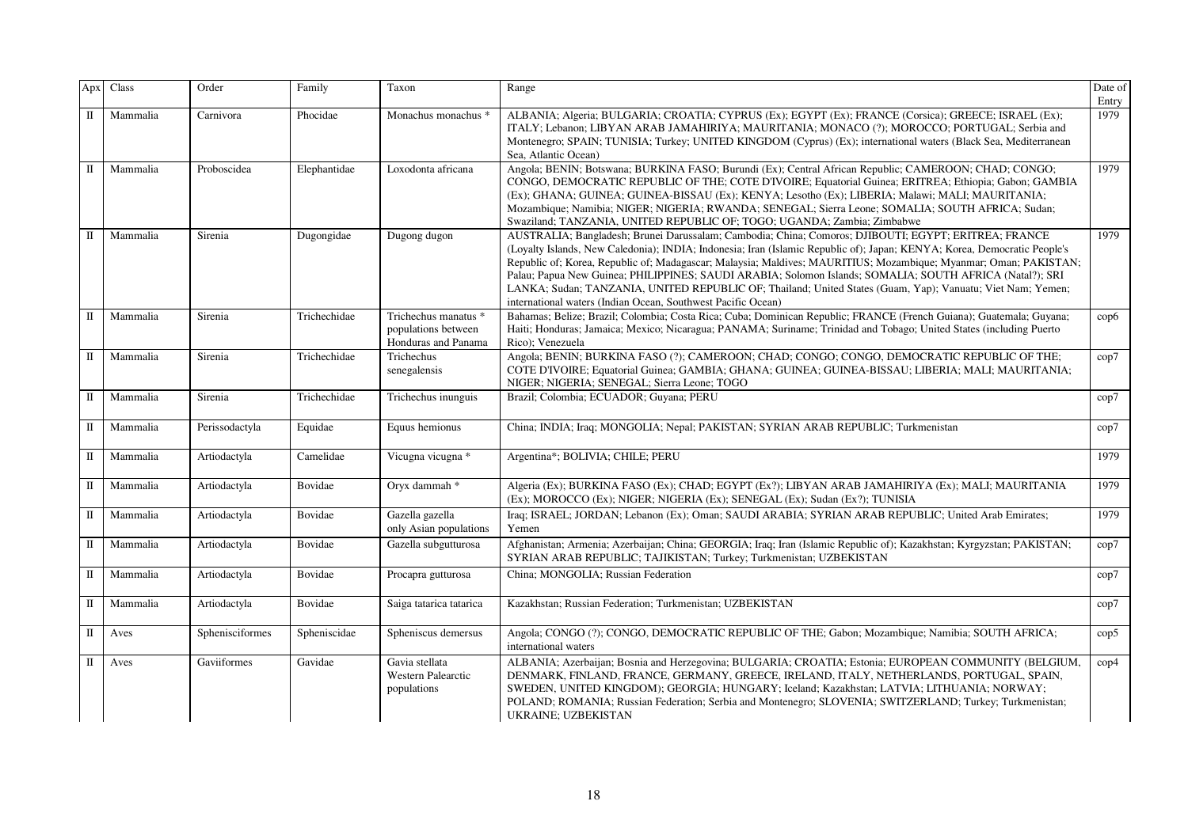| Apx | Class | Order | Family | Taxon | Range | Date of Entry |
|---|---|---|---|---|---|---|
| II | Mammalia | Carnivora | Phocidae | Monachus monachus * | ALBANIA; Algeria; BULGARIA; CROATIA; CYPRUS (Ex); EGYPT (Ex); FRANCE (Corsica); GREECE; ISRAEL (Ex); ITALY; Lebanon; LIBYAN ARAB JAMAHIRIYA; MAURITANIA; MONACO (?); MOROCCO; PORTUGAL; Serbia and Montenegro; SPAIN; TUNISIA; Turkey; UNITED KINGDOM (Cyprus) (Ex); international waters (Black Sea, Mediterranean Sea, Atlantic Ocean) | 1979 |
| II | Mammalia | Proboscidea | Elephantidae | Loxodonta africana | Angola; BENIN; Botswana; BURKINA FASO; Burundi (Ex); Central African Republic; CAMEROON; CHAD; CONGO; CONGO, DEMOCRATIC REPUBLIC OF THE; COTE D'IVOIRE; Equatorial Guinea; ERITREA; Ethiopia; Gabon; GAMBIA (Ex); GHANA; GUINEA; GUINEA-BISSAU (Ex); KENYA; Lesotho (Ex); LIBERIA; Malawi; MALI; MAURITANIA; Mozambique; Namibia; NIGER; NIGERIA; RWANDA; SENEGAL; Sierra Leone; SOMALIA; SOUTH AFRICA; Sudan; Swaziland; TANZANIA, UNITED REPUBLIC OF; TOGO; UGANDA; Zambia; Zimbabwe | 1979 |
| II | Mammalia | Sirenia | Dugongidae | Dugong dugon | AUSTRALIA; Bangladesh; Brunei Darussalam; Cambodia; China; Comoros; DJIBOUTI; EGYPT; ERITREA; FRANCE (Loyalty Islands, New Caledonia); INDIA; Indonesia; Iran (Islamic Republic of); Japan; KENYA; Korea, Democratic People's Republic of; Korea, Republic of; Madagascar; Malaysia; Maldives; MAURITIUS; Mozambique; Myanmar; Oman; PAKISTAN; Palau; Papua New Guinea; PHILIPPINES; SAUDI ARABIA; Solomon Islands; SOMALIA; SOUTH AFRICA (Natal?); SRI LANKA; Sudan; TANZANIA, UNITED REPUBLIC OF; Thailand; United States (Guam, Yap); Vanuatu; Viet Nam; Yemen; international waters (Indian Ocean, Southwest Pacific Ocean) | 1979 |
| II | Mammalia | Sirenia | Trichechidae | Trichechus manatus * populations between Honduras and Panama | Bahamas; Belize; Brazil; Colombia; Costa Rica; Cuba; Dominican Republic; FRANCE (French Guiana); Guatemala; Guyana; Haiti; Honduras; Jamaica; Mexico; Nicaragua; PANAMA; Suriname; Trinidad and Tobago; United States (including Puerto Rico); Venezuela | cop6 |
| II | Mammalia | Sirenia | Trichechidae | Trichechus senegalensis | Angola; BENIN; BURKINA FASO (?); CAMEROON; CHAD; CONGO; CONGO, DEMOCRATIC REPUBLIC OF THE; COTE D'IVOIRE; Equatorial Guinea; GAMBIA; GHANA; GUINEA; GUINEA-BISSAU; LIBERIA; MALI; MAURITANIA; NIGER; NIGERIA; SENEGAL; Sierra Leone; TOGO | cop7 |
| II | Mammalia | Sirenia | Trichechidae | Trichechus inunguis | Brazil; Colombia; ECUADOR; Guyana; PERU | cop7 |
| II | Mammalia | Perissodactyla | Equidae | Equus hemionus | China; INDIA; Iraq; MONGOLIA; Nepal; PAKISTAN; SYRIAN ARAB REPUBLIC; Turkmenistan | cop7 |
| II | Mammalia | Artiodactyla | Camelidae | Vicugna vicugna * | Argentina*; BOLIVIA; CHILE; PERU | 1979 |
| II | Mammalia | Artiodactyla | Bovidae | Oryx dammah * | Algeria (Ex); BURKINA FASO (Ex); CHAD; EGYPT (Ex?); LIBYAN ARAB JAMAHIRIYA (Ex); MALI; MAURITANIA (Ex); MOROCCO (Ex); NIGER; NIGERIA (Ex); SENEGAL (Ex); Sudan (Ex?); TUNISIA | 1979 |
| II | Mammalia | Artiodactyla | Bovidae | Gazella gazella only Asian populations | Iraq; ISRAEL; JORDAN; Lebanon (Ex); Oman; SAUDI ARABIA; SYRIAN ARAB REPUBLIC; United Arab Emirates; Yemen | 1979 |
| II | Mammalia | Artiodactyla | Bovidae | Gazella subgutturosa | Afghanistan; Armenia; Azerbaijan; China; GEORGIA; Iraq; Iran (Islamic Republic of); Kazakhstan; Kyrgyzstan; PAKISTAN; SYRIAN ARAB REPUBLIC; TAJIKISTAN; Turkey; Turkmenistan; UZBEKISTAN | cop7 |
| II | Mammalia | Artiodactyla | Bovidae | Procapra gutturosa | China; MONGOLIA; Russian Federation | cop7 |
| II | Mammalia | Artiodactyla | Bovidae | Saiga tatarica tatarica | Kazakhstan; Russian Federation; Turkmenistan; UZBEKISTAN | cop7 |
| II | Aves | Sphenisciformes | Spheniscidae | Spheniscus demersus | Angola; CONGO (?); CONGO, DEMOCRATIC REPUBLIC OF THE; Gabon; Mozambique; Namibia; SOUTH AFRICA; international waters | cop5 |
| II | Aves | Gaviiformes | Gavidae | Gavia stellata Western Palearctic populations | ALBANIA; Azerbaijan; Bosnia and Herzegovina; BULGARIA; CROATIA; Estonia; EUROPEAN COMMUNITY (BELGIUM, DENMARK, FINLAND, FRANCE, GERMANY, GREECE, IRELAND, ITALY, NETHERLANDS, PORTUGAL, SPAIN, SWEDEN, UNITED KINGDOM); GEORGIA; HUNGARY; Iceland; Kazakhstan; LATVIA; LITHUANIA; NORWAY; POLAND; ROMANIA; Russian Federation; Serbia and Montenegro; SLOVENIA; SWITZERLAND; Turkey; Turkmenistan; UKRAINE; UZBEKISTAN | cop4 |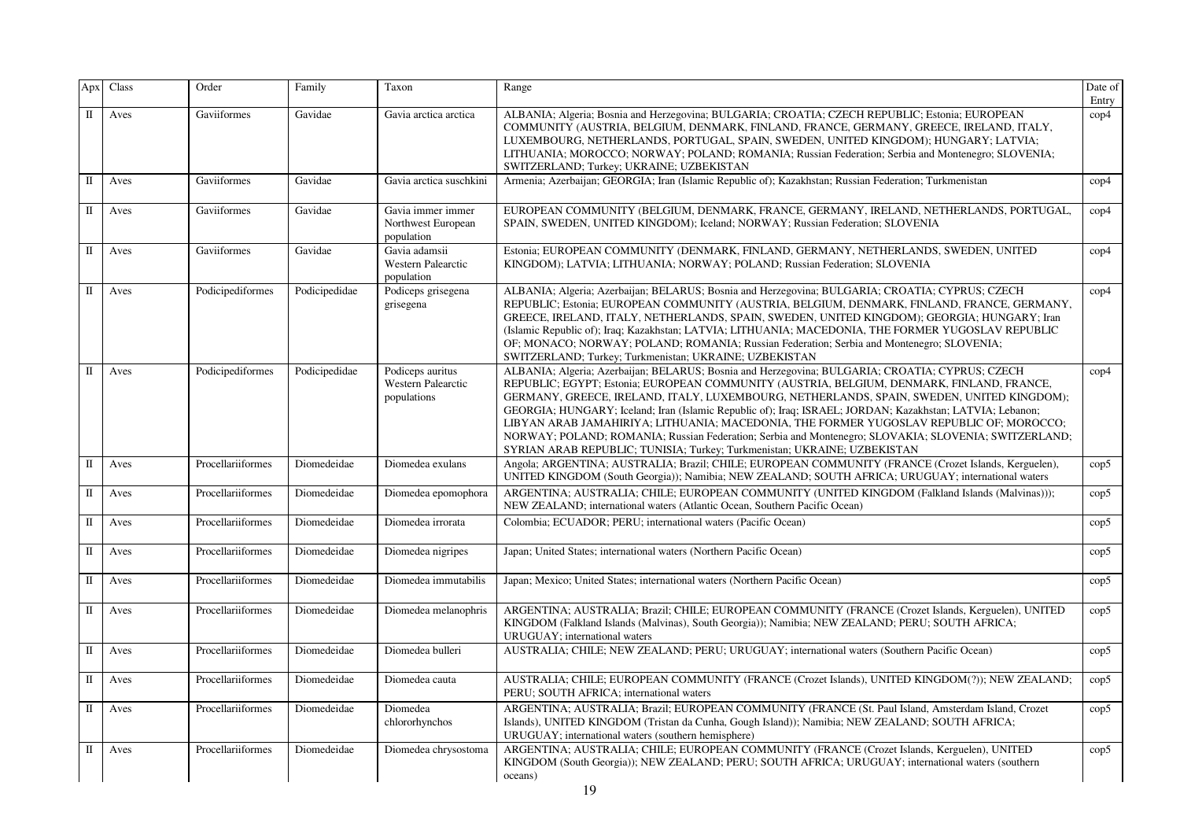| Apx | Class | Order | Family | Taxon | Range | Date of Entry |
|---|---|---|---|---|---|---|
| II | Aves | Gaviiformes | Gavidae | Gavia arctica arctica | ALBANIA; Algeria; Bosnia and Herzegovina; BULGARIA; CROATIA; CZECH REPUBLIC; Estonia; EUROPEAN COMMUNITY (AUSTRIA, BELGIUM, DENMARK, FINLAND, FRANCE, GERMANY, GREECE, IRELAND, ITALY, LUXEMBOURG, NETHERLANDS, PORTUGAL, SPAIN, SWEDEN, UNITED KINGDOM); HUNGARY; LATVIA; LITHUANIA; MOROCCO; NORWAY; POLAND; ROMANIA; Russian Federation; Serbia and Montenegro; SLOVENIA; SWITZERLAND; Turkey; UKRAINE; UZBEKISTAN | cop4 |
| II | Aves | Gaviiformes | Gavidae | Gavia arctica suschkini | Armenia; Azerbaijan; GEORGIA; Iran (Islamic Republic of); Kazakhstan; Russian Federation; Turkmenistan | cop4 |
| II | Aves | Gaviiformes | Gavidae | Gavia immer immer Northwest European population | EUROPEAN COMMUNITY (BELGIUM, DENMARK, FRANCE, GERMANY, IRELAND, NETHERLANDS, PORTUGAL, SPAIN, SWEDEN, UNITED KINGDOM); Iceland; NORWAY; Russian Federation; SLOVENIA | cop4 |
| II | Aves | Gaviiformes | Gavidae | Gavia adamsii Western Palearctic population | Estonia; EUROPEAN COMMUNITY (DENMARK, FINLAND, GERMANY, NETHERLANDS, SWEDEN, UNITED KINGDOM); LATVIA; LITHUANIA; NORWAY; POLAND; Russian Federation; SLOVENIA | cop4 |
| II | Aves | Podicipediformes | Podicipedidae | Podiceps grisegena grisegena | ALBANIA; Algeria; Azerbaijan; BELARUS; Bosnia and Herzegovina; BULGARIA; CROATIA; CYPRUS; CZECH REPUBLIC; Estonia; EUROPEAN COMMUNITY (AUSTRIA, BELGIUM, DENMARK, FINLAND, FRANCE, GERMANY, GREECE, IRELAND, ITALY, NETHERLANDS, SPAIN, SWEDEN, UNITED KINGDOM); GEORGIA; HUNGARY; Iran (Islamic Republic of); Iraq; Kazakhstan; LATVIA; LITHUANIA; MACEDONIA, THE FORMER YUGOSLAV REPUBLIC OF; MONACO; NORWAY; POLAND; ROMANIA; Russian Federation; Serbia and Montenegro; SLOVENIA; SWITZERLAND; Turkey; Turkmenistan; UKRAINE; UZBEKISTAN | cop4 |
| II | Aves | Podicipediformes | Podicipedidae | Podiceps auritus Western Palearctic populations | ALBANIA; Algeria; Azerbaijan; BELARUS; Bosnia and Herzegovina; BULGARIA; CROATIA; CYPRUS; CZECH REPUBLIC; EGYPT; Estonia; EUROPEAN COMMUNITY (AUSTRIA, BELGIUM, DENMARK, FINLAND, FRANCE, GERMANY, GREECE, IRELAND, ITALY, LUXEMBOURG, NETHERLANDS, SPAIN, SWEDEN, UNITED KINGDOM); GEORGIA; HUNGARY; Iceland; Iran (Islamic Republic of); Iraq; ISRAEL; JORDAN; Kazakhstan; LATVIA; Lebanon; LIBYAN ARAB JAMAHIRIYA; LITHUANIA; MACEDONIA, THE FORMER YUGOSLAV REPUBLIC OF; MOROCCO; NORWAY; POLAND; ROMANIA; Russian Federation; Serbia and Montenegro; SLOVAKIA; SLOVENIA; SWITZERLAND; SYRIAN ARAB REPUBLIC; TUNISIA; Turkey; Turkmenistan; UKRAINE; UZBEKISTAN | cop4 |
| II | Aves | Procellariiformes | Diomedeidae | Diomedea exulans | Angola; ARGENTINA; AUSTRALIA; Brazil; CHILE; EUROPEAN COMMUNITY (FRANCE (Crozet Islands, Kerguelen), UNITED KINGDOM (South Georgia)); Namibia; NEW ZEALAND; SOUTH AFRICA; URUGUAY; international waters | cop5 |
| II | Aves | Procellariiformes | Diomedeidae | Diomedea epomophora | ARGENTINA; AUSTRALIA; CHILE; EUROPEAN COMMUNITY (UNITED KINGDOM (Falkland Islands (Malvinas))); NEW ZEALAND; international waters (Atlantic Ocean, Southern Pacific Ocean) | cop5 |
| II | Aves | Procellariiformes | Diomedeidae | Diomedea irrorata | Colombia; ECUADOR; PERU; international waters (Pacific Ocean) | cop5 |
| II | Aves | Procellariiformes | Diomedeidae | Diomedea nigripes | Japan; United States; international waters (Northern Pacific Ocean) | cop5 |
| II | Aves | Procellariiformes | Diomedeidae | Diomedea immutabilis | Japan; Mexico; United States; international waters (Northern Pacific Ocean) | cop5 |
| II | Aves | Procellariiformes | Diomedeidae | Diomedea melanophris | ARGENTINA; AUSTRALIA; Brazil; CHILE; EUROPEAN COMMUNITY (FRANCE (Crozet Islands, Kerguelen), UNITED KINGDOM (Falkland Islands (Malvinas), South Georgia)); Namibia; NEW ZEALAND; PERU; SOUTH AFRICA; URUGUAY; international waters | cop5 |
| II | Aves | Procellariiformes | Diomedeidae | Diomedea bulleri | AUSTRALIA; CHILE; NEW ZEALAND; PERU; URUGUAY; international waters (Southern Pacific Ocean) | cop5 |
| II | Aves | Procellariiformes | Diomedeidae | Diomedea cauta | AUSTRALIA; CHILE; EUROPEAN COMMUNITY (FRANCE (Crozet Islands), UNITED KINGDOM(?)); NEW ZEALAND; PERU; SOUTH AFRICA; international waters | cop5 |
| II | Aves | Procellariiformes | Diomedeidae | Diomedea chlororhynchos | ARGENTINA; AUSTRALIA; Brazil; EUROPEAN COMMUNITY (FRANCE (St. Paul Island, Amsterdam Island, Crozet Islands), UNITED KINGDOM (Tristan da Cunha, Gough Island)); Namibia; NEW ZEALAND; SOUTH AFRICA; URUGUAY; international waters (southern hemisphere) | cop5 |
| II | Aves | Procellariiformes | Diomedeidae | Diomedea chrysostoma | ARGENTINA; AUSTRALIA; CHILE; EUROPEAN COMMUNITY (FRANCE (Crozet Islands, Kerguelen), UNITED KINGDOM (South Georgia)); NEW ZEALAND; PERU; SOUTH AFRICA; URUGUAY; international waters (southern oceans) | cop5 |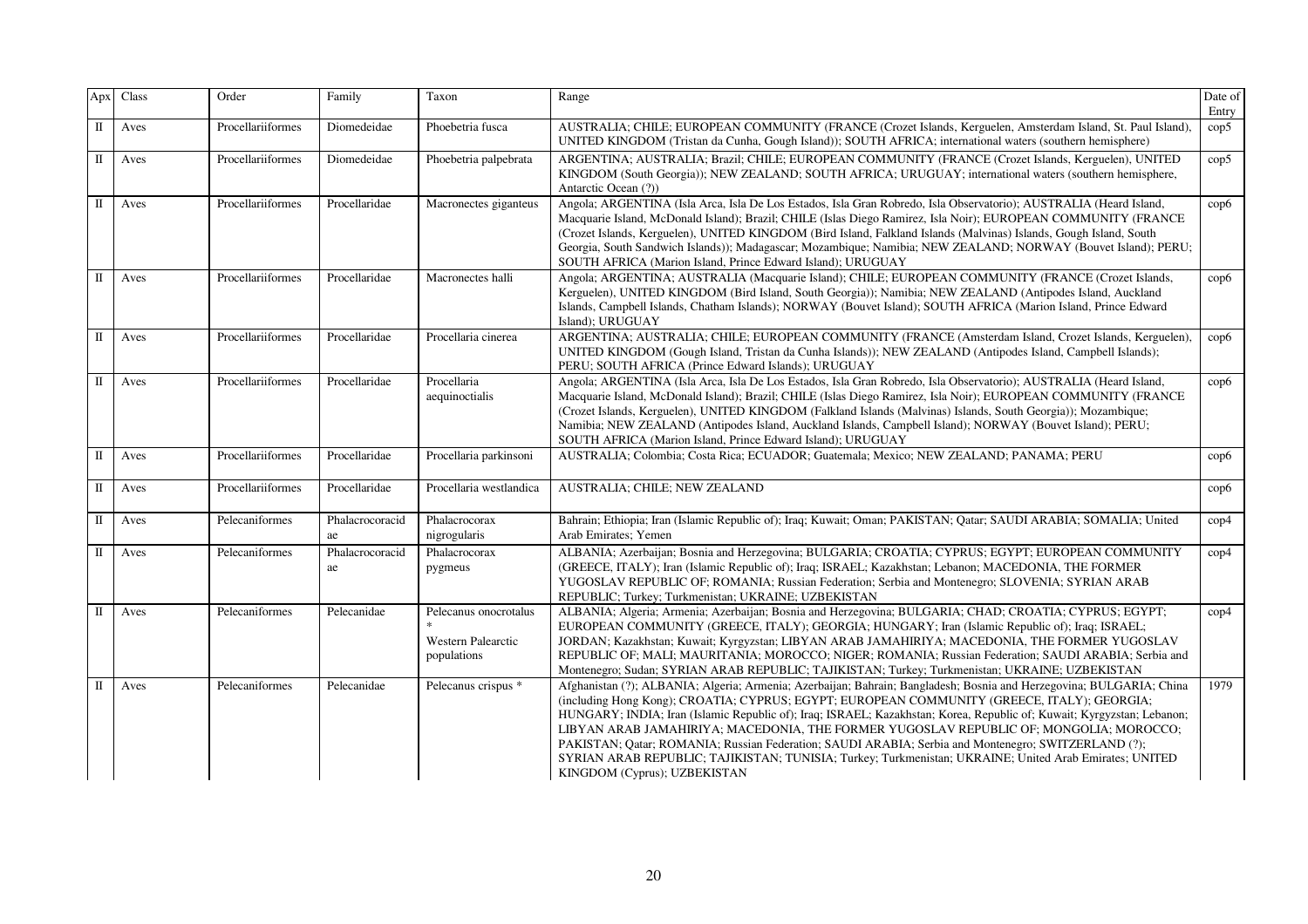| Apx | Class | Order | Family | Taxon | Range | Date of Entry |
|---|---|---|---|---|---|---|
| II | Aves | Procellariiformes | Diomedeidae | Phoebetria fusca | AUSTRALIA; CHILE; EUROPEAN COMMUNITY (FRANCE (Crozet Islands, Kerguelen, Amsterdam Island, St. Paul Island), UNITED KINGDOM (Tristan da Cunha, Gough Island)); SOUTH AFRICA; international waters (southern hemisphere) | cop5 |
| II | Aves | Procellariiformes | Diomedeidae | Phoebetria palpebrata | ARGENTINA; AUSTRALIA; Brazil; CHILE; EUROPEAN COMMUNITY (FRANCE (Crozet Islands, Kerguelen), UNITED KINGDOM (South Georgia)); NEW ZEALAND; SOUTH AFRICA; URUGUAY; international waters (southern hemisphere, Antarctic Ocean (?)) | cop5 |
| II | Aves | Procellariiformes | Procellaridae | Macronectes giganteus | Angola; ARGENTINA (Isla Arca, Isla De Los Estados, Isla Gran Robredo, Isla Observatorio); AUSTRALIA (Heard Island, Macquarie Island, McDonald Island); Brazil; CHILE (Islas Diego Ramirez, Isla Noir); EUROPEAN COMMUNITY (FRANCE (Crozet Islands, Kerguelen), UNITED KINGDOM (Bird Island, Falkland Islands (Malvinas) Islands, Gough Island, South Georgia, South Sandwich Islands)); Madagascar; Mozambique; Namibia; NEW ZEALAND; NORWAY (Bouvet Island); PERU; SOUTH AFRICA (Marion Island, Prince Edward Island); URUGUAY | cop6 |
| II | Aves | Procellariiformes | Procellaridae | Macronectes halli | Angola; ARGENTINA; AUSTRALIA (Macquarie Island); CHILE; EUROPEAN COMMUNITY (FRANCE (Crozet Islands, Kerguelen), UNITED KINGDOM (Bird Island, South Georgia)); Namibia; NEW ZEALAND (Antipodes Island, Auckland Islands, Campbell Islands, Chatham Islands); NORWAY (Bouvet Island); SOUTH AFRICA (Marion Island, Prince Edward Island); URUGUAY | cop6 |
| II | Aves | Procellariiformes | Procellaridae | Procellaria cinerea | ARGENTINA; AUSTRALIA; CHILE; EUROPEAN COMMUNITY (FRANCE (Amsterdam Island, Crozet Islands, Kerguelen), UNITED KINGDOM (Gough Island, Tristan da Cunha Islands)); NEW ZEALAND (Antipodes Island, Campbell Islands); PERU; SOUTH AFRICA (Prince Edward Islands); URUGUAY | cop6 |
| II | Aves | Procellariiformes | Procellaridae | Procellaria aequinoctialis | Angola; ARGENTINA (Isla Arca, Isla De Los Estados, Isla Gran Robredo, Isla Observatorio); AUSTRALIA (Heard Island, Macquarie Island, McDonald Island); Brazil; CHILE (Islas Diego Ramirez, Isla Noir); EUROPEAN COMMUNITY (FRANCE (Crozet Islands, Kerguelen), UNITED KINGDOM (Falkland Islands (Malvinas) Islands, South Georgia)); Mozambique; Namibia; NEW ZEALAND (Antipodes Island, Auckland Islands, Campbell Island); NORWAY (Bouvet Island); PERU; SOUTH AFRICA (Marion Island, Prince Edward Island); URUGUAY | cop6 |
| II | Aves | Procellariiformes | Procellaridae | Procellaria parkinsoni | AUSTRALIA; Colombia; Costa Rica; ECUADOR; Guatemala; Mexico; NEW ZEALAND; PANAMA; PERU | cop6 |
| II | Aves | Procellariiformes | Procellaridae | Procellaria westlandica | AUSTRALIA; CHILE; NEW ZEALAND | cop6 |
| II | Aves | Pelecaniformes | Phalacrocoracidae | Phalacrocorax nigrogularis | Bahrain; Ethiopia; Iran (Islamic Republic of); Iraq; Kuwait; Oman; PAKISTAN; Qatar; SAUDI ARABIA; SOMALIA; United Arab Emirates; Yemen | cop4 |
| II | Aves | Pelecaniformes | Phalacrocoracidae | Phalacrocorax pygmeus | ALBANIA; Azerbaijan; Bosnia and Herzegovina; BULGARIA; CROATIA; CYPRUS; EGYPT; EUROPEAN COMMUNITY (GREECE, ITALY); Iran (Islamic Republic of); Iraq; ISRAEL; Kazakhstan; Lebanon; MACEDONIA, THE FORMER YUGOSLAV REPUBLIC OF; ROMANIA; Russian Federation; Serbia and Montenegro; SLOVENIA; SYRIAN ARAB REPUBLIC; Turkey; Turkmenistan; UKRAINE; UZBEKISTAN | cop4 |
| II | Aves | Pelecaniformes | Pelecanidae | Pelecanus onocrotalus * Western Palearctic populations | ALBANIA; Algeria; Armenia; Azerbaijan; Bosnia and Herzegovina; BULGARIA; CHAD; CROATIA; CYPRUS; EGYPT; EUROPEAN COMMUNITY (GREECE, ITALY); GEORGIA; HUNGARY; Iran (Islamic Republic of); Iraq; ISRAEL; JORDAN; Kazakhstan; Kuwait; Kyrgyzstan; LIBYAN ARAB JAMAHIRIYA; MACEDONIA, THE FORMER YUGOSLAV REPUBLIC OF; MALI; MAURITANIA; MOROCCO; NIGER; ROMANIA; Russian Federation; SAUDI ARABIA; Serbia and Montenegro; Sudan; SYRIAN ARAB REPUBLIC; TAJIKISTAN; Turkey; Turkmenistan; UKRAINE; UZBEKISTAN | cop4 |
| II | Aves | Pelecaniformes | Pelecanidae | Pelecanus crispus * | Afghanistan (?); ALBANIA; Algeria; Armenia; Azerbaijan; Bahrain; Bangladesh; Bosnia and Herzegovina; BULGARIA; China (including Hong Kong); CROATIA; CYPRUS; EGYPT; EUROPEAN COMMUNITY (GREECE, ITALY); GEORGIA; HUNGARY; INDIA; Iran (Islamic Republic of); Iraq; ISRAEL; Kazakhstan; Korea, Republic of; Kuwait; Kyrgyzstan; Lebanon; LIBYAN ARAB JAMAHIRIYA; MACEDONIA, THE FORMER YUGOSLAV REPUBLIC OF; MONGOLIA; MOROCCO; PAKISTAN; Qatar; ROMANIA; Russian Federation; SAUDI ARABIA; Serbia and Montenegro; SWITZERLAND (?); SYRIAN ARAB REPUBLIC; TAJIKISTAN; TUNISIA; Turkey; Turkmenistan; UKRAINE; United Arab Emirates; UNITED KINGDOM (Cyprus); UZBEKISTAN | 1979 |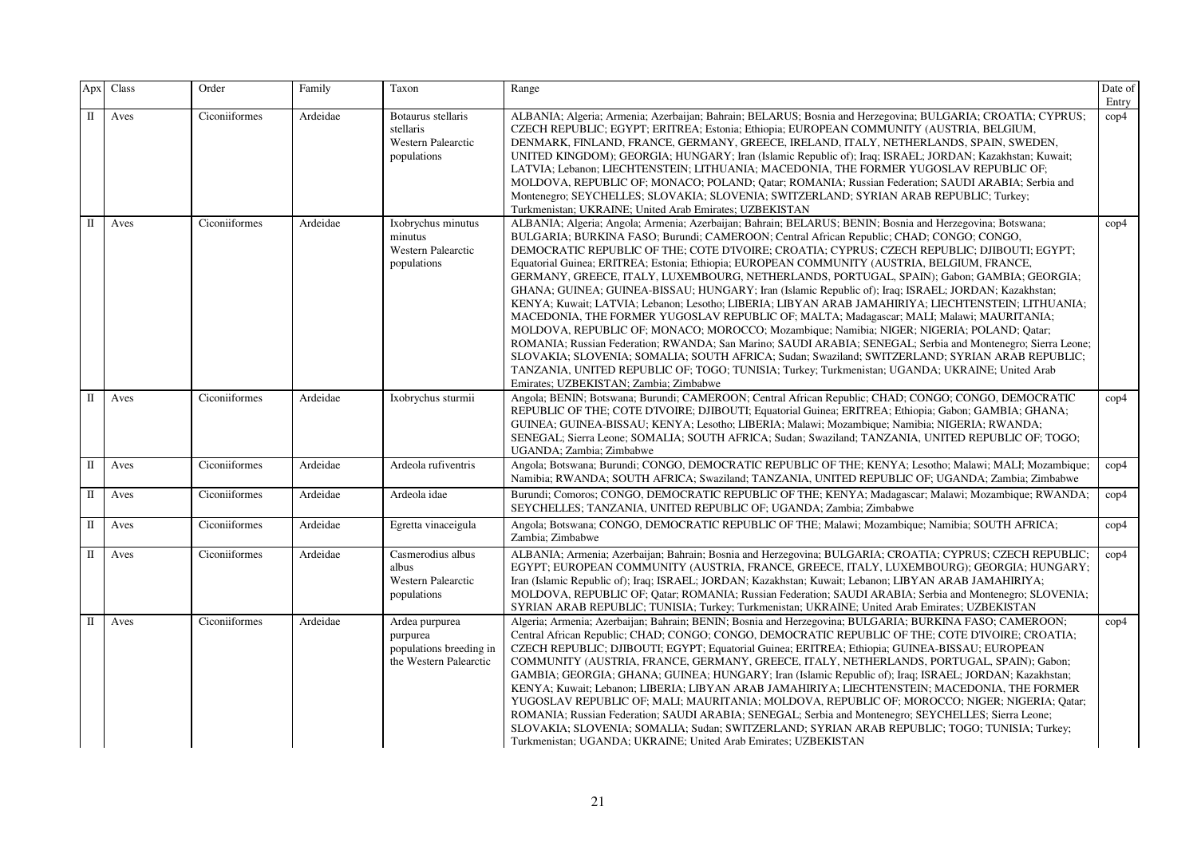| Apx | Class | Order | Family | Taxon | Range | Date of Entry |
|---|---|---|---|---|---|---|
| II | Aves | Ciconiiformes | Ardeidae | Botaurus stellaris stellaris Western Palearctic populations | ALBANIA; Algeria; Armenia; Azerbaijan; Bahrain; BELARUS; Bosnia and Herzegovina; BULGARIA; CROATIA; CYPRUS; CZECH REPUBLIC; EGYPT; ERITREA; Estonia; Ethiopia; EUROPEAN COMMUNITY (AUSTRIA, BELGIUM, DENMARK, FINLAND, FRANCE, GERMANY, GREECE, IRELAND, ITALY, NETHERLANDS, SPAIN, SWEDEN, UNITED KINGDOM); GEORGIA; HUNGARY; Iran (Islamic Republic of); Iraq; ISRAEL; JORDAN; Kazakhstan; Kuwait; LATVIA; Lebanon; LIECHTENSTEIN; LITHUANIA; MACEDONIA, THE FORMER YUGOSLAV REPUBLIC OF; MOLDOVA, REPUBLIC OF; MONACO; POLAND; Qatar; ROMANIA; Russian Federation; SAUDI ARABIA; Serbia and Montenegro; SEYCHELLES; SLOVAKIA; SLOVENIA; SWITZERLAND; SYRIAN ARAB REPUBLIC; Turkey; Turkmenistan; UKRAINE; United Arab Emirates; UZBEKISTAN | cop4 |
| II | Aves | Ciconiiformes | Ardeidae | Ixobrychus minutus minutus Western Palearctic populations | ALBANIA; Algeria; Angola; Armenia; Azerbaijan; Bahrain; BELARUS; BENIN; Bosnia and Herzegovina; Botswana; BULGARIA; BURKINA FASO; Burundi; CAMEROON; Central African Republic; CHAD; CONGO; CONGO, DEMOCRATIC REPUBLIC OF THE; COTE D'IVOIRE; CROATIA; CYPRUS; CZECH REPUBLIC; DJIBOUTI; EGYPT; Equatorial Guinea; ERITREA; Estonia; Ethiopia; EUROPEAN COMMUNITY (AUSTRIA, BELGIUM, FRANCE, GERMANY, GREECE, ITALY, LUXEMBOURG, NETHERLANDS, PORTUGAL, SPAIN); Gabon; GAMBIA; GEORGIA; GHANA; GUINEA; GUINEA-BISSAU; HUNGARY; Iran (Islamic Republic of); Iraq; ISRAEL; JORDAN; Kazakhstan; KENYA; Kuwait; LATVIA; Lebanon; Lesotho; LIBERIA; LIBYAN ARAB JAMAHIRIYA; LIECHTENSTEIN; LITHUANIA; MACEDONIA, THE FORMER YUGOSLAV REPUBLIC OF; MALTA; Madagascar; MALI; Malawi; MAURITANIA; MOLDOVA, REPUBLIC OF; MONACO; MOROCCO; Mozambique; Namibia; NIGER; NIGERIA; POLAND; Qatar; ROMANIA; Russian Federation; RWANDA; San Marino; SAUDI ARABIA; SENEGAL; Serbia and Montenegro; Sierra Leone; SLOVAKIA; SLOVENIA; SOMALIA; SOUTH AFRICA; Sudan; Swaziland; SWITZERLAND; SYRIAN ARAB REPUBLIC; TANZANIA, UNITED REPUBLIC OF; TOGO; TUNISIA; Turkey; Turkmenistan; UGANDA; UKRAINE; United Arab Emirates; UZBEKISTAN; Zambia; Zimbabwe | cop4 |
| II | Aves | Ciconiiformes | Ardeidae | Ixobrychus sturmii | Angola; BENIN; Botswana; Burundi; CAMEROON; Central African Republic; CHAD; CONGO; CONGO, DEMOCRATIC REPUBLIC OF THE; COTE D'IVOIRE; DJIBOUTI; Equatorial Guinea; ERITREA; Ethiopia; Gabon; GAMBIA; GHANA; GUINEA; GUINEA-BISSAU; KENYA; Lesotho; LIBERIA; Malawi; Mozambique; Namibia; NIGERIA; RWANDA; SENEGAL; Sierra Leone; SOMALIA; SOUTH AFRICA; Sudan; Swaziland; TANZANIA, UNITED REPUBLIC OF; TOGO; UGANDA; Zambia; Zimbabwe | cop4 |
| II | Aves | Ciconiiformes | Ardeidae | Ardeola rufiventris | Angola; Botswana; Burundi; CONGO, DEMOCRATIC REPUBLIC OF THE; KENYA; Lesotho; Malawi; MALI; Mozambique; Namibia; RWANDA; SOUTH AFRICA; Swaziland; TANZANIA, UNITED REPUBLIC OF; UGANDA; Zambia; Zimbabwe | cop4 |
| II | Aves | Ciconiiformes | Ardeidae | Ardeola idae | Burundi; Comoros; CONGO, DEMOCRATIC REPUBLIC OF THE; KENYA; Madagascar; Malawi; Mozambique; RWANDA; SEYCHELLES; TANZANIA, UNITED REPUBLIC OF; UGANDA; Zambia; Zimbabwe | cop4 |
| II | Aves | Ciconiiformes | Ardeidae | Egretta vinaceigula | Angola; Botswana; CONGO, DEMOCRATIC REPUBLIC OF THE; Malawi; Mozambique; Namibia; SOUTH AFRICA; Zambia; Zimbabwe | cop4 |
| II | Aves | Ciconiiformes | Ardeidae | Casmerodius albus albus Western Palearctic populations | ALBANIA; Armenia; Azerbaijan; Bahrain; Bosnia and Herzegovina; BULGARIA; CROATIA; CYPRUS; CZECH REPUBLIC; EGYPT; EUROPEAN COMMUNITY (AUSTRIA, FRANCE, GREECE, ITALY, LUXEMBOURG); GEORGIA; HUNGARY; Iran (Islamic Republic of); Iraq; ISRAEL; JORDAN; Kazakhstan; Kuwait; Lebanon; LIBYAN ARAB JAMAHIRIYA; MOLDOVA, REPUBLIC OF; Qatar; ROMANIA; Russian Federation; SAUDI ARABIA; Serbia and Montenegro; SLOVENIA; SYRIAN ARAB REPUBLIC; TUNISIA; Turkey; Turkmenistan; UKRAINE; United Arab Emirates; UZBEKISTAN | cop4 |
| II | Aves | Ciconiiformes | Ardeidae | Ardea purpurea purpurea populations breeding in the Western Palearctic | Algeria; Armenia; Azerbaijan; Bahrain; BENIN; Bosnia and Herzegovina; BULGARIA; BURKINA FASO; CAMEROON; Central African Republic; CHAD; CONGO; CONGO, DEMOCRATIC REPUBLIC OF THE; COTE D'IVOIRE; CROATIA; CZECH REPUBLIC; DJIBOUTI; EGYPT; Equatorial Guinea; ERITREA; Ethiopia; GUINEA-BISSAU; EUROPEAN COMMUNITY (AUSTRIA, FRANCE, GERMANY, GREECE, ITALY, NETHERLANDS, PORTUGAL, SPAIN); Gabon; GAMBIA; GEORGIA; GHANA; GUINEA; HUNGARY; Iran (Islamic Republic of); Iraq; ISRAEL; JORDAN; Kazakhstan; KENYA; Kuwait; Lebanon; LIBERIA; LIBYAN ARAB JAMAHIRIYA; LIECHTENSTEIN; MACEDONIA, THE FORMER YUGOSLAV REPUBLIC OF; MALI; MAURITANIA; MOLDOVA, REPUBLIC OF; MOROCCO; NIGER; NIGERIA; Qatar; ROMANIA; Russian Federation; SAUDI ARABIA; SENEGAL; Serbia and Montenegro; SEYCHELLES; Sierra Leone; SLOVAKIA; SLOVENIA; SOMALIA; Sudan; SWITZERLAND; SYRIAN ARAB REPUBLIC; TOGO; TUNISIA; Turkey; Turkmenistan; UGANDA; UKRAINE; United Arab Emirates; UZBEKISTAN | cop4 |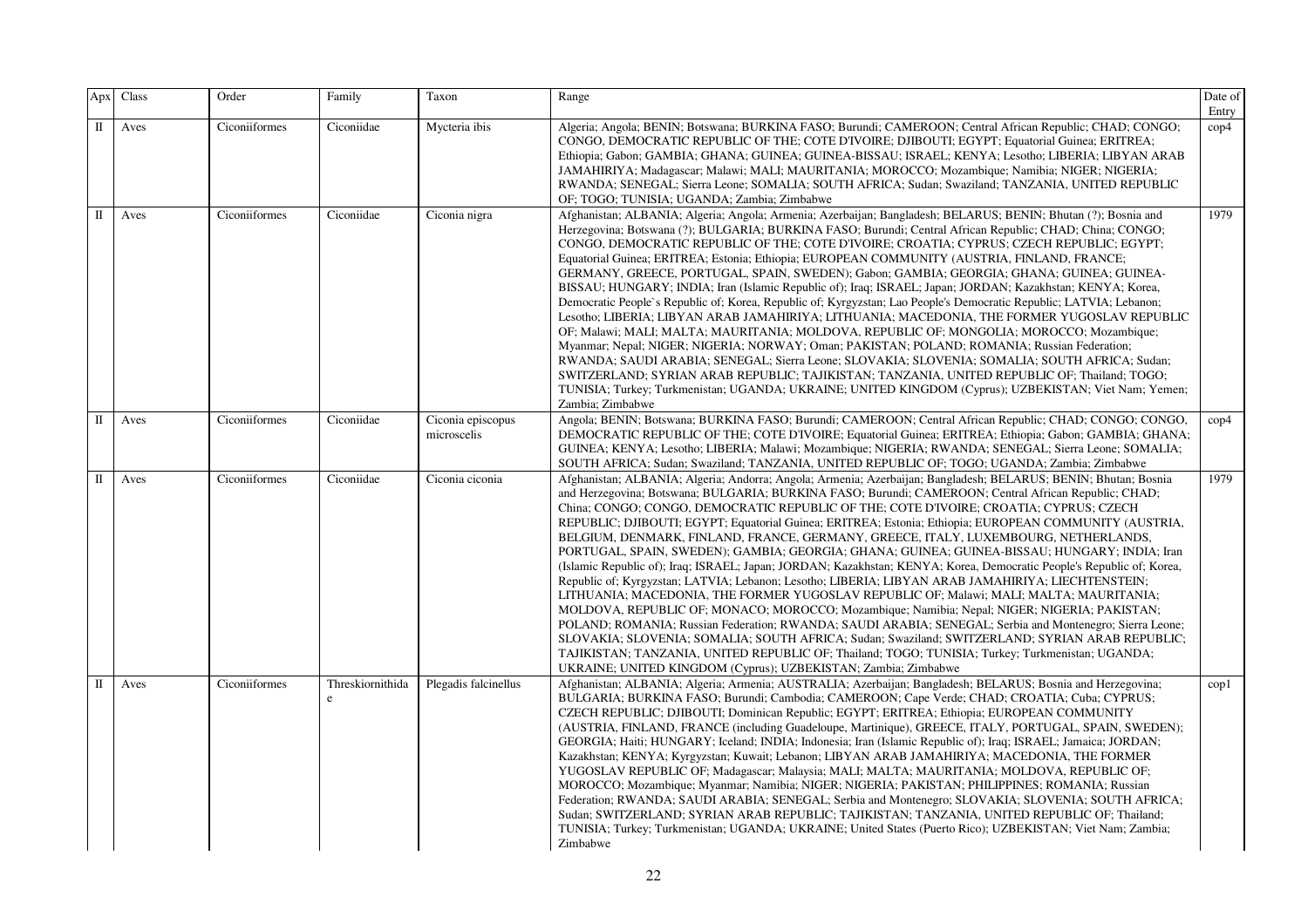| Apx | Class | Order | Family | Taxon | Range | Date of Entry |
|---|---|---|---|---|---|---|
| II | Aves | Ciconiiformes | Ciconiidae | Mycteria ibis | Algeria; Angola; BENIN; Botswana; BURKINA FASO; Burundi; CAMEROON; Central African Republic; CHAD; CONGO; CONGO, DEMOCRATIC REPUBLIC OF THE; COTE D'IVOIRE; DJIBOUTI; EGYPT; Equatorial Guinea; ERITREA; Ethiopia; Gabon; GAMBIA; GHANA; GUINEA; GUINEA-BISSAU; ISRAEL; KENYA; Lesotho; LIBERIA; LIBYAN ARAB JAMAHIRIYA; Madagascar; Malawi; MALI; MAURITANIA; MOROCCO; Mozambique; Namibia; NIGER; NIGERIA; RWANDA; SENEGAL; Sierra Leone; SOMALIA; SOUTH AFRICA; Sudan; Swaziland; TANZANIA, UNITED REPUBLIC OF; TOGO; TUNISIA; UGANDA; Zambia; Zimbabwe | cop4 |
| II | Aves | Ciconiiformes | Ciconiidae | Ciconia nigra | Afghanistan; ALBANIA; Algeria; Angola; Armenia; Azerbaijan; Bangladesh; BELARUS; BENIN; Bhutan (?); Bosnia and Herzegovina; Botswana (?); BULGARIA; BURKINA FASO; Burundi; Central African Republic; CHAD; China; CONGO; CONGO, DEMOCRATIC REPUBLIC OF THE; COTE D'IVOIRE; CROATIA; CYPRUS; CZECH REPUBLIC; EGYPT; Equatorial Guinea; ERITREA; Estonia; Ethiopia; EUROPEAN COMMUNITY (AUSTRIA, FINLAND, FRANCE, GERMANY, GREECE, PORTUGAL, SPAIN, SWEDEN); Gabon; GAMBIA; GEORGIA; GHANA; GUINEA; GUINEA-BISSAU; HUNGARY; INDIA; Iran (Islamic Republic of); Iraq; ISRAEL; Japan; JORDAN; Kazakhstan; KENYA; Korea, Democratic People`s Republic of; Korea, Republic of; Kyrgyzstan; Lao People's Democratic Republic; LATVIA; Lebanon; Lesotho; LIBERIA; LIBYAN ARAB JAMAHIRIYA; LITHUANIA; MACEDONIA, THE FORMER YUGOSLAV REPUBLIC OF; Malawi; MALI; MALTA; MAURITANIA; MOLDOVA, REPUBLIC OF; MONGOLIA; MOROCCO; Mozambique; Myanmar; Nepal; NIGER; NIGERIA; NORWAY; Oman; PAKISTAN; POLAND; ROMANIA; Russian Federation; RWANDA; SAUDI ARABIA; SENEGAL; Sierra Leone; SLOVAKIA; SLOVENIA; SOMALIA; SOUTH AFRICA; Sudan; SWITZERLAND; SYRIAN ARAB REPUBLIC; TAJIKISTAN; TANZANIA, UNITED REPUBLIC OF; Thailand; TOGO; TUNISIA; Turkey; Turkmenistan; UGANDA; UKRAINE; UNITED KINGDOM (Cyprus); UZBEKISTAN; Viet Nam; Yemen; Zambia; Zimbabwe | 1979 |
| II | Aves | Ciconiiformes | Ciconiidae | Ciconia episcopus microscelis | Angola; BENIN; Botswana; BURKINA FASO; Burundi; CAMEROON; Central African Republic; CHAD; CONGO; CONGO, DEMOCRATIC REPUBLIC OF THE; COTE D'IVOIRE; Equatorial Guinea; ERITREA; Ethiopia; Gabon; GAMBIA; GHANA; GUINEA; KENYA; Lesotho; LIBERIA; Malawi; Mozambique; NIGERIA; RWANDA; SENEGAL; Sierra Leone; SOMALIA; SOUTH AFRICA; Sudan; Swaziland; TANZANIA, UNITED REPUBLIC OF; TOGO; UGANDA; Zambia; Zimbabwe | cop4 |
| II | Aves | Ciconiiformes | Ciconiidae | Ciconia ciconia | Afghanistan; ALBANIA; Algeria; Andorra; Angola; Armenia; Azerbaijan; Bangladesh; BELARUS; BENIN; Bhutan; Bosnia and Herzegovina; Botswana; BULGARIA; BURKINA FASO; Burundi; CAMEROON; Central African Republic; CHAD; China; CONGO; CONGO, DEMOCRATIC REPUBLIC OF THE; COTE D'IVOIRE; CROATIA; CYPRUS; CZECH REPUBLIC; DJIBOUTI; EGYPT; Equatorial Guinea; ERITREA; Estonia; Ethiopia; EUROPEAN COMMUNITY (AUSTRIA, BELGIUM, DENMARK, FINLAND, FRANCE, GERMANY, GREECE, ITALY, LUXEMBOURG, NETHERLANDS, PORTUGAL, SPAIN, SWEDEN); GAMBIA; GEORGIA; GHANA; GUINEA; GUINEA-BISSAU; HUNGARY; INDIA; Iran (Islamic Republic of); Iraq; ISRAEL; Japan; JORDAN; Kazakhstan; KENYA; Korea, Democratic People's Republic of; Korea, Republic of; Kyrgyzstan; LATVIA; Lebanon; Lesotho; LIBERIA; LIBYAN ARAB JAMAHIRIYA; LIECHTENSTEIN; LITHUANIA; MACEDONIA, THE FORMER YUGOSLAV REPUBLIC OF; Malawi; MALI; MALTA; MAURITANIA; MOLDOVA, REPUBLIC OF; MONACO; MOROCCO; Mozambique; Namibia; Nepal; NIGER; NIGERIA; PAKISTAN; POLAND; ROMANIA; Russian Federation; RWANDA; SAUDI ARABIA; SENEGAL; Serbia and Montenegro; Sierra Leone; SLOVAKIA; SLOVENIA; SOMALIA; SOUTH AFRICA; Sudan; Swaziland; SWITZERLAND; SYRIAN ARAB REPUBLIC; TAJIKISTAN; TANZANIA, UNITED REPUBLIC OF; Thailand; TOGO; TUNISIA; Turkey; Turkmenistan; UGANDA; UKRAINE; UNITED KINGDOM (Cyprus); UZBEKISTAN; Zambia; Zimbabwe | 1979 |
| II | Aves | Ciconiiformes | Threskiornithidae | Plegadis falcinellus | Afghanistan; ALBANIA; Algeria; Armenia; AUSTRALIA; Azerbaijan; Bangladesh; BELARUS; Bosnia and Herzegovina; BULGARIA; BURKINA FASO; Burundi; Cambodia; CAMEROON; Cape Verde; CHAD; CROATIA; Cuba; CYPRUS; CZECH REPUBLIC; DJIBOUTI; Dominican Republic; EGYPT; ERITREA; Ethiopia; EUROPEAN COMMUNITY (AUSTRIA, FINLAND, FRANCE (including Guadeloupe, Martinique), GREECE, ITALY, PORTUGAL, SPAIN, SWEDEN); GEORGIA; Haiti; HUNGARY; Iceland; INDIA; Indonesia; Iran (Islamic Republic of); Iraq; ISRAEL; Jamaica; JORDAN; Kazakhstan; KENYA; Kyrgyzstan; Kuwait; Lebanon; LIBYAN ARAB JAMAHIRIYA; MACEDONIA, THE FORMER YUGOSLAV REPUBLIC OF; Madagascar; Malaysia; MALI; MALTA; MAURITANIA; MOLDOVA, REPUBLIC OF; MOROCCO; Mozambique; Myanmar; Namibia; NIGER; NIGERIA; PAKISTAN; PHILIPPINES; ROMANIA; Russian Federation; RWANDA; SAUDI ARABIA; SENEGAL; Serbia and Montenegro; SLOVAKIA; SLOVENIA; SOUTH AFRICA; Sudan; SWITZERLAND; SYRIAN ARAB REPUBLIC; TAJIKISTAN; TANZANIA, UNITED REPUBLIC OF; Thailand; TUNISIA; Turkey; Turkmenistan; UGANDA; UKRAINE; United States (Puerto Rico); UZBEKISTAN; Viet Nam; Zambia; Zimbabwe | cop1 |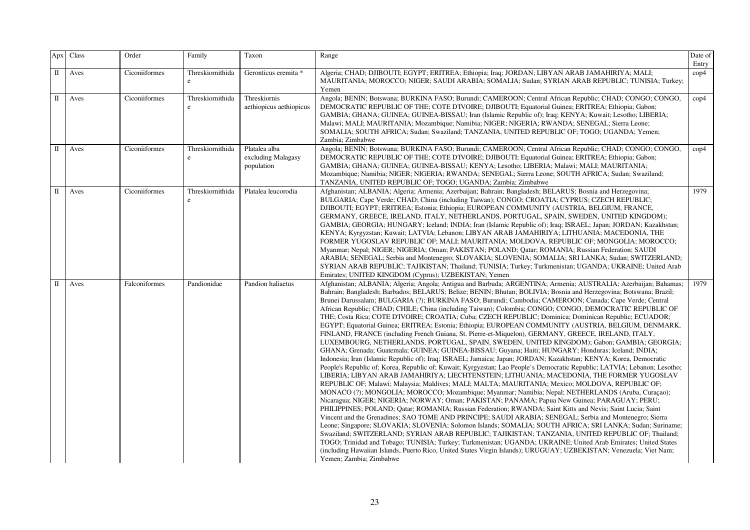| Apx | Class | Order | Family | Taxon | Range | Date of Entry |
|---|---|---|---|---|---|---|
| II | Aves | Ciconiiformes | Threskiornithidae | Geronticus eremita * | Algeria; CHAD; DJIBOUTI; EGYPT; ERITREA; Ethiopia; Iraq; JORDAN; LIBYAN ARAB JAMAHIRIYA; MALI; MAURITANIA; MOROCCO; NIGER; SAUDI ARABIA; SOMALIA; Sudan; SYRIAN ARAB REPUBLIC; TUNISIA; Turkey; Yemen | cop4 |
| II | Aves | Ciconiiformes | Threskiornithidae | Threskiornis aethiopicus aethiopicus | Angola; BENIN; Botswana; BURKINA FASO; Burundi; CAMEROON; Central African Republic; CHAD; CONGO; CONGO, DEMOCRATIC REPUBLIC OF THE; COTE D'IVOIRE; DJIBOUTI; Equatorial Guinea; ERITREA; Ethiopia; Gabon; GAMBIA; GHANA; GUINEA; GUINEA-BISSAU; Iran (Islamic Republic of); Iraq; KENYA; Kuwait; Lesotho; LIBERIA; Malawi; MALI; MAURITANIA; Mozambique; Namibia; NIGER; NIGERIA; RWANDA; SENEGAL; Sierra Leone; SOMALIA; SOUTH AFRICA; Sudan; Swaziland; TANZANIA, UNITED REPUBLIC OF; TOGO; UGANDA; Yemen; Zambia; Zimbabwe | cop4 |
| II | Aves | Ciconiiformes | Threskiornithidae | Platalea alba excluding Malagasy population | Angola; BENIN; Botswana; BURKINA FASO; Burundi; CAMEROON; Central African Republic; CHAD; CONGO; CONGO, DEMOCRATIC REPUBLIC OF THE; COTE D'IVOIRE; DJIBOUTI; Equatorial Guinea; ERITREA; Ethiopia; Gabon; GAMBIA; GHANA; GUINEA; GUINEA-BISSAU; KENYA; Lesotho; LIBERIA; Malawi; MALI; MAURITANIA; Mozambique; Namibia; NIGER; NIGERIA; RWANDA; SENEGAL; Sierra Leone; SOUTH AFRICA; Sudan; Swaziland; TANZANIA, UNITED REPUBLIC OF; TOGO; UGANDA; Zambia; Zimbabwe | cop4 |
| II | Aves | Ciconiiformes | Threskiornithidae | Platalea leucorodia | Afghanistan; ALBANIA; Algeria; Armenia; Azerbaijan; Bahrain; Bangladesh; BELARUS; Bosnia and Herzegovina; BULGARIA; Cape Verde; CHAD; China (including Taiwan); CONGO; CROATIA; CYPRUS; CZECH REPUBLIC; DJIBOUTI; EGYPT; ERITREA; Estonia; Ethiopia; EUROPEAN COMMUNITY (AUSTRIA, BELGIUM, FRANCE, GERMANY, GREECE, IRELAND, ITALY, NETHERLANDS, PORTUGAL, SPAIN, SWEDEN, UNITED KINGDOM); GAMBIA; GEORGIA; HUNGARY; Iceland; INDIA; Iran (Islamic Republic of); Iraq; ISRAEL; Japan; JORDAN; Kazakhstan; KENYA; Kyrgyzstan; Kuwait; LATVIA; Lebanon; LIBYAN ARAB JAMAHIRIYA; LITHUANIA; MACEDONIA, THE FORMER YUGOSLAV REPUBLIC OF; MALI; MAURITANIA; MOLDOVA, REPUBLIC OF; MONGOLIA; MOROCCO; Myanmar; Nepal; NIGER; NIGERIA; Oman; PAKISTAN; POLAND; Qatar; ROMANIA; Russian Federation; SAUDI ARABIA; SENEGAL; Serbia and Montenegro; SLOVAKIA; SLOVENIA; SOMALIA; SRI LANKA; Sudan; SWITZERLAND; SYRIAN ARAB REPUBLIC; TAJIKISTAN; Thailand; TUNISIA; Turkey; Turkmenistan; UGANDA; UKRAINE; United Arab Emirates; UNITED KINGDOM (Cyprus); UZBEKISTAN; Yemen | 1979 |
| II | Aves | Falconiformes | Pandionidae | Pandion haliaetus | Afghanistan; ALBANIA; Algeria; Angola; Antigua and Barbuda; ARGENTINA; Armenia; AUSTRALIA; Azerbaijan; Bahamas; Bahrain; Bangladesh; Barbados; BELARUS; Belize; BENIN; Bhutan; BOLIVIA; Bosnia and Herzegovina; Botswana; Brazil; Brunei Darussalam; BULGARIA (?); BURKINA FASO; Burundi; Cambodia; CAMEROON; Canada; Cape Verde; Central African Republic; CHAD; CHILE; China (including Taiwan); Colombia; CONGO; CONGO, DEMOCRATIC REPUBLIC OF THE; Costa Rica; COTE D'IVOIRE; CROATIA; Cuba; CZECH REPUBLIC; Dominica; Dominican Republic; ECUADOR; EGYPT; Equatorial Guinea; ERITREA; Estonia; Ethiopia; EUROPEAN COMMUNITY (AUSTRIA, BELGIUM, DENMARK, FINLAND, FRANCE (including French Guiana, St. Pierre-et-Miquelon), GERMANY, GREECE, IRELAND, ITALY, LUXEMBOURG, NETHERLANDS, PORTUGAL, SPAIN, SWEDEN, UNITED KINGDOM); Gabon; GAMBIA; GEORGIA; GHANA; Grenada; Guatemala; GUINEA; GUINEA-BISSAU; Guyana; Haiti; HUNGARY; Honduras; Iceland; INDIA; Indonesia; Iran (Islamic Republic of); Iraq; ISRAEL; Jamaica; Japan; JORDAN; Kazakhstan; KENYA; Korea, Democratic People's Republic of; Korea, Republic of; Kuwait; Kyrgyzstan; Lao People`s Democratic Republic; LATVIA; Lebanon; Lesotho; LIBERIA; LIBYAN ARAB JAMAHIRIYA; LIECHTENSTEIN; LITHUANIA; MACEDONIA, THE FORMER YUGOSLAV REPUBLIC OF; Malawi; Malaysia; Maldives; MALI; MALTA; MAURITANIA; Mexico; MOLDOVA, REPUBLIC OF; MONACO (?); MONGOLIA; MOROCCO; Mozambique; Myanmar; Namibia; Nepal; NETHERLANDS (Aruba, Curaçao); Nicaragua; NIGER; NIGERIA; NORWAY; Oman; PAKISTAN; PANAMA; Papua New Guinea; PARAGUAY; PERU; PHILIPPINES; POLAND; Qatar; ROMANIA; Russian Federation; RWANDA; Saint Kitts and Nevis; Saint Lucia; Saint Vincent and the Grenadines; SAO TOME AND PRINCIPE; SAUDI ARABIA; SENEGAL; Serbia and Montenegro; Sierra Leone; Singapore; SLOVAKIA; SLOVENIA; Solomon Islands; SOMALIA; SOUTH AFRICA; SRI LANKA; Sudan; Suriname; Swaziland; SWITZERLAND; SYRIAN ARAB REPUBLIC; TAJIKISTAN; TANZANIA, UNITED REPUBLIC OF; Thailand; TOGO; Trinidad and Tobago; TUNISIA; Turkey; Turkmenistan; UGANDA; UKRAINE; United Arab Emirates; United States (including Hawaiian Islands, Puerto Rico, United States Virgin Islands); URUGUAY; UZBEKISTAN; Venezuela; Viet Nam; Yemen; Zambia; Zimbabwe | 1979 |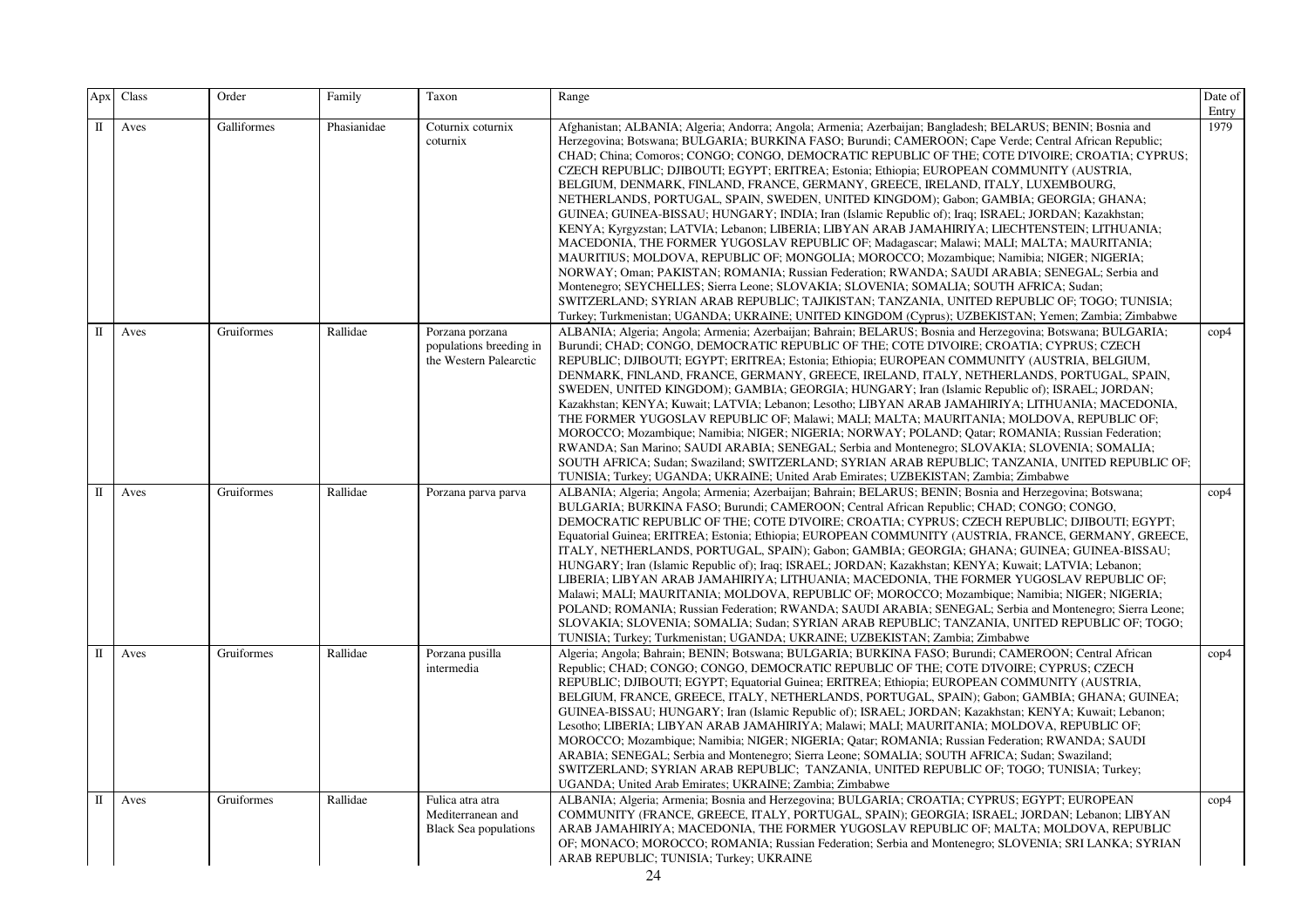| Apx | Class | Order | Family | Taxon | Range | Date of Entry |
|---|---|---|---|---|---|---|
| II | Aves | Galliformes | Phasianidae | Coturnix coturnix coturnix | Afghanistan; ALBANIA; Algeria; Andorra; Angola; Armenia; Azerbaijan; Bangladesh; BELARUS; BENIN; Bosnia and Herzegovina; Botswana; BULGARIA; BURKINA FASO; Burundi; CAMEROON; Cape Verde; Central African Republic; CHAD; China; Comoros; CONGO; CONGO, DEMOCRATIC REPUBLIC OF THE; COTE D'IVOIRE; CROATIA; CYPRUS; CZECH REPUBLIC; DJIBOUTI; EGYPT; ERITREA; Estonia; Ethiopia; EUROPEAN COMMUNITY (AUSTRIA, BELGIUM, DENMARK, FINLAND, FRANCE, GERMANY, GREECE, IRELAND, ITALY, LUXEMBOURG, NETHERLANDS, PORTUGAL, SPAIN, SWEDEN, UNITED KINGDOM); Gabon; GAMBIA; GEORGIA; GHANA; GUINEA; GUINEA-BISSAU; HUNGARY; INDIA; Iran (Islamic Republic of); Iraq; ISRAEL; JORDAN; Kazakhstan; KENYA; Kyrgyzstan; LATVIA; Lebanon; LIBERIA; LIBYAN ARAB JAMAHIRIYA; LIECHTENSTEIN; LITHUANIA; MACEDONIA, THE FORMER YUGOSLAV REPUBLIC OF; Madagascar; Malawi; MALI; MALTA; MAURITANIA; MAURITIUS; MOLDOVA, REPUBLIC OF; MONGOLIA; MOROCCO; Mozambique; Namibia; NIGER; NIGERIA; NORWAY; Oman; PAKISTAN; ROMANIA; Russian Federation; RWANDA; SAUDI ARABIA; SENEGAL; Serbia and Montenegro; SEYCHELLES; Sierra Leone; SLOVAKIA; SLOVENIA; SOMALIA; SOUTH AFRICA; Sudan; SWITZERLAND; SYRIAN ARAB REPUBLIC; TAJIKISTAN; TANZANIA, UNITED REPUBLIC OF; TOGO; TUNISIA; Turkey; Turkmenistan; UGANDA; UKRAINE; UNITED KINGDOM (Cyprus); UZBEKISTAN; Yemen; Zambia; Zimbabwe | 1979 |
| II | Aves | Gruiformes | Rallidae | Porzana porzana populations breeding in the Western Palearctic | ALBANIA; Algeria; Angola; Armenia; Azerbaijan; Bahrain; BELARUS; Bosnia and Herzegovina; Botswana; BULGARIA; Burundi; CHAD; CONGO, DEMOCRATIC REPUBLIC OF THE; COTE D'IVOIRE; CROATIA; CYPRUS; CZECH REPUBLIC; DJIBOUTI; EGYPT; ERITREA; Estonia; Ethiopia; EUROPEAN COMMUNITY (AUSTRIA, BELGIUM, DENMARK, FINLAND, FRANCE, GERMANY, GREECE, IRELAND, ITALY, NETHERLANDS, PORTUGAL, SPAIN, SWEDEN, UNITED KINGDOM); GAMBIA; GEORGIA; HUNGARY; Iran (Islamic Republic of); ISRAEL; JORDAN; Kazakhstan; KENYA; Kuwait; LATVIA; Lebanon; Lesotho; LIBYAN ARAB JAMAHIRIYA; LITHUANIA; MACEDONIA, THE FORMER YUGOSLAV REPUBLIC OF; Malawi; MALI; MALTA; MAURITANIA; MOLDOVA, REPUBLIC OF; MOROCCO; Mozambique; Namibia; NIGER; NIGERIA; NORWAY; POLAND; Qatar; ROMANIA; Russian Federation; RWANDA; San Marino; SAUDI ARABIA; SENEGAL; Serbia and Montenegro; SLOVAKIA; SLOVENIA; SOMALIA; SOUTH AFRICA; Sudan; Swaziland; SWITZERLAND; SYRIAN ARAB REPUBLIC; TANZANIA, UNITED REPUBLIC OF; TUNISIA; Turkey; UGANDA; UKRAINE; United Arab Emirates; UZBEKISTAN; Zambia; Zimbabwe | cop4 |
| II | Aves | Gruiformes | Rallidae | Porzana parva parva | ALBANIA; Algeria; Angola; Armenia; Azerbaijan; Bahrain; BELARUS; Bosnia and Herzegovina; Botswana; BULGARIA; BURKINA FASO; Burundi; CAMEROON; Central African Republic; CHAD; CONGO; CONGO, DEMOCRATIC REPUBLIC OF THE; COTE D'IVOIRE; CROATIA; CYPRUS; CZECH REPUBLIC; DJIBOUTI; EGYPT; Equatorial Guinea; ERITREA; Estonia; Ethiopia; EUROPEAN COMMUNITY (AUSTRIA, FRANCE, GERMANY, GREECE, ITALY, NETHERLANDS, PORTUGAL, SPAIN); Gabon; GAMBIA; GEORGIA; GHANA; GUINEA; GUINEA-BISSAU; HUNGARY; Iran (Islamic Republic of); Iraq; ISRAEL; JORDAN; Kazakhstan; KENYA; Kuwait; LATVIA; Lebanon; LIBERIA; LIBYAN ARAB JAMAHIRIYA; LITHUANIA; MACEDONIA, THE FORMER YUGOSLAV REPUBLIC OF; Malawi; MALI; MAURITANIA; MOLDOVA, REPUBLIC OF; MOROCCO; Mozambique; Namibia; NIGER; NIGERIA; POLAND; ROMANIA; Russian Federation; RWANDA; SAUDI ARABIA; SENEGAL; Serbia and Montenegro; Sierra Leone; SLOVAKIA; SLOVENIA; SOMALIA; Sudan; SYRIAN ARAB REPUBLIC; TANZANIA, UNITED REPUBLIC OF; TOGO; TUNISIA; Turkey; Turkmenistan; UGANDA; UKRAINE; UZBEKISTAN; Zambia; Zimbabwe | cop4 |
| II | Aves | Gruiformes | Rallidae | Porzana pusilla intermedia | Algeria; Angola; Bahrain; BENIN; Botswana; BULGARIA; BURKINA FASO; Burundi; CAMEROON; Central African Republic; CHAD; CONGO; CONGO, DEMOCRATIC REPUBLIC OF THE; COTE D'IVOIRE; CYPRUS; CZECH REPUBLIC; DJIBOUTI; EGYPT; Equatorial Guinea; ERITREA; Ethiopia; EUROPEAN COMMUNITY (AUSTRIA, BELGIUM, FRANCE, GREECE, ITALY, NETHERLANDS, PORTUGAL, SPAIN); Gabon; GAMBIA; GHANA; GUINEA; GUINEA-BISSAU; HUNGARY; Iran (Islamic Republic of); ISRAEL; JORDAN; Kazakhstan; KENYA; Kuwait; Lebanon; Lesotho; LIBERIA; LIBYAN ARAB JAMAHIRIYA; Malawi; MALI; MAURITANIA; MOLDOVA, REPUBLIC OF; MOROCCO; Mozambique; Namibia; NIGER; NIGERIA; Qatar; ROMANIA; Russian Federation; RWANDA; SAUDI ARABIA; SENEGAL; Serbia and Montenegro; Sierra Leone; SOMALIA; SOUTH AFRICA; Sudan; Swaziland; SWITZERLAND; SYRIAN ARAB REPUBLIC; TANZANIA, UNITED REPUBLIC OF; TOGO; TUNISIA; Turkey; UGANDA; United Arab Emirates; UKRAINE; Zambia; Zimbabwe | cop4 |
| II | Aves | Gruiformes | Rallidae | Fulica atra atra Mediterranean and Black Sea populations | ALBANIA; Algeria; Armenia; Bosnia and Herzegovina; BULGARIA; CROATIA; CYPRUS; EGYPT; EUROPEAN COMMUNITY (FRANCE, GREECE, ITALY, PORTUGAL, SPAIN); GEORGIA; ISRAEL; JORDAN; Lebanon; LIBYAN ARAB JAMAHIRIYA; MACEDONIA, THE FORMER YUGOSLAV REPUBLIC OF; MALTA; MOLDOVA, REPUBLIC OF; MONACO; MOROCCO; ROMANIA; Russian Federation; Serbia and Montenegro; SLOVENIA; SRI LANKA; SYRIAN ARAB REPUBLIC; TUNISIA; Turkey; UKRAINE | cop4 |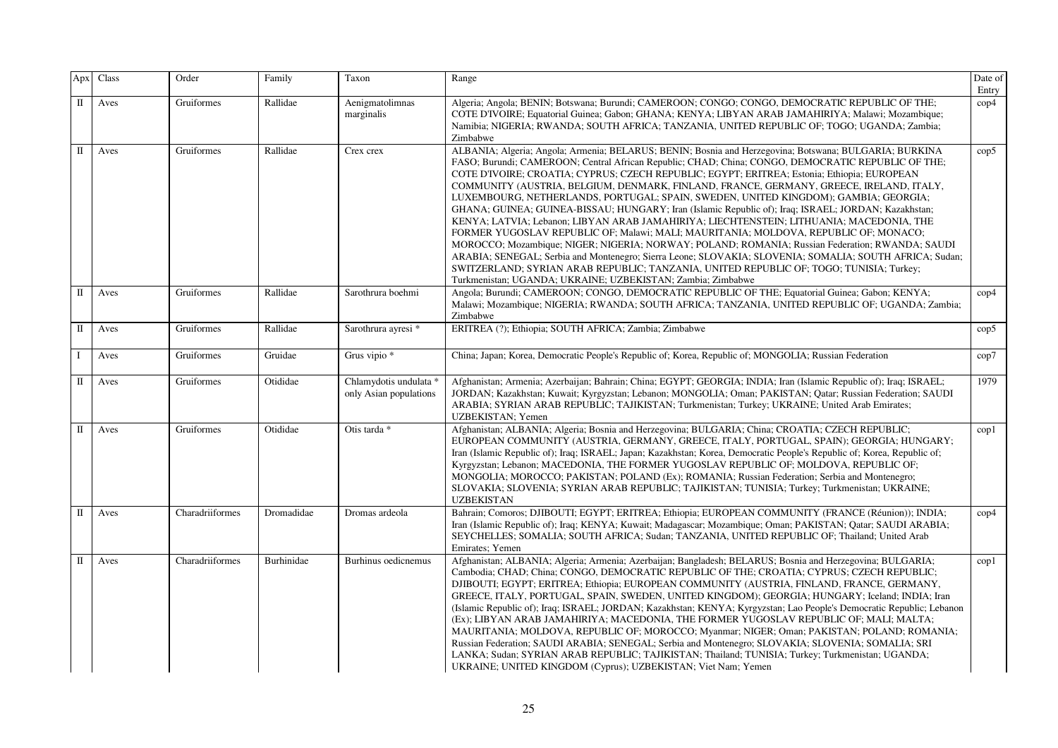| Apx | Class | Order | Family | Taxon | Range | Date of Entry |
|---|---|---|---|---|---|---|
| II | Aves | Gruiformes | Rallidae | Aenigmatolimnas marginalis | Algeria; Angola; BENIN; Botswana; Burundi; CAMEROON; CONGO; CONGO, DEMOCRATIC REPUBLIC OF THE; COTE D'IVOIRE; Equatorial Guinea; Gabon; GHANA; KENYA; LIBYAN ARAB JAMAHIRIYA; Malawi; Mozambique; Namibia; NIGERIA; RWANDA; SOUTH AFRICA; TANZANIA, UNITED REPUBLIC OF; TOGO; UGANDA; Zambia; Zimbabwe | cop4 |
| II | Aves | Gruiformes | Rallidae | Crex crex | ALBANIA; Algeria; Angola; Armenia; BELARUS; BENIN; Bosnia and Herzegovina; Botswana; BULGARIA; BURKINA FASO; Burundi; CAMEROON; Central African Republic; CHAD; China; CONGO; CONGO, DEMOCRATIC REPUBLIC OF THE; COTE D'IVOIRE; CROATIA; CYPRUS; CZECH REPUBLIC; EGYPT; ERITREA; Estonia; Ethiopia; EUROPEAN COMMUNITY (AUSTRIA, BELGIUM, DENMARK, FINLAND, FRANCE, GERMANY, GREECE, IRELAND, ITALY, LUXEMBOURG, NETHERLANDS, PORTUGAL, SPAIN, SWEDEN, UNITED KINGDOM); GAMBIA; GEORGIA; GHANA; GUINEA; GUINEA-BISSAU; HUNGARY; Iran (Islamic Republic of); Iraq; ISRAEL; JORDAN; Kazakhstan; KENYA; LATVIA; Lebanon; LIBYAN ARAB JAMAHIRIYA; LIECHTENSTEIN; LITHUANIA; MACEDONIA, THE FORMER YUGOSLAV REPUBLIC OF; Malawi; MALI; MAURITANIA; MOLDOVA, REPUBLIC OF; MONACO; MOROCCO; Mozambique; NIGER; NIGERIA; NORWAY; POLAND; ROMANIA; Russian Federation; RWANDA; SAUDI ARABIA; SENEGAL; Serbia and Montenegro; Sierra Leone; SLOVAKIA; SLOVENIA; SOMALIA; SOUTH AFRICA; Sudan; SWITZERLAND; SYRIAN ARAB REPUBLIC; TANZANIA, UNITED REPUBLIC OF; TOGO; TUNISIA; Turkey; Turkmenistan; UGANDA; UKRAINE; UZBEKISTAN; Zambia; Zimbabwe | cop5 |
| II | Aves | Gruiformes | Rallidae | Sarothrura boehmi | Angola; Burundi; CAMEROON; CONGO, DEMOCRATIC REPUBLIC OF THE; Equatorial Guinea; Gabon; KENYA; Malawi; Mozambique; NIGERIA; RWANDA; SOUTH AFRICA; TANZANIA, UNITED REPUBLIC OF; UGANDA; Zambia; Zimbabwe | cop4 |
| II | Aves | Gruiformes | Rallidae | Sarothrura ayresi * | ERITREA (?); Ethiopia; SOUTH AFRICA; Zambia; Zimbabwe | cop5 |
| I | Aves | Gruiformes | Gruidae | Grus vipio * | China; Japan; Korea, Democratic People's Republic of; Korea, Republic of; MONGOLIA; Russian Federation | cop7 |
| II | Aves | Gruiformes | Otididae | Chlamydotis undulata * only Asian populations | Afghanistan; Armenia; Azerbaijan; Bahrain; China; EGYPT; GEORGIA; INDIA; Iran (Islamic Republic of); Iraq; ISRAEL; JORDAN; Kazakhstan; Kuwait; Kyrgyzstan; Lebanon; MONGOLIA; Oman; PAKISTAN; Qatar; Russian Federation; SAUDI ARABIA; SYRIAN ARAB REPUBLIC; TAJIKISTAN; Turkmenistan; Turkey; UKRAINE; United Arab Emirates; UZBEKISTAN; Yemen | 1979 |
| II | Aves | Gruiformes | Otididae | Otis tarda * | Afghanistan; ALBANIA; Algeria; Bosnia and Herzegovina; BULGARIA; China; CROATIA; CZECH REPUBLIC; EUROPEAN COMMUNITY (AUSTRIA, GERMANY, GREECE, ITALY, PORTUGAL, SPAIN); GEORGIA; HUNGARY; Iran (Islamic Republic of); Iraq; ISRAEL; Japan; Kazakhstan; Korea, Democratic People's Republic of; Korea, Republic of; Kyrgyzstan; Lebanon; MACEDONIA, THE FORMER YUGOSLAV REPUBLIC OF; MOLDOVA, REPUBLIC OF; MONGOLIA; MOROCCO; PAKISTAN; POLAND (Ex); ROMANIA; Russian Federation; Serbia and Montenegro; SLOVAKIA; SLOVENIA; SYRIAN ARAB REPUBLIC; TAJIKISTAN; TUNISIA; Turkey; Turkmenistan; UKRAINE; UZBEKISTAN | cop1 |
| II | Aves | Charadriiformes | Dromadidae | Dromas ardeola | Bahrain; Comoros; DJIBOUTI; EGYPT; ERITREA; Ethiopia; EUROPEAN COMMUNITY (FRANCE (Réunion)); INDIA; Iran (Islamic Republic of); Iraq; KENYA; Kuwait; Madagascar; Mozambique; Oman; PAKISTAN; Qatar; SAUDI ARABIA; SEYCHELLES; SOMALIA; SOUTH AFRICA; Sudan; TANZANIA, UNITED REPUBLIC OF; Thailand; United Arab Emirates; Yemen | cop4 |
| II | Aves | Charadriiformes | Burhinidae | Burhinus oedicnemus | Afghanistan; ALBANIA; Algeria; Armenia; Azerbaijan; Bangladesh; BELARUS; Bosnia and Herzegovina; BULGARIA; Cambodia; CHAD; China; CONGO, DEMOCRATIC REPUBLIC OF THE; CROATIA; CYPRUS; CZECH REPUBLIC; DJIBOUTI; EGYPT; ERITREA; Ethiopia; EUROPEAN COMMUNITY (AUSTRIA, FINLAND, FRANCE, GERMANY, GREECE, ITALY, PORTUGAL, SPAIN, SWEDEN, UNITED KINGDOM); GEORGIA; HUNGARY; Iceland; INDIA; Iran (Islamic Republic of); Iraq; ISRAEL; JORDAN; Kazakhstan; KENYA; Kyrgyzstan; Lao People's Democratic Republic; Lebanon (Ex); LIBYAN ARAB JAMAHIRIYA; MACEDONIA, THE FORMER YUGOSLAV REPUBLIC OF; MALI; MALTA; MAURITANIA; MOLDOVA, REPUBLIC OF; MOROCCO; Myanmar; NIGER; Oman; PAKISTAN; POLAND; ROMANIA; Russian Federation; SAUDI ARABIA; SENEGAL; Serbia and Montenegro; SLOVAKIA; SLOVENIA; SOMALIA; SRI LANKA; Sudan; SYRIAN ARAB REPUBLIC; TAJIKISTAN; Thailand; TUNISIA; Turkey; Turkmenistan; UGANDA; UKRAINE; UNITED KINGDOM (Cyprus); UZBEKISTAN; Viet Nam; Yemen | cop1 |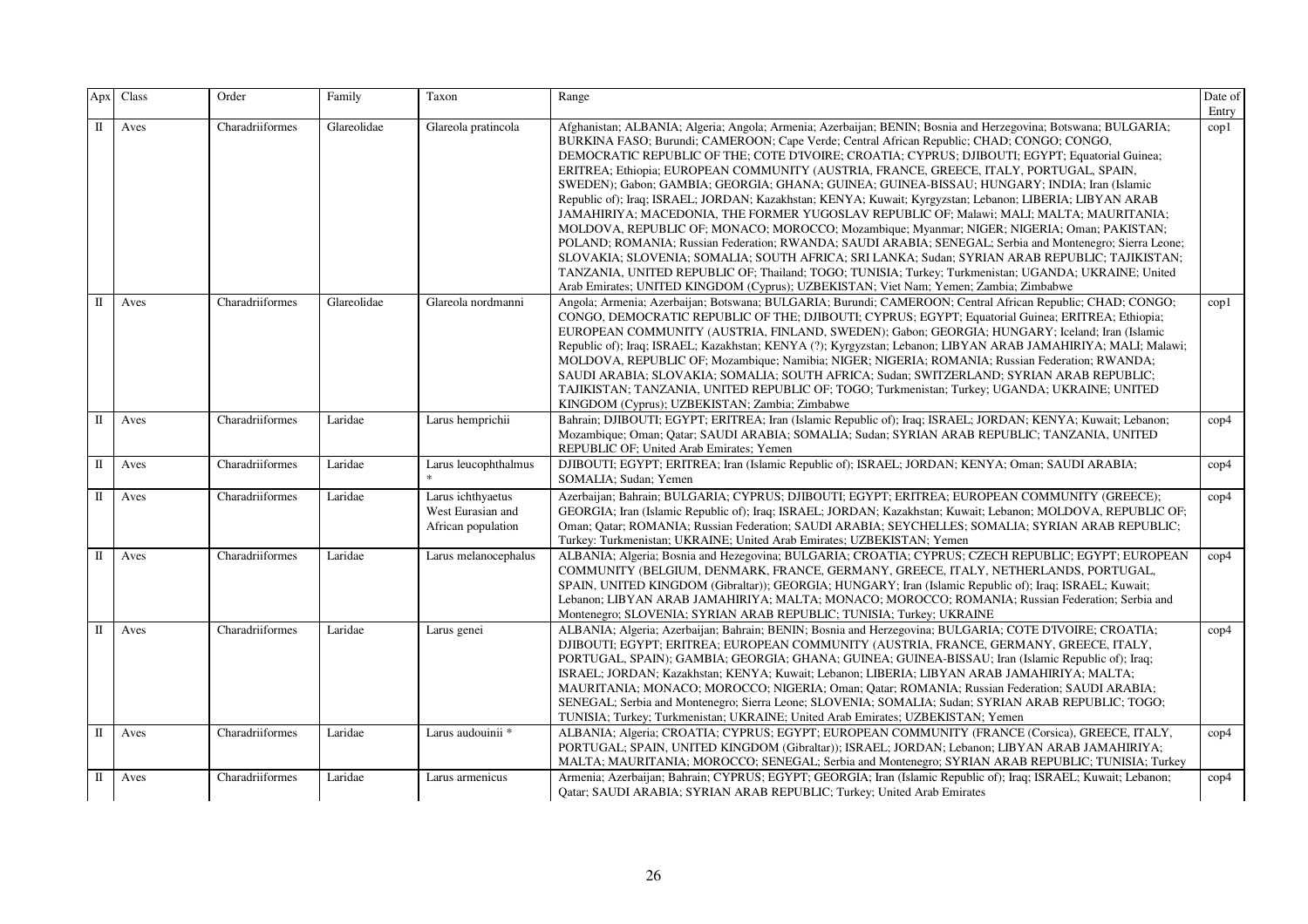| Apx | Class | Order | Family | Taxon | Range | Date of Entry |
|---|---|---|---|---|---|---|
| II | Aves | Charadriiformes | Glareolidae | Glareola pratincola | Afghanistan; ALBANIA; Algeria; Angola; Armenia; Azerbaijan; BENIN; Bosnia and Herzegovina; Botswana; BULGARIA; BURKINA FASO; Burundi; CAMEROON; Cape Verde; Central African Republic; CHAD; CONGO; CONGO, DEMOCRATIC REPUBLIC OF THE; COTE D'IVOIRE; CROATIA; CYPRUS; DJIBOUTI; EGYPT; Equatorial Guinea; ERITREA; Ethiopia; EUROPEAN COMMUNITY (AUSTRIA, FRANCE, GREECE, ITALY, PORTUGAL, SPAIN, SWEDEN); Gabon; GAMBIA; GEORGIA; GHANA; GUINEA; GUINEA-BISSAU; HUNGARY; INDIA; Iran (Islamic Republic of); Iraq; ISRAEL; JORDAN; Kazakhstan; KENYA; Kuwait; Kyrgyzstan; Lebanon; LIBERIA; LIBYAN ARAB JAMAHIRIYA; MACEDONIA, THE FORMER YUGOSLAV REPUBLIC OF; Malawi; MALI; MALTA; MAURITANIA; MOLDOVA, REPUBLIC OF; MONACO; MOROCCO; Mozambique; Myanmar; NIGER; NIGERIA; Oman; PAKISTAN; POLAND; ROMANIA; Russian Federation; RWANDA; SAUDI ARABIA; SENEGAL; Serbia and Montenegro; Sierra Leone; SLOVAKIA; SLOVENIA; SOMALIA; SOUTH AFRICA; SRI LANKA; Sudan; SYRIAN ARAB REPUBLIC; TAJIKISTAN; TANZANIA, UNITED REPUBLIC OF; Thailand; TOGO; TUNISIA; Turkey; Turkmenistan; UGANDA; UKRAINE; United Arab Emirates; UNITED KINGDOM (Cyprus); UZBEKISTAN; Viet Nam; Yemen; Zambia; Zimbabwe | cop1 |
| II | Aves | Charadriiformes | Glareolidae | Glareola nordmanni | Angola; Armenia; Azerbaijan; Botswana; BULGARIA; Burundi; CAMEROON; Central African Republic; CHAD; CONGO; CONGO, DEMOCRATIC REPUBLIC OF THE; DJIBOUTI; CYPRUS; EGYPT; Equatorial Guinea; ERITREA; Ethiopia; EUROPEAN COMMUNITY (AUSTRIA, FINLAND, SWEDEN); Gabon; GEORGIA; HUNGARY; Iceland; Iran (Islamic Republic of); Iraq; ISRAEL; Kazakhstan; KENYA (?); Kyrgyzstan; Lebanon; LIBYAN ARAB JAMAHIRIYA; MALI; Malawi; MOLDOVA, REPUBLIC OF; Mozambique; Namibia; NIGER; NIGERIA; ROMANIA; Russian Federation; RWANDA; SAUDI ARABIA; SLOVAKIA; SOMALIA; SOUTH AFRICA; Sudan; SWITZERLAND; SYRIAN ARAB REPUBLIC; TAJIKISTAN; TANZANIA, UNITED REPUBLIC OF; TOGO; Turkmenistan; Turkey; UGANDA; UKRAINE; UNITED KINGDOM (Cyprus); UZBEKISTAN; Zambia; Zimbabwe | cop1 |
| II | Aves | Charadriiformes | Laridae | Larus hemprichii | Bahrain; DJIBOUTI; EGYPT; ERITREA; Iran (Islamic Republic of); Iraq; ISRAEL; JORDAN; KENYA; Kuwait; Lebanon; Mozambique; Oman; Qatar; SAUDI ARABIA; SOMALIA; Sudan; SYRIAN ARAB REPUBLIC; TANZANIA, UNITED REPUBLIC OF; United Arab Emirates; Yemen | cop4 |
| II | Aves | Charadriiformes | Laridae | Larus leucophthalmus * | DJIBOUTI; EGYPT; ERITREA; Iran (Islamic Republic of); ISRAEL; JORDAN; KENYA; Oman; SAUDI ARABIA; SOMALIA; Sudan; Yemen | cop4 |
| II | Aves | Charadriiformes | Laridae | Larus ichthyaetus West Eurasian and African population | Azerbaijan; Bahrain; BULGARIA; CYPRUS; DJIBOUTI; EGYPT; ERITREA; EUROPEAN COMMUNITY (GREECE); GEORGIA; Iran (Islamic Republic of); Iraq; ISRAEL; JORDAN; Kazakhstan; Kuwait; Lebanon; MOLDOVA, REPUBLIC OF; Oman; Qatar; ROMANIA; Russian Federation; SAUDI ARABIA; SEYCHELLES; SOMALIA; SYRIAN ARAB REPUBLIC; Turkey: Turkmenistan; UKRAINE; United Arab Emirates; UZBEKISTAN; Yemen | cop4 |
| II | Aves | Charadriiformes | Laridae | Larus melanocephalus | ALBANIA; Algeria; Bosnia and Hezegovina; BULGARIA; CROATIA; CYPRUS; CZECH REPUBLIC; EGYPT; EUROPEAN COMMUNITY (BELGIUM, DENMARK, FRANCE, GERMANY, GREECE, ITALY, NETHERLANDS, PORTUGAL, SPAIN, UNITED KINGDOM (Gibraltar)); GEORGIA; HUNGARY; Iran (Islamic Republic of); Iraq; ISRAEL; Kuwait; Lebanon; LIBYAN ARAB JAMAHIRIYA; MALTA; MONACO; MOROCCO; ROMANIA; Russian Federation; Serbia and Montenegro; SLOVENIA; SYRIAN ARAB REPUBLIC; TUNISIA; Turkey; UKRAINE | cop4 |
| II | Aves | Charadriiformes | Laridae | Larus genei | ALBANIA; Algeria; Azerbaijan; Bahrain; BENIN; Bosnia and Herzegovina; BULGARIA; COTE D'IVOIRE; CROATIA; DJIBOUTI; EGYPT; ERITREA; EUROPEAN COMMUNITY (AUSTRIA, FRANCE, GERMANY, GREECE, ITALY, PORTUGAL, SPAIN); GAMBIA; GEORGIA; GHANA; GUINEA; GUINEA-BISSAU; Iran (Islamic Republic of); Iraq; ISRAEL; JORDAN; Kazakhstan; KENYA; Kuwait; Lebanon; LIBERIA; LIBYAN ARAB JAMAHIRIYA; MALTA; MAURITANIA; MONACO; MOROCCO; NIGERIA; Oman; Qatar; ROMANIA; Russian Federation; SAUDI ARABIA; SENEGAL; Serbia and Montenegro; Sierra Leone; SLOVENIA; SOMALIA; Sudan; SYRIAN ARAB REPUBLIC; TOGO; TUNISIA; Turkey; Turkmenistan; UKRAINE; United Arab Emirates; UZBEKISTAN; Yemen | cop4 |
| II | Aves | Charadriiformes | Laridae | Larus audouinii * | ALBANIA; Algeria; CROATIA; CYPRUS; EGYPT; EUROPEAN COMMUNITY (FRANCE (Corsica), GREECE, ITALY, PORTUGAL; SPAIN, UNITED KINGDOM (Gibraltar)); ISRAEL; JORDAN; Lebanon; LIBYAN ARAB JAMAHIRIYA; MALTA; MAURITANIA; MOROCCO; SENEGAL; Serbia and Montenegro; SYRIAN ARAB REPUBLIC; TUNISIA; Turkey | cop4 |
| II | Aves | Charadriiformes | Laridae | Larus armenicus | Armenia; Azerbaijan; Bahrain; CYPRUS; EGYPT; GEORGIA; Iran (Islamic Republic of); Iraq; ISRAEL; Kuwait; Lebanon; Qatar; SAUDI ARABIA; SYRIAN ARAB REPUBLIC; Turkey; United Arab Emirates | cop4 |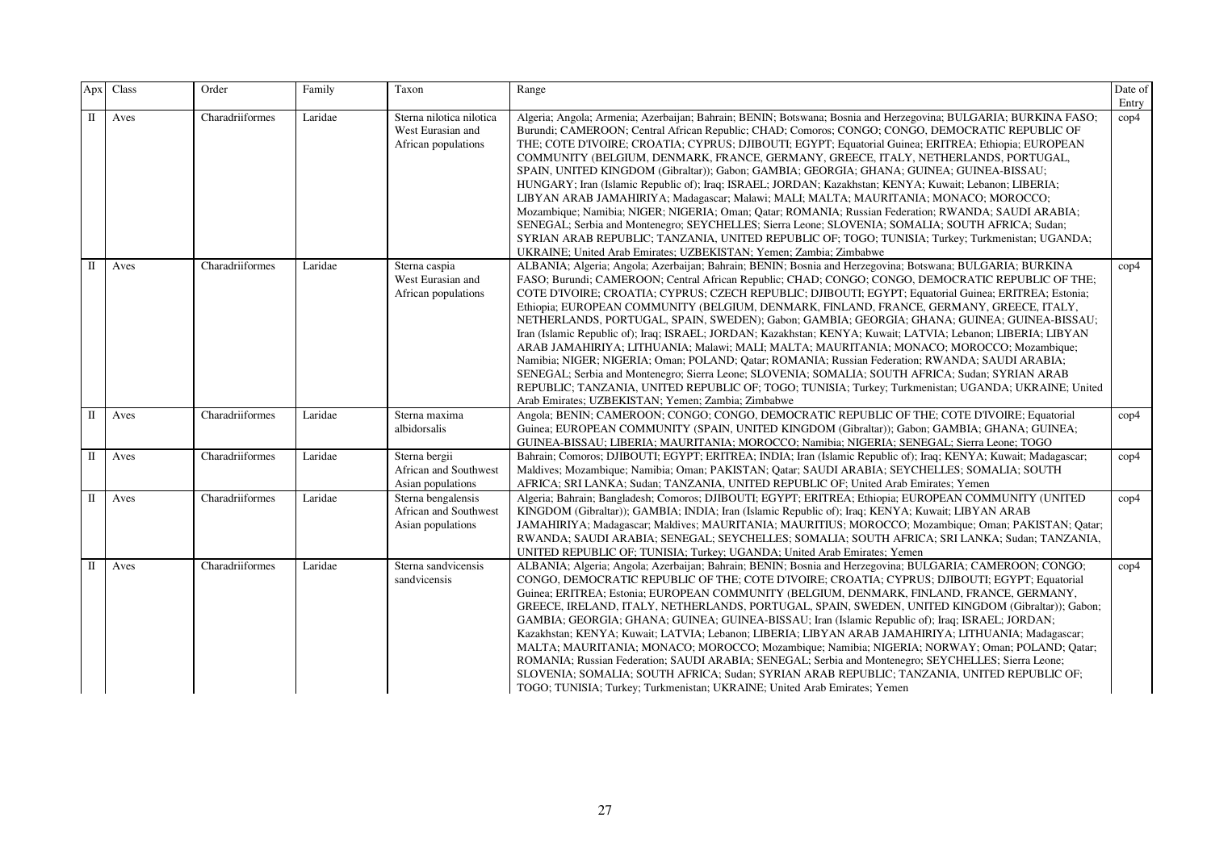| Apx | Class | Order | Family | Taxon | Range | Date of Entry |
|---|---|---|---|---|---|---|
| II | Aves | Charadriiformes | Laridae | Sterna nilotica nilotica West Eurasian and African populations | Algeria; Angola; Armenia; Azerbaijan; Bahrain; BENIN; Botswana; Bosnia and Herzegovina; BULGARIA; BURKINA FASO; Burundi; CAMEROON; Central African Republic; CHAD; Comoros; CONGO; CONGO, DEMOCRATIC REPUBLIC OF THE; COTE D'IVOIRE; CROATIA; CYPRUS; DJIBOUTI; EGYPT; Equatorial Guinea; ERITREA; Ethiopia; EUROPEAN COMMUNITY (BELGIUM, DENMARK, FRANCE, GERMANY, GREECE, ITALY, NETHERLANDS, PORTUGAL, SPAIN, UNITED KINGDOM (Gibraltar)); Gabon; GAMBIA; GEORGIA; GHANA; GUINEA; GUINEA-BISSAU; HUNGARY; Iran (Islamic Republic of); Iraq; ISRAEL; JORDAN; Kazakhstan; KENYA; Kuwait; Lebanon; LIBERIA; LIBYAN ARAB JAMAHIRIYA; Madagascar; Malawi; MALI; MALTA; MAURITANIA; MONACO; MOROCCO; Mozambique; Namibia; NIGER; NIGERIA; Oman; Qatar; ROMANIA; Russian Federation; RWANDA; SAUDI ARABIA; SENEGAL; Serbia and Montenegro; SEYCHELLES; Sierra Leone; SLOVENIA; SOMALIA; SOUTH AFRICA; Sudan; SYRIAN ARAB REPUBLIC; TANZANIA, UNITED REPUBLIC OF; TOGO; TUNISIA; Turkey; Turkmenistan; UGANDA; UKRAINE; United Arab Emirates; UZBEKISTAN; Yemen; Zambia; Zimbabwe | cop4 |
| II | Aves | Charadriiformes | Laridae | Sterna caspia West Eurasian and African populations | ALBANIA; Algeria; Angola; Azerbaijan; Bahrain; BENIN; Bosnia and Herzegovina; Botswana; BULGARIA; BURKINA FASO; Burundi; CAMEROON; Central African Republic; CHAD; CONGO; CONGO, DEMOCRATIC REPUBLIC OF THE; COTE D'IVOIRE; CROATIA; CYPRUS; CZECH REPUBLIC; DJIBOUTI; EGYPT; Equatorial Guinea; ERITREA; Estonia; Ethiopia; EUROPEAN COMMUNITY (BELGIUM, DENMARK, FINLAND, FRANCE, GERMANY, GREECE, ITALY, NETHERLANDS, PORTUGAL, SPAIN, SWEDEN); Gabon; GAMBIA; GEORGIA; GHANA; GUINEA; GUINEA-BISSAU; Iran (Islamic Republic of); Iraq; ISRAEL; JORDAN; Kazakhstan; KENYA; Kuwait; LATVIA; Lebanon; LIBERIA; LIBYAN ARAB JAMAHIRIYA; LITHUANIA; Malawi; MALI; MALTA; MAURITANIA; MONACO; MOROCCO; Mozambique; Namibia; NIGER; NIGERIA; Oman; POLAND; Qatar; ROMANIA; Russian Federation; RWANDA; SAUDI ARABIA; SENEGAL; Serbia and Montenegro; Sierra Leone; SLOVENIA; SOMALIA; SOUTH AFRICA; Sudan; SYRIAN ARAB REPUBLIC; TANZANIA, UNITED REPUBLIC OF; TOGO; TUNISIA; Turkey; Turkmenistan; UGANDA; UKRAINE; United Arab Emirates; UZBEKISTAN; Yemen; Zambia; Zimbabwe | cop4 |
| II | Aves | Charadriiformes | Laridae | Sterna maxima albidorsalis | Angola; BENIN; CAMEROON; CONGO; CONGO, DEMOCRATIC REPUBLIC OF THE; COTE D'IVOIRE; Equatorial Guinea; EUROPEAN COMMUNITY (SPAIN, UNITED KINGDOM (Gibraltar)); Gabon; GAMBIA; GHANA; GUINEA; GUINEA-BISSAU; LIBERIA; MAURITANIA; MOROCCO; Namibia; NIGERIA; SENEGAL; Sierra Leone; TOGO | cop4 |
| II | Aves | Charadriiformes | Laridae | Sterna bergii African and Southwest Asian populations | Bahrain; Comoros; DJIBOUTI; EGYPT; ERITREA; INDIA; Iran (Islamic Republic of); Iraq; KENYA; Kuwait; Madagascar; Maldives; Mozambique; Namibia; Oman; PAKISTAN; Qatar; SAUDI ARABIA; SEYCHELLES; SOMALIA; SOUTH AFRICA; SRI LANKA; Sudan; TANZANIA, UNITED REPUBLIC OF; United Arab Emirates; Yemen | cop4 |
| II | Aves | Charadriiformes | Laridae | Sterna bengalensis African and Southwest Asian populations | Algeria; Bahrain; Bangladesh; Comoros; DJIBOUTI; EGYPT; ERITREA; Ethiopia; EUROPEAN COMMUNITY (UNITED KINGDOM (Gibraltar)); GAMBIA; INDIA; Iran (Islamic Republic of); Iraq; KENYA; Kuwait; LIBYAN ARAB JAMAHIRIYA; Madagascar; Maldives; MAURITANIA; MAURITIUS; MOROCCO; Mozambique; Oman; PAKISTAN; Qatar; RWANDA; SAUDI ARABIA; SENEGAL; SEYCHELLES; SOMALIA; SOUTH AFRICA; SRI LANKA; Sudan; TANZANIA, UNITED REPUBLIC OF; TUNISIA; Turkey; UGANDA; United Arab Emirates; Yemen | cop4 |
| II | Aves | Charadriiformes | Laridae | Sterna sandvicensis sandvicensis | ALBANIA; Algeria; Angola; Azerbaijan; Bahrain; BENIN; Bosnia and Herzegovina; BULGARIA; CAMEROON; CONGO; CONGO, DEMOCRATIC REPUBLIC OF THE; COTE D'IVOIRE; CROATIA; CYPRUS; DJIBOUTI; EGYPT; Equatorial Guinea; ERITREA; Estonia; EUROPEAN COMMUNITY (BELGIUM, DENMARK, FINLAND, FRANCE, GERMANY, GREECE, IRELAND, ITALY, NETHERLANDS, PORTUGAL, SPAIN, SWEDEN, UNITED KINGDOM (Gibraltar)); Gabon; GAMBIA; GEORGIA; GHANA; GUINEA; GUINEA-BISSAU; Iran (Islamic Republic of); Iraq; ISRAEL; JORDAN; Kazakhstan; KENYA; Kuwait; LATVIA; Lebanon; LIBERIA; LIBYAN ARAB JAMAHIRIYA; LITHUANIA; Madagascar; MALTA; MAURITANIA; MONACO; MOROCCO; Mozambique; Namibia; NIGERIA; NORWAY; Oman; POLAND; Qatar; ROMANIA; Russian Federation; SAUDI ARABIA; SENEGAL; Serbia and Montenegro; SEYCHELLES; Sierra Leone; SLOVENIA; SOMALIA; SOUTH AFRICA; Sudan; SYRIAN ARAB REPUBLIC; TANZANIA, UNITED REPUBLIC OF; TOGO; TUNISIA; Turkey; Turkmenistan; UKRAINE; United Arab Emirates; Yemen | cop4 |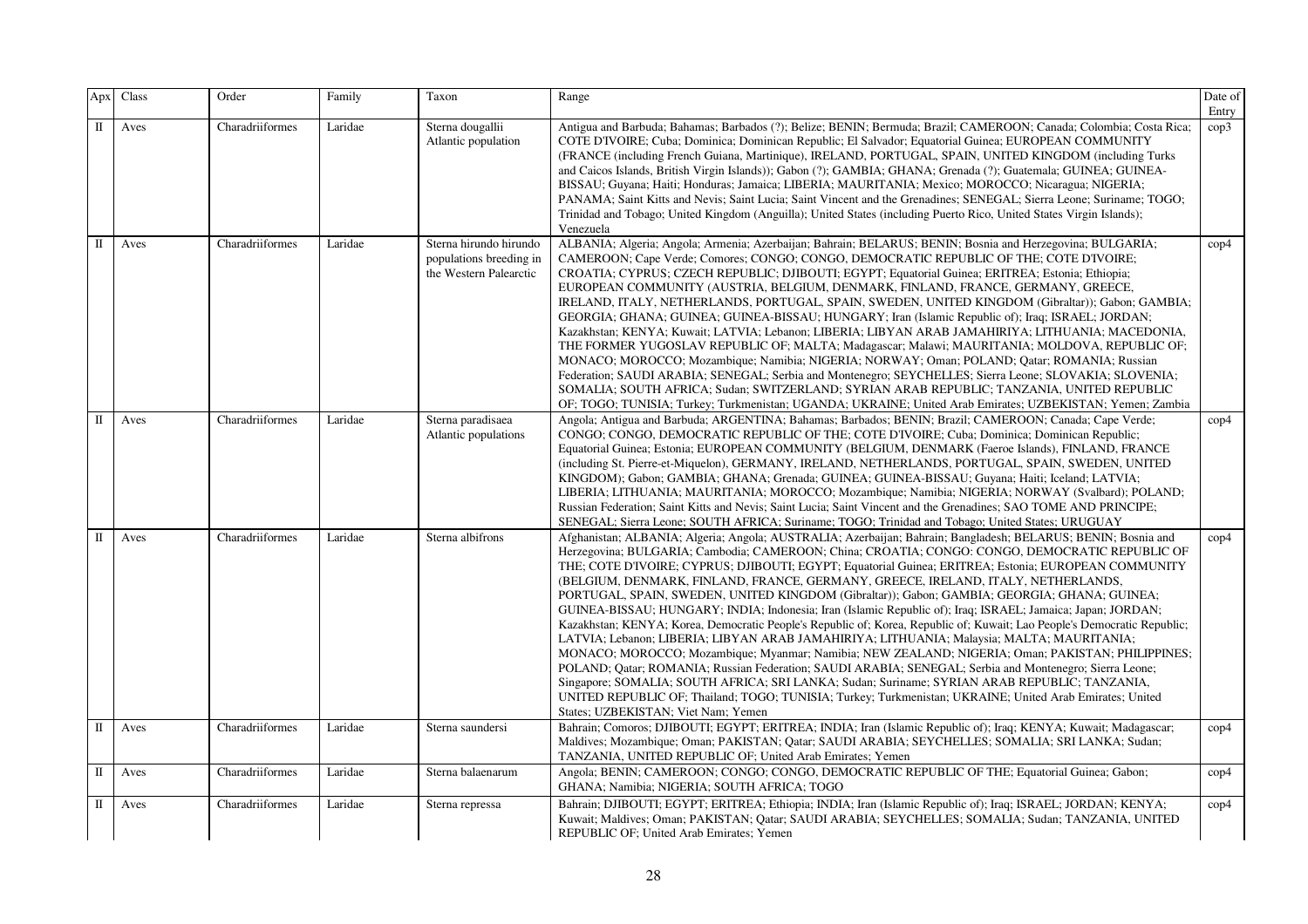| Apx | Class | Order | Family | Taxon | Range | Date of Entry |
|---|---|---|---|---|---|---|
| II | Aves | Charadriiformes | Laridae | Sterna dougallii Atlantic population | Antigua and Barbuda; Bahamas; Barbados (?); Belize; BENIN; Bermuda; Brazil; CAMEROON; Canada; Colombia; Costa Rica; COTE D'IVOIRE; Cuba; Dominica; Dominican Republic; El Salvador; Equatorial Guinea; EUROPEAN COMMUNITY (FRANCE (including French Guiana, Martinique), IRELAND, PORTUGAL, SPAIN, UNITED KINGDOM (including Turks and Caicos Islands, British Virgin Islands)); Gabon (?); GAMBIA; GHANA; Grenada (?); Guatemala; GUINEA; GUINEA-BISSAU; Guyana; Haiti; Honduras; Jamaica; LIBERIA; MAURITANIA; Mexico; MOROCCO; Nicaragua; NIGERIA; PANAMA; Saint Kitts and Nevis; Saint Lucia; Saint Vincent and the Grenadines; SENEGAL; Sierra Leone; Suriname; TOGO; Trinidad and Tobago; United Kingdom (Anguilla); United States (including Puerto Rico, United States Virgin Islands); Venezuela | cop3 |
| II | Aves | Charadriiformes | Laridae | Sterna hirundo hirundo populations breeding in the Western Palearctic | ALBANIA; Algeria; Angola; Armenia; Azerbaijan; Bahrain; BELARUS; BENIN; Bosnia and Herzegovina; BULGARIA; CAMEROON; Cape Verde; Comores; CONGO; CONGO, DEMOCRATIC REPUBLIC OF THE; COTE D'IVOIRE; CROATIA; CYPRUS; CZECH REPUBLIC; DJIBOUTI; EGYPT; Equatorial Guinea; ERITREA; Estonia; Ethiopia; EUROPEAN COMMUNITY (AUSTRIA, BELGIUM, DENMARK, FINLAND, FRANCE, GERMANY, GREECE, IRELAND, ITALY, NETHERLANDS, PORTUGAL, SPAIN, SWEDEN, UNITED KINGDOM (Gibraltar)); Gabon; GAMBIA; GEORGIA; GHANA; GUINEA; GUINEA-BISSAU; HUNGARY; Iran (Islamic Republic of); Iraq; ISRAEL; JORDAN; Kazakhstan; KENYA; Kuwait; LATVIA; Lebanon; LIBERIA; LIBYAN ARAB JAMAHIRIYA; LITHUANIA; MACEDONIA, THE FORMER YUGOSLAV REPUBLIC OF; MALTA; Madagascar; Malawi; MAURITANIA; MOLDOVA, REPUBLIC OF; MONACO; MOROCCO; Mozambique; Namibia; NIGERIA; NORWAY; Oman; POLAND; Qatar; ROMANIA; Russian Federation; SAUDI ARABIA; SENEGAL; Serbia and Montenegro; SEYCHELLES; Sierra Leone; SLOVAKIA; SLOVENIA; SOMALIA; SOUTH AFRICA; Sudan; SWITZERLAND; SYRIAN ARAB REPUBLIC; TANZANIA, UNITED REPUBLIC OF; TOGO; TUNISIA; Turkey; Turkmenistan; UGANDA; UKRAINE; United Arab Emirates; UZBEKISTAN; Yemen; Zambia | cop4 |
| II | Aves | Charadriiformes | Laridae | Sterna paradisaea Atlantic populations | Angola; Antigua and Barbuda; ARGENTINA; Bahamas; Barbados; BENIN; Brazil; CAMEROON; Canada; Cape Verde; CONGO; CONGO, DEMOCRATIC REPUBLIC OF THE; COTE D'IVOIRE; Cuba; Dominica; Dominican Republic; Equatorial Guinea; Estonia; EUROPEAN COMMUNITY (BELGIUM, DENMARK (Faeroe Islands), FINLAND, FRANCE (including St. Pierre-et-Miquelon), GERMANY, IRELAND, NETHERLANDS, PORTUGAL, SPAIN, SWEDEN, UNITED KINGDOM); Gabon; GAMBIA; GHANA; Grenada; GUINEA; GUINEA-BISSAU; Guyana; Haiti; Iceland; LATVIA; LIBERIA; LITHUANIA; MAURITANIA; MOROCCO; Mozambique; Namibia; NIGERIA; NORWAY (Svalbard); POLAND; Russian Federation; Saint Kitts and Nevis; Saint Lucia; Saint Vincent and the Grenadines; SAO TOME AND PRINCIPE; SENEGAL; Sierra Leone; SOUTH AFRICA; Suriname; TOGO; Trinidad and Tobago; United States; URUGUAY | cop4 |
| II | Aves | Charadriiformes | Laridae | Sterna albifrons | Afghanistan; ALBANIA; Algeria; Angola; AUSTRALIA; Azerbaijan; Bahrain; Bangladesh; BELARUS; BENIN; Bosnia and Herzegovina; BULGARIA; Cambodia; CAMEROON; China; CROATIA; CONGO: CONGO, DEMOCRATIC REPUBLIC OF THE; COTE D'IVOIRE; CYPRUS; DJIBOUTI; EGYPT; Equatorial Guinea; ERITREA; Estonia; EUROPEAN COMMUNITY (BELGIUM, DENMARK, FINLAND, FRANCE, GERMANY, GREECE, IRELAND, ITALY, NETHERLANDS, PORTUGAL, SPAIN, SWEDEN, UNITED KINGDOM (Gibraltar)); Gabon; GAMBIA; GEORGIA; GHANA; GUINEA; GUINEA-BISSAU; HUNGARY; INDIA; Indonesia; Iran (Islamic Republic of); Iraq; ISRAEL; Jamaica; Japan; JORDAN; Kazakhstan; KENYA; Korea, Democratic People's Republic of; Korea, Republic of; Kuwait; Lao People's Democratic Republic; LATVIA; Lebanon; LIBERIA; LIBYAN ARAB JAMAHIRIYA; LITHUANIA; Malaysia; MALTA; MAURITANIA; MONACO; MOROCCO; Mozambique; Myanmar; Namibia; NEW ZEALAND; NIGERIA; Oman; PAKISTAN; PHILIPPINES; POLAND; Qatar; ROMANIA; Russian Federation; SAUDI ARABIA; SENEGAL; Serbia and Montenegro; Sierra Leone; Singapore; SOMALIA; SOUTH AFRICA; SRI LANKA; Sudan; Suriname; SYRIAN ARAB REPUBLIC; TANZANIA, UNITED REPUBLIC OF; Thailand; TOGO; TUNISIA; Turkey; Turkmenistan; UKRAINE; United Arab Emirates; United States; UZBEKISTAN; Viet Nam; Yemen | cop4 |
| II | Aves | Charadriiformes | Laridae | Sterna saundersi | Bahrain; Comoros; DJIBOUTI; EGYPT; ERITREA; INDIA; Iran (Islamic Republic of); Iraq; KENYA; Kuwait; Madagascar; Maldives; Mozambique; Oman; PAKISTAN; Qatar; SAUDI ARABIA; SEYCHELLES; SOMALIA; SRI LANKA; Sudan; TANZANIA, UNITED REPUBLIC OF; United Arab Emirates; Yemen | cop4 |
| II | Aves | Charadriiformes | Laridae | Sterna balaenarum | Angola; BENIN; CAMEROON; CONGO; CONGO, DEMOCRATIC REPUBLIC OF THE; Equatorial Guinea; Gabon; GHANA; Namibia; NIGERIA; SOUTH AFRICA; TOGO | cop4 |
| II | Aves | Charadriiformes | Laridae | Sterna repressa | Bahrain; DJIBOUTI; EGYPT; ERITREA; Ethiopia; INDIA; Iran (Islamic Republic of); Iraq; ISRAEL; JORDAN; KENYA; Kuwait; Maldives; Oman; PAKISTAN; Qatar; SAUDI ARABIA; SEYCHELLES; SOMALIA; Sudan; TANZANIA, UNITED REPUBLIC OF; United Arab Emirates; Yemen | cop4 |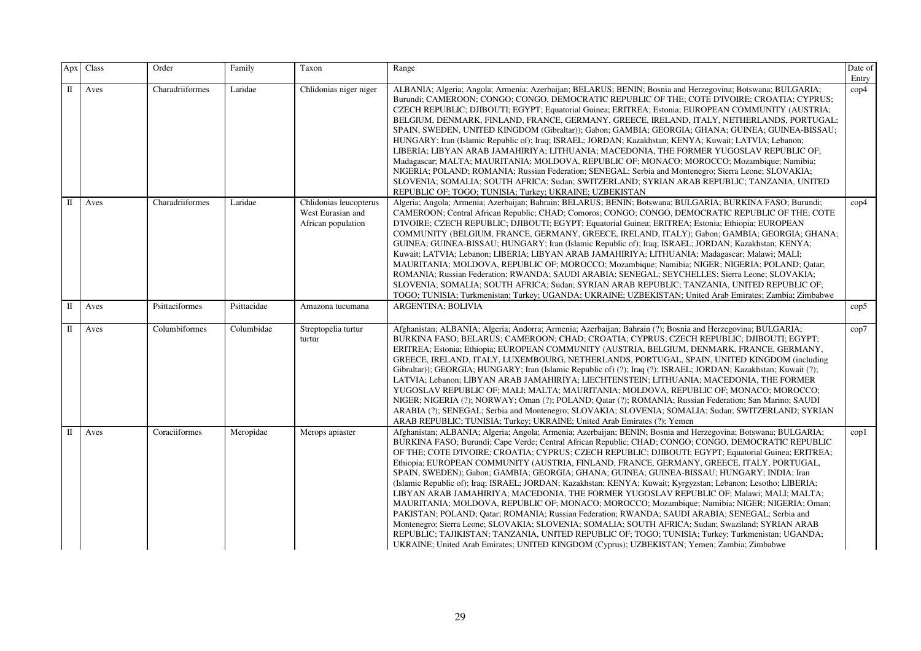| Apx | Class | Order | Family | Taxon | Range | Date of Entry |
|---|---|---|---|---|---|---|
| II | Aves | Charadriiformes | Laridae | Chlidonias niger niger | ALBANIA; Algeria; Angola; Armenia; Azerbaijan; BELARUS; BENIN; Bosnia and Herzegovina; Botswana; BULGARIA; Burundi; CAMEROON; CONGO; CONGO, DEMOCRATIC REPUBLIC OF THE; COTE D'IVOIRE; CROATIA; CYPRUS; CZECH REPUBLIC; DJIBOUTI; EGYPT; Equatorial Guinea; ERITREA; Estonia; EUROPEAN COMMUNITY (AUSTRIA, BELGIUM, DENMARK, FINLAND, FRANCE, GERMANY, GREECE, IRELAND, ITALY, NETHERLANDS, PORTUGAL, SPAIN, SWEDEN, UNITED KINGDOM (Gibraltar)); Gabon; GAMBIA; GEORGIA; GHANA; GUINEA; GUINEA-BISSAU; HUNGARY; Iran (Islamic Republic of); Iraq; ISRAEL; JORDAN; Kazakhstan; KENYA; Kuwait; LATVIA; Lebanon; LIBERIA; LIBYAN ARAB JAMAHIRIYA; LITHUANIA; MACEDONIA, THE FORMER YUGOSLAV REPUBLIC OF; Madagascar; MALTA; MAURITANIA; MOLDOVA, REPUBLIC OF; MONACO; MOROCCO; Mozambique; Namibia; NIGERIA; POLAND; ROMANIA; Russian Federation; SENEGAL; Serbia and Montenegro; Sierra Leone; SLOVAKIA; SLOVENIA; SOMALIA; SOUTH AFRICA; Sudan; SWITZERLAND; SYRIAN ARAB REPUBLIC; TANZANIA, UNITED REPUBLIC OF; TOGO; TUNISIA; Turkey; UKRAINE; UZBEKISTAN | cop4 |
| II | Aves | Charadriiformes | Laridae | Chlidonias leucopterus West Eurasian and African population | Algeria; Angola; Armenia; Azerbaijan; Bahrain; BELARUS; BENIN; Botswana; BULGARIA; BURKINA FASO; Burundi; CAMEROON; Central African Republic; CHAD; Comoros; CONGO; CONGO, DEMOCRATIC REPUBLIC OF THE; COTE D'IVOIRE; CZECH REPUBLIC; DJIBOUTI; EGYPT; Equatorial Guinea; ERITREA; Estonia; Ethiopia; EUROPEAN COMMUNITY (BELGIUM, FRANCE, GERMANY, GREECE, IRELAND, ITALY); Gabon; GAMBIA; GEORGIA; GHANA; GUINEA; GUINEA-BISSAU; HUNGARY; Iran (Islamic Republic of); Iraq; ISRAEL; JORDAN; Kazakhstan; KENYA; Kuwait; LATVIA; Lebanon; LIBERIA; LIBYAN ARAB JAMAHIRIYA; LITHUANIA; Madagascar; Malawi; MALI; MAURITANIA; MOLDOVA, REPUBLIC OF; MOROCCO; Mozambique; Namibia; NIGER; NIGERIA; POLAND; Qatar; ROMANIA; Russian Federation; RWANDA; SAUDI ARABIA; SENEGAL; SEYCHELLES; Sierra Leone; SLOVAKIA; SLOVENIA; SOMALIA; SOUTH AFRICA; Sudan; SYRIAN ARAB REPUBLIC; TANZANIA, UNITED REPUBLIC OF; TOGO; TUNISIA; Turkmenistan; Turkey; UGANDA; UKRAINE; UZBEKISTAN; United Arab Emirates; Zambia; Zimbabwe | cop4 |
| II | Aves | Psittaciformes | Psittacidae | Amazona tucumana | ARGENTINA; BOLIVIA | cop5 |
| II | Aves | Columbiformes | Columbidae | Streptopelia turtur turtur | Afghanistan; ALBANIA; Algeria; Andorra; Armenia; Azerbaijan; Bahrain (?); Bosnia and Herzegovina; BULGARIA; BURKINA FASO; BELARUS; CAMEROON; CHAD; CROATIA; CYPRUS; CZECH REPUBLIC; DJIBOUTI; EGYPT; ERITREA; Estonia; Ethiopia; EUROPEAN COMMUNITY (AUSTRIA, BELGIUM, DENMARK, FRANCE, GERMANY, GREECE, IRELAND, ITALY, LUXEMBOURG, NETHERLANDS, PORTUGAL, SPAIN, UNITED KINGDOM (including Gibraltar)); GEORGIA; HUNGARY; Iran (Islamic Republic of) (?); Iraq (?); ISRAEL; JORDAN; Kazakhstan; Kuwait (?); LATVIA; Lebanon; LIBYAN ARAB JAMAHIRIYA; LIECHTENSTEIN; LITHUANIA; MACEDONIA, THE FORMER YUGOSLAV REPUBLIC OF; MALI; MALTA; MAURITANIA; MOLDOVA, REPUBLIC OF; MONACO; MOROCCO; NIGER; NIGERIA (?); NORWAY; Oman (?); POLAND; Qatar (?); ROMANIA; Russian Federation; San Marino; SAUDI ARABIA (?); SENEGAL; Serbia and Montenegro; SLOVAKIA; SLOVENIA; SOMALIA; Sudan; SWITZERLAND; SYRIAN ARAB REPUBLIC; TUNISIA; Turkey; UKRAINE; United Arab Emirates (?); Yemen | cop7 |
| II | Aves | Coraciiformes | Meropidae | Merops apiaster | Afghanistan; ALBANIA; Algeria; Angola; Armenia; Azerbaijan; BENIN; Bosnia and Herzegovina; Botswana; BULGARIA; BURKINA FASO; Burundi; Cape Verde; Central African Republic; CHAD; CONGO; CONGO, DEMOCRATIC REPUBLIC OF THE; COTE D'IVOIRE; CROATIA; CYPRUS; CZECH REPUBLIC; DJIBOUTI; EGYPT; Equatorial Guinea; ERITREA; Ethiopia; EUROPEAN COMMUNITY (AUSTRIA, FINLAND, FRANCE, GERMANY, GREECE, ITALY, PORTUGAL, SPAIN, SWEDEN); Gabon; GAMBIA; GEORGIA; GHANA; GUINEA; GUINEA-BISSAU; HUNGARY; INDIA; Iran (Islamic Republic of); Iraq; ISRAEL; JORDAN; Kazakhstan; KENYA; Kuwait; Kyrgyzstan; Lebanon; Lesotho; LIBERIA; LIBYAN ARAB JAMAHIRIYA; MACEDONIA, THE FORMER YUGOSLAV REPUBLIC OF; Malawi; MALI; MALTA; MAURITANIA; MOLDOVA, REPUBLIC OF; MONACO; MOROCCO; Mozambique; Namibia; NIGER; NIGERIA; Oman; PAKISTAN; POLAND; Qatar; ROMANIA; Russian Federation; RWANDA; SAUDI ARABIA; SENEGAL; Serbia and Montenegro; Sierra Leone; SLOVAKIA; SLOVENIA; SOMALIA; SOUTH AFRICA; Sudan; Swaziland; SYRIAN ARAB REPUBLIC; TAJIKISTAN; TANZANIA, UNITED REPUBLIC OF; TOGO; TUNISIA; Turkey; Turkmenistan; UGANDA; UKRAINE; United Arab Emirates; UNITED KINGDOM (Cyprus); UZBEKISTAN; Yemen; Zambia; Zimbabwe | cop1 |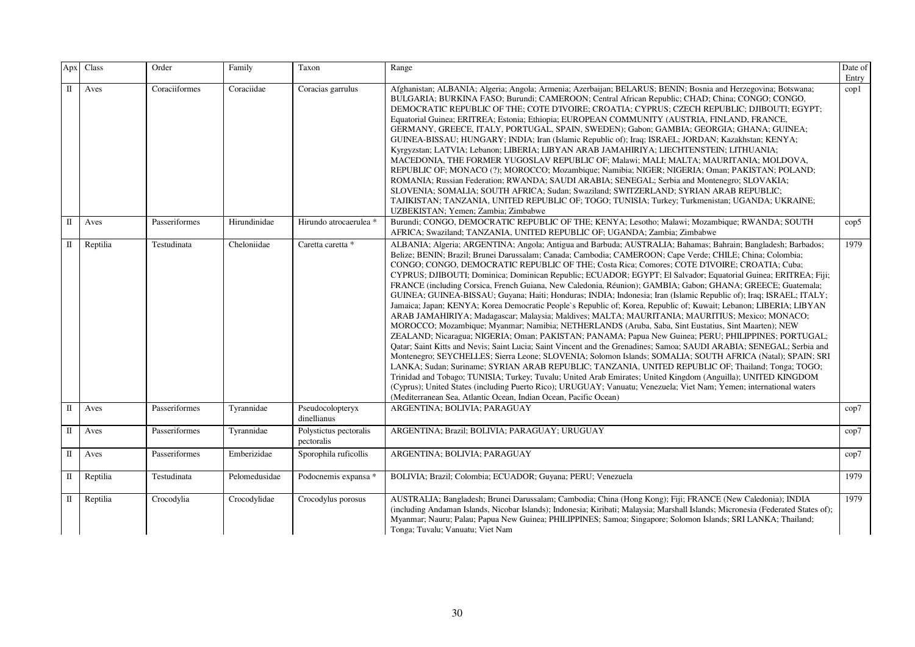| Apx | Class | Order | Family | Taxon | Range | Date of Entry |
|---|---|---|---|---|---|---|
| II | Aves | Coraciiformes | Coraciidae | Coracias garrulus | Afghanistan; ALBANIA; Algeria; Angola; Armenia; Azerbaijan; BELARUS; BENIN; Bosnia and Herzegovina; Botswana; BULGARIA; BURKINA FASO; Burundi; CAMEROON; Central African Republic; CHAD; China; CONGO; CONGO, DEMOCRATIC REPUBLIC OF THE; COTE D'IVOIRE; CROATIA; CYPRUS; CZECH REPUBLIC; DJIBOUTI; EGYPT; Equatorial Guinea; ERITREA; Estonia; Ethiopia; EUROPEAN COMMUNITY (AUSTRIA, FINLAND, FRANCE, GERMANY, GREECE, ITALY, PORTUGAL, SPAIN, SWEDEN); Gabon; GAMBIA; GEORGIA; GHANA; GUINEA; GUINEA-BISSAU; HUNGARY; INDIA; Iran (Islamic Republic of); Iraq; ISRAEL; JORDAN; Kazakhstan; KENYA; Kyrgyzstan; LATVIA; Lebanon; LIBERIA; LIBYAN ARAB JAMAHIRIYA; LIECHTENSTEIN; LITHUANIA; MACEDONIA, THE FORMER YUGOSLAV REPUBLIC OF; Malawi; MALI; MALTA; MAURITANIA; MOLDOVA, REPUBLIC OF; MONACO (?); MOROCCO; Mozambique; Namibia; NIGER; NIGERIA; Oman; PAKISTAN; POLAND; ROMANIA; Russian Federation; RWANDA; SAUDI ARABIA; SENEGAL; Serbia and Montenegro; SLOVAKIA; SLOVENIA; SOMALIA; SOUTH AFRICA; Sudan; Swaziland; SWITZERLAND; SYRIAN ARAB REPUBLIC; TAJIKISTAN; TANZANIA, UNITED REPUBLIC OF; TOGO; TUNISIA; Turkey; Turkmenistan; UGANDA; UKRAINE; UZBEKISTAN; Yemen; Zambia; Zimbabwe | cop1 |
| II | Aves | Passeriformes | Hirundinidae | Hirundo atrocaerulea * | Burundi; CONGO, DEMOCRATIC REPUBLIC OF THE; KENYA; Lesotho; Malawi; Mozambique; RWANDA; SOUTH AFRICA; Swaziland; TANZANIA, UNITED REPUBLIC OF; UGANDA; Zambia; Zimbabwe | cop5 |
| II | Reptilia | Testudinata | Cheloniidae | Caretta caretta * | ALBANIA; Algeria; ARGENTINA; Angola; Antigua and Barbuda; AUSTRALIA; Bahamas; Bahrain; Bangladesh; Barbados; Belize; BENIN; Brazil; Brunei Darussalam; Canada; Cambodia; CAMEROON; Cape Verde; CHILE; China; Colombia; CONGO; CONGO, DEMOCRATIC REPUBLIC OF THE; Costa Rica; Comores; COTE D'IVOIRE; CROATIA; Cuba; CYPRUS; DJIBOUTI; Dominica; Dominican Republic; ECUADOR; EGYPT; El Salvador; Equatorial Guinea; ERITREA; Fiji; FRANCE (including Corsica, French Guiana, New Caledonia, Réunion); GAMBIA; Gabon; GHANA; GREECE; Guatemala; GUINEA; GUINEA-BISSAU; Guyana; Haiti; Honduras; INDIA; Indonesia; Iran (Islamic Republic of); Iraq; ISRAEL; ITALY; Jamaica; Japan; KENYA; Korea Democratic People`s Republic of; Korea, Republic of; Kuwait; Lebanon; LIBERIA; LIBYAN ARAB JAMAHIRIYA; Madagascar; Malaysia; Maldives; MALTA; MAURITANIA; MAURITIUS; Mexico; MONACO; MOROCCO; Mozambique; Myanmar; Namibia; NETHERLANDS (Aruba, Saba, Sint Eustatius, Sint Maarten); NEW ZEALAND; Nicaragua; NIGERIA; Oman; PAKISTAN; PANAMA; Papua New Guinea; PERU; PHILIPPINES; PORTUGAL; Qatar; Saint Kitts and Nevis; Saint Lucia; Saint Vincent and the Grenadines; Samoa; SAUDI ARABIA; SENEGAL; Serbia and Montenegro; SEYCHELLES; Sierra Leone; SLOVENIA; Solomon Islands; SOMALIA; SOUTH AFRICA (Natal); SPAIN; SRI LANKA; Sudan; Suriname; SYRIAN ARAB REPUBLIC; TANZANIA, UNITED REPUBLIC OF; Thailand; Tonga; TOGO; Trinidad and Tobago; TUNISIA; Turkey; Tuvalu; United Arab Emirates; United Kingdom (Anguilla); UNITED KINGDOM (Cyprus); United States (including Puerto Rico); URUGUAY; Vanuatu; Venezuela; Viet Nam; Yemen; international waters (Mediterranean Sea, Atlantic Ocean, Indian Ocean, Pacific Ocean) | 1979 |
| II | Aves | Passeriformes | Tyrannidae | Pseudocolopteryx dinellianus | ARGENTINA; BOLIVIA; PARAGUAY | cop7 |
| II | Aves | Passeriformes | Tyrannidae | Polystictus pectoralis pectoralis | ARGENTINA; Brazil; BOLIVIA; PARAGUAY; URUGUAY | cop7 |
| II | Aves | Passeriformes | Emberizidae | Sporophila ruficollis | ARGENTINA; BOLIVIA; PARAGUAY | cop7 |
| II | Reptilia | Testudinata | Pelomedusidae | Podocnemis expansa * | BOLIVIA; Brazil; Colombia; ECUADOR; Guyana; PERU; Venezuela | 1979 |
| II | Reptilia | Crocodylia | Crocodylidae | Crocodylus porosus | AUSTRALIA; Bangladesh; Brunei Darussalam; Cambodia; China (Hong Kong); Fiji; FRANCE (New Caledonia); INDIA (including Andaman Islands, Nicobar Islands); Indonesia; Kiribati; Malaysia; Marshall Islands; Micronesia (Federated States of); Myanmar; Nauru; Palau; Papua New Guinea; PHILIPPINES; Samoa; Singapore; Solomon Islands; SRI LANKA; Thailand; Tonga; Tuvalu; Vanuatu; Viet Nam | 1979 |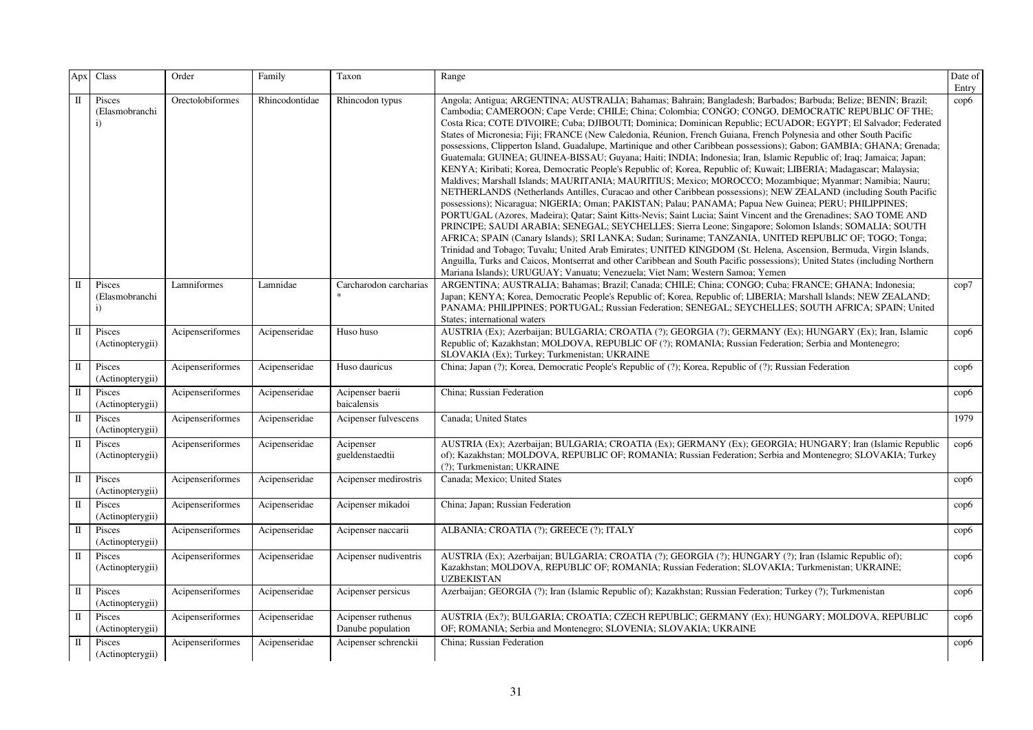| Apx | Class | Order | Family | Taxon | Range | Date of Entry |
|---|---|---|---|---|---|---|
| II | Pisces (Elasmobranchi i) | Orectolobiformes | Rhincodontidae | Rhincodon typus | Angola; Antigua; ARGENTINA; AUSTRALIA; Bahamas; Bahrain; Bangladesh; Barbados; Barbuda; Belize; BENIN; Brazil; Cambodia; CAMEROON; Cape Verde; CHILE; China; Colombia; CONGO; CONGO, DEMOCRATIC REPUBLIC OF THE; Costa Rica; COTE D'IVOIRE; Cuba; DJIBOUTI; Dominica; Dominican Republic; ECUADOR; EGYPT; El Salvador; Federated States of Micronesia; Fiji; FRANCE (New Caledonia, Réunion, French Guiana, French Polynesia and other South Pacific possessions, Clipperton Island, Guadalupe, Martinique and other Caribbean possessions); Gabon; GAMBIA; GHANA; Grenada; Guatemala; GUINEA; GUINEA-BISSAU; Guyana; Haiti; INDIA; Indonesia; Iran, Islamic Republic of; Iraq; Jamaica; Japan; KENYA; Kiribati; Korea, Democratic People's Republic of; Korea, Republic of; Kuwait; LIBERIA; Madagascar; Malaysia; Maldives; Marshall Islands; MAURITANIA; MAURITIUS; Mexico; MOROCCO; Mozambique; Myanmar; Namibia; Nauru; NETHERLANDS (Netherlands Antilles, Curacao and other Caribbean possessions); NEW ZEALAND (including South Pacific possessions); Nicaragua; NIGERIA; Oman; PAKISTAN; Palau; PANAMA; Papua New Guinea; PERU; PHILIPPINES; PORTUGAL (Azores, Madeira); Qatar; Saint Kitts-Nevis; Saint Lucia; Saint Vincent and the Grenadines; SAO TOME AND PRINCIPE; SAUDI ARABIA; SENEGAL; SEYCHELLES; Sierra Leone; Singapore; Solomon Islands; SOMALIA; SOUTH AFRICA; SPAIN (Canary Islands); SRI LANKA; Sudan; Suriname; TANZANIA, UNITED REPUBLIC OF; TOGO; Tonga; Trinidad and Tobago; Tuvalu; United Arab Emirates; UNITED KINGDOM (St. Helena, Ascension, Bermuda, Virgin Islands, Anguilla, Turks and Caicos, Montserrat and other Caribbean and South Pacific possessions); United States (including Northern Mariana Islands); URUGUAY; Vanuatu; Venezuela; Viet Nam; Western Samoa; Yemen | cop6 |
| II | Pisces (Elasmobranchi i) | Lamniformes | Lamnidae | Carcharodon carcharias * | ARGENTINA; AUSTRALIA; Bahamas; Brazil; Canada; CHILE; China; CONGO; Cuba; FRANCE; GHANA; Indonesia; Japan; KENYA; Korea, Democratic People's Republic of; Korea, Republic of; LIBERIA; Marshall Islands; NEW ZEALAND; PANAMA; PHILIPPINES; PORTUGAL; Russian Federation; SENEGAL; SEYCHELLES; SOUTH AFRICA; SPAIN; United States; international waters | cop7 |
| II | Pisces (Actinopterygii) | Acipenseriformes | Acipenseridae | Huso huso | AUSTRIA (Ex); Azerbaijan; BULGARIA; CROATIA (?); GEORGIA (?); GERMANY (Ex); HUNGARY (Ex); Iran, Islamic Republic of; Kazakhstan; MOLDOVA, REPUBLIC OF (?); ROMANIA; Russian Federation; Serbia and Montenegro; SLOVAKIA (Ex); Turkey; Turkmenistan; UKRAINE | cop6 |
| II | Pisces (Actinopterygii) | Acipenseriformes | Acipenseridae | Huso dauricus | China; Japan (?); Korea, Democratic People's Republic of (?); Korea, Republic of (?); Russian Federation | cop6 |
| II | Pisces (Actinopterygii) | Acipenseriformes | Acipenseridae | Acipenser baerii baicalensis | China; Russian Federation | cop6 |
| II | Pisces (Actinopterygii) | Acipenseriformes | Acipenseridae | Acipenser fulvescens | Canada; United States | 1979 |
| II | Pisces (Actinopterygii) | Acipenseriformes | Acipenseridae | Acipenser gueldenstaedtii | AUSTRIA (Ex); Azerbaijan; BULGARIA; CROATIA (Ex); GERMANY (Ex); GEORGIA; HUNGARY; Iran (Islamic Republic of); Kazakhstan; MOLDOVA, REPUBLIC OF; ROMANIA; Russian Federation; Serbia and Montenegro; SLOVAKIA; Turkey (?); Turkmenistan; UKRAINE | cop6 |
| II | Pisces (Actinopterygii) | Acipenseriformes | Acipenseridae | Acipenser medirostris | Canada; Mexico; United States | cop6 |
| II | Pisces (Actinopterygii) | Acipenseriformes | Acipenseridae | Acipenser mikadoi | China; Japan; Russian Federation | cop6 |
| II | Pisces (Actinopterygii) | Acipenseriformes | Acipenseridae | Acipenser naccarii | ALBANIA; CROATIA (?); GREECE (?); ITALY | cop6 |
| II | Pisces (Actinopterygii) | Acipenseriformes | Acipenseridae | Acipenser nudiventris | AUSTRIA (Ex); Azerbaijan; BULGARIA; CROATIA (?); GEORGIA (?); HUNGARY (?); Iran (Islamic Republic of); Kazakhstan; MOLDOVA, REPUBLIC OF; ROMANIA; Russian Federation; SLOVAKIA; Turkmenistan; UKRAINE; UZBEKISTAN | cop6 |
| II | Pisces (Actinopterygii) | Acipenseriformes | Acipenseridae | Acipenser persicus | Azerbaijan; GEORGIA (?); Iran (Islamic Republic of); Kazakhstan; Russian Federation; Turkey (?); Turkmenistan | cop6 |
| II | Pisces (Actinopterygii) | Acipenseriformes | Acipenseridae | Acipenser ruthenus Danube population | AUSTRIA (Ex?); BULGARIA; CROATIA; CZECH REPUBLIC; GERMANY (Ex); HUNGARY; MOLDOVA, REPUBLIC OF; ROMANIA; Serbia and Montenegro; SLOVENIA; SLOVAKIA; UKRAINE | cop6 |
| II | Pisces (Actinopterygii) | Acipenseriformes | Acipenseridae | Acipenser schrenckii | China; Russian Federation | cop6 |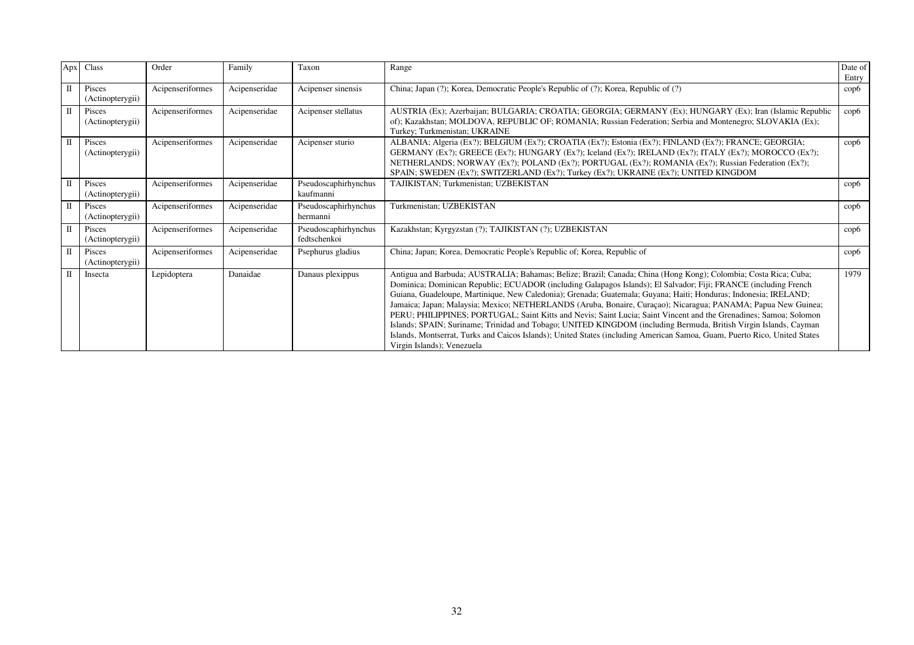| Apx | Class | Order | Family | Taxon | Range | Date of Entry |
|---|---|---|---|---|---|---|
| II | Pisces (Actinopterygii) | Acipenseriformes | Acipenseridae | Acipenser sinensis | China; Japan (?); Korea, Democratic People's Republic of (?); Korea, Republic of (?) | cop6 |
| II | Pisces (Actinopterygii) | Acipenseriformes | Acipenseridae | Acipenser stellatus | AUSTRIA (Ex); Azerbaijan; BULGARIA; CROATIA; GEORGIA; GERMANY (Ex); HUNGARY (Ex); Iran (Islamic Republic of); Kazakhstan; MOLDOVA, REPUBLIC OF; ROMANIA; Russian Federation; Serbia and Montenegro; SLOVAKIA (Ex); Turkey; Turkmenistan; UKRAINE | cop6 |
| II | Pisces (Actinopterygii) | Acipenseriformes | Acipenseridae | Acipenser sturio | ALBANIA; Algeria (Ex?); BELGIUM (Ex?); CROATIA (Ex?); Estonia (Ex?); FINLAND (Ex?); FRANCE; GEORGIA; GERMANY (Ex?); GREECE (Ex?); HUNGARY (Ex?); Iceland (Ex?); IRELAND (Ex?); ITALY (Ex?); MOROCCO (Ex?); NETHERLANDS; NORWAY (Ex?); POLAND (Ex?); PORTUGAL (Ex?); ROMANIA (Ex?); Russian Federation (Ex?); SPAIN; SWEDEN (Ex?); SWITZERLAND (Ex?); Turkey (Ex?); UKRAINE (Ex?); UNITED KINGDOM | cop6 |
| II | Pisces (Actinopterygii) | Acipenseriformes | Acipenseridae | Pseudoscaphirhynchus kaufmanni | TAJIKISTAN; Turkmenistan; UZBEKISTAN | cop6 |
| II | Pisces (Actinopterygii) | Acipenseriformes | Acipenseridae | Pseudoscaphirhynchus hermanni | Turkmenistan; UZBEKISTAN | cop6 |
| II | Pisces (Actinopterygii) | Acipenseriformes | Acipenseridae | Pseudoscaphirhynchus fedtschenkoi | Kazakhstan; Kyrgyzstan (?); TAJIKISTAN (?); UZBEKISTAN | cop6 |
| II | Pisces (Actinopterygii) | Acipenseriformes | Acipenseridae | Psephurus gladius | China; Japan; Korea, Democratic People's Republic of; Korea, Republic of | cop6 |
| II | Insecta | Lepidoptera | Danaidae | Danaus plexippus | Antigua and Barbuda; AUSTRALIA; Bahamas; Belize; Brazil; Canada; China (Hong Kong); Colombia; Costa Rica; Cuba; Dominica; Dominican Republic; ECUADOR (including Galapagos Islands); El Salvador; Fiji; FRANCE (including French Guiana, Guadeloupe, Martinique, New Caledonia); Grenada; Guatemala; Guyana; Haiti; Honduras; Indonesia; IRELAND; Jamaica; Japan; Malaysia; Mexico; NETHERLANDS (Aruba, Bonaire, Curaçao); Nicaragua; PANAMA; Papua New Guinea; PERU; PHILIPPINES; PORTUGAL; Saint Kitts and Nevis; Saint Lucia; Saint Vincent and the Grenadines; Samoa; Solomon Islands; SPAIN; Suriname; Trinidad and Tobago; UNITED KINGDOM (including Bermuda, British Virgin Islands, Cayman Islands, Montserrat, Turks and Caicos Islands); United States (including American Samoa, Guam, Puerto Rico, United States Virgin Islands); Venezuela | 1979 |